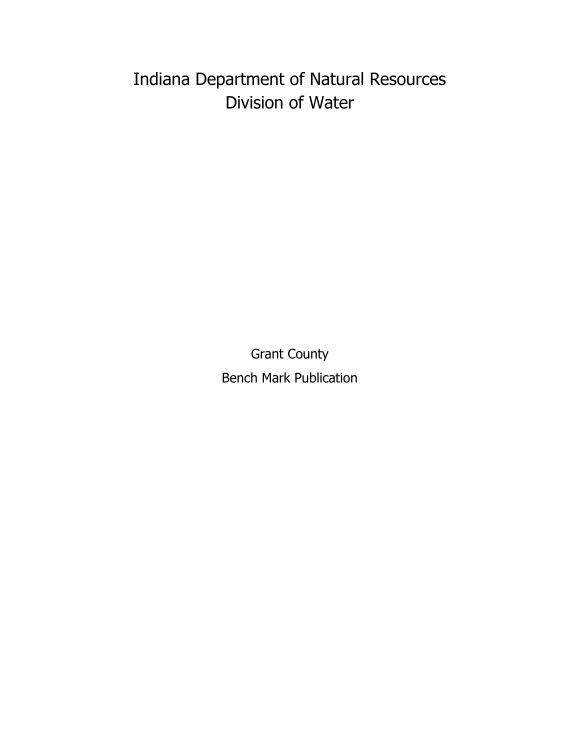# Indiana Department of Natural Resources
# Division of Water

## Grant County
## Bench Mark Publication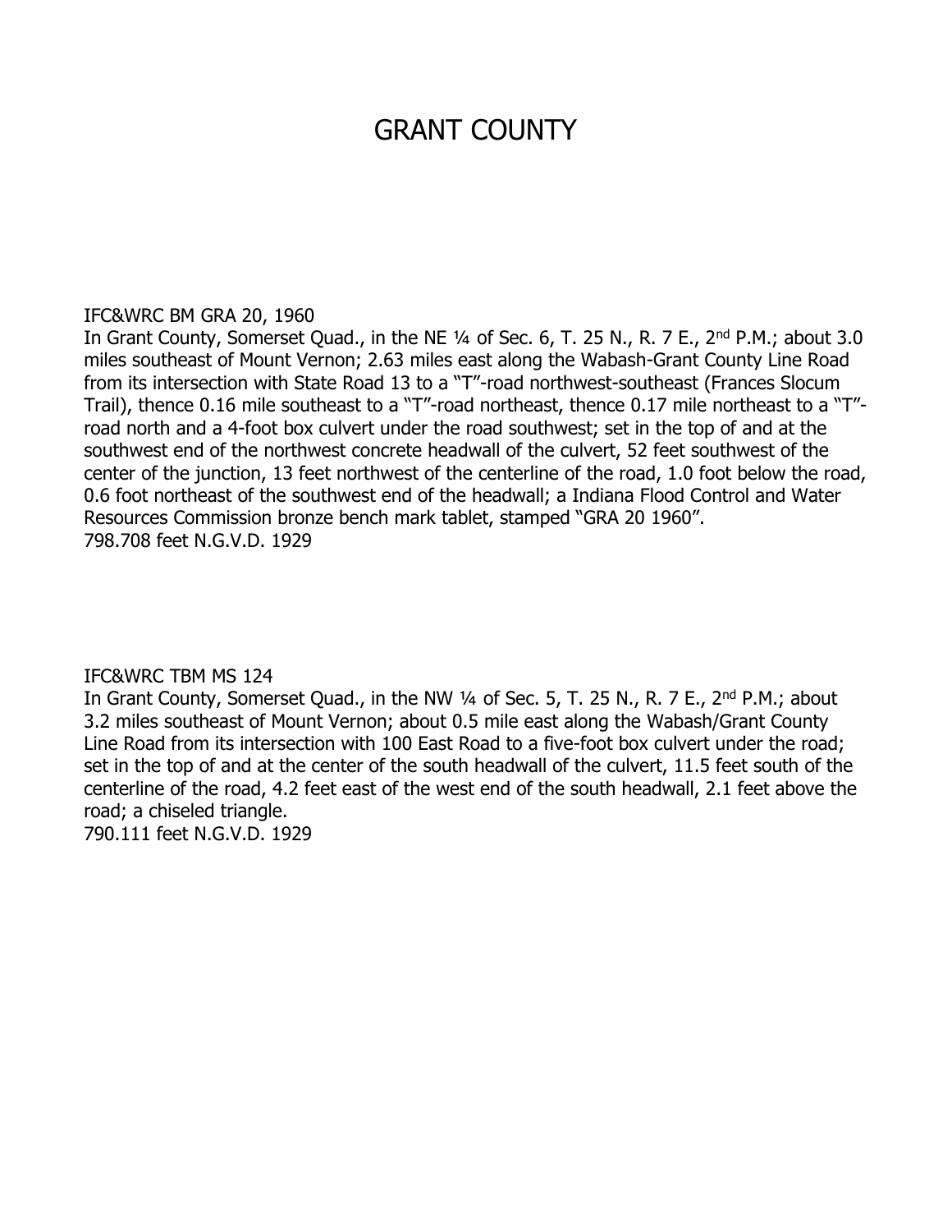# GRANT COUNTY

IFC&WRC BM GRA 20, 1960
In Grant County, Somerset Quad., in the NE ¼ of Sec. 6, T. 25 N., R. 7 E., 2nd P.M.; about 3.0 miles southeast of Mount Vernon; 2.63 miles east along the Wabash-Grant County Line Road from its intersection with State Road 13 to a "T"-road northwest-southeast (Frances Slocum Trail), thence 0.16 mile southeast to a "T"-road northeast, thence 0.17 mile northeast to a "T"-road north and a 4-foot box culvert under the road southwest; set in the top of and at the southwest end of the northwest concrete headwall of the culvert, 52 feet southwest of the center of the junction, 13 feet northwest of the centerline of the road, 1.0 foot below the road, 0.6 foot northeast of the southwest end of the headwall; a Indiana Flood Control and Water Resources Commission bronze bench mark tablet, stamped "GRA 20 1960".
798.708 feet N.G.V.D. 1929

IFC&WRC TBM MS 124
In Grant County, Somerset Quad., in the NW ¼ of Sec. 5, T. 25 N., R. 7 E., 2nd P.M.; about 3.2 miles southeast of Mount Vernon; about 0.5 mile east along the Wabash/Grant County Line Road from its intersection with 100 East Road to a five-foot box culvert under the road; set in the top of and at the center of the south headwall of the culvert, 11.5 feet south of the centerline of the road, 4.2 feet east of the west end of the south headwall, 2.1 feet above the road; a chiseled triangle.
790.111 feet N.G.V.D. 1929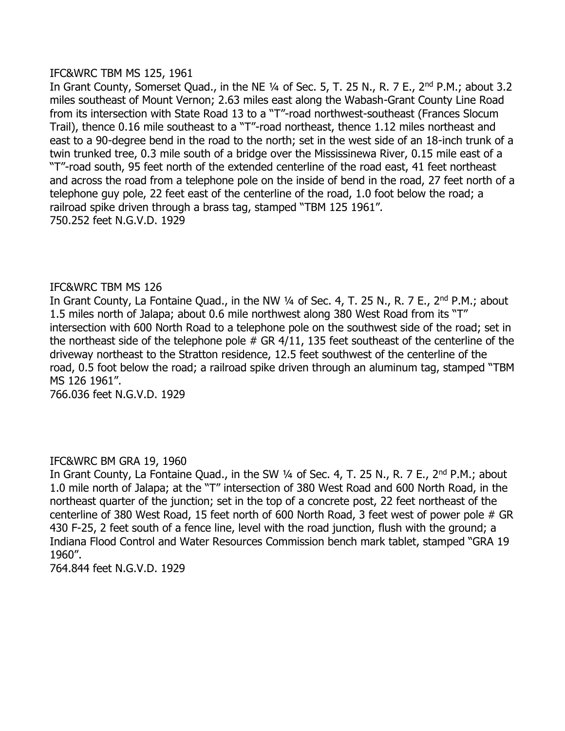IFC&WRC TBM MS 125, 1961

In Grant County, Somerset Quad., in the NE ¼ of Sec. 5, T. 25 N., R. 7 E., 2nd P.M.; about 3.2 miles southeast of Mount Vernon; 2.63 miles east along the Wabash-Grant County Line Road from its intersection with State Road 13 to a "T"-road northwest-southeast (Frances Slocum Trail), thence 0.16 mile southeast to a "T"-road northeast, thence 1.12 miles northeast and east to a 90-degree bend in the road to the north; set in the west side of an 18-inch trunk of a twin trunked tree, 0.3 mile south of a bridge over the Mississinewa River, 0.15 mile east of a "T"-road south, 95 feet north of the extended centerline of the road east, 41 feet northeast and across the road from a telephone pole on the inside of bend in the road, 27 feet north of a telephone guy pole, 22 feet east of the centerline of the road, 1.0 foot below the road; a railroad spike driven through a brass tag, stamped "TBM 125 1961".

750.252 feet N.G.V.D. 1929

IFC&WRC TBM MS 126

In Grant County, La Fontaine Quad., in the NW ¼ of Sec. 4, T. 25 N., R. 7 E., 2nd P.M.; about 1.5 miles north of Jalapa; about 0.6 mile northwest along 380 West Road from its "T" intersection with 600 North Road to a telephone pole on the southwest side of the road; set in the northeast side of the telephone pole # GR 4/11, 135 feet southeast of the centerline of the driveway northeast to the Stratton residence, 12.5 feet southwest of the centerline of the road, 0.5 foot below the road; a railroad spike driven through an aluminum tag, stamped "TBM MS 126 1961".

766.036 feet N.G.V.D. 1929

IFC&WRC BM GRA 19, 1960

In Grant County, La Fontaine Quad., in the SW ¼ of Sec. 4, T. 25 N., R. 7 E., 2nd P.M.; about 1.0 mile north of Jalapa; at the "T" intersection of 380 West Road and 600 North Road, in the northeast quarter of the junction; set in the top of a concrete post, 22 feet northeast of the centerline of 380 West Road, 15 feet north of 600 North Road, 3 feet west of power pole # GR 430 F-25, 2 feet south of a fence line, level with the road junction, flush with the ground; a Indiana Flood Control and Water Resources Commission bench mark tablet, stamped "GRA 19 1960".

764.844 feet N.G.V.D. 1929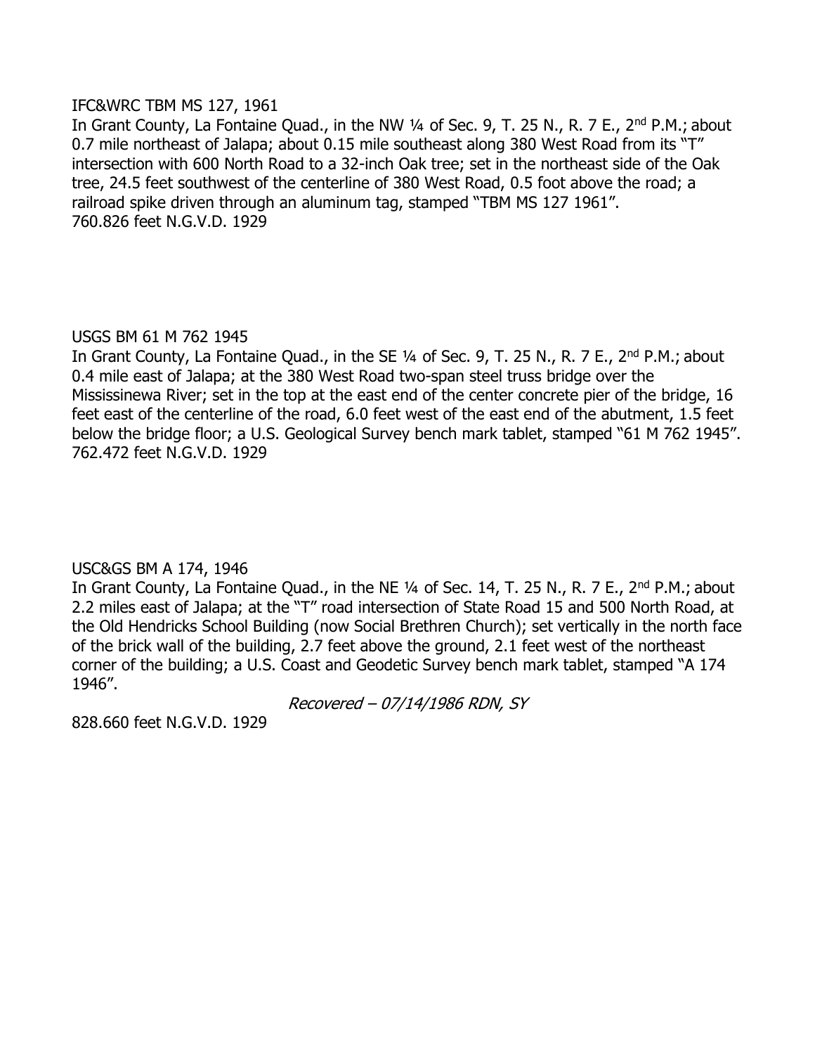IFC&WRC TBM MS 127, 1961

In Grant County, La Fontaine Quad., in the NW ¼ of Sec. 9, T. 25 N., R. 7 E., 2nd P.M.; about 0.7 mile northeast of Jalapa; about 0.15 mile southeast along 380 West Road from its "T" intersection with 600 North Road to a 32-inch Oak tree; set in the northeast side of the Oak tree, 24.5 feet southwest of the centerline of 380 West Road, 0.5 foot above the road; a railroad spike driven through an aluminum tag, stamped "TBM MS 127 1961".

760.826 feet N.G.V.D. 1929

USGS BM 61 M 762 1945

In Grant County, La Fontaine Quad., in the SE ¼ of Sec. 9, T. 25 N., R. 7 E., 2nd P.M.; about 0.4 mile east of Jalapa; at the 380 West Road two-span steel truss bridge over the Mississinewa River; set in the top at the east end of the center concrete pier of the bridge, 16 feet east of the centerline of the road, 6.0 feet west of the east end of the abutment, 1.5 feet below the bridge floor; a U.S. Geological Survey bench mark tablet, stamped "61 M 762 1945".

762.472 feet N.G.V.D. 1929

USC&GS BM A 174, 1946

In Grant County, La Fontaine Quad., in the NE ¼ of Sec. 14, T. 25 N., R. 7 E., 2nd P.M.; about 2.2 miles east of Jalapa; at the "T" road intersection of State Road 15 and 500 North Road, at the Old Hendricks School Building (now Social Brethren Church); set vertically in the north face of the brick wall of the building, 2.7 feet above the ground, 2.1 feet west of the northeast corner of the building; a U.S. Coast and Geodetic Survey bench mark tablet, stamped "A 174 1946".

*Recovered – 07/14/1986 RDN, SY*

828.660 feet N.G.V.D. 1929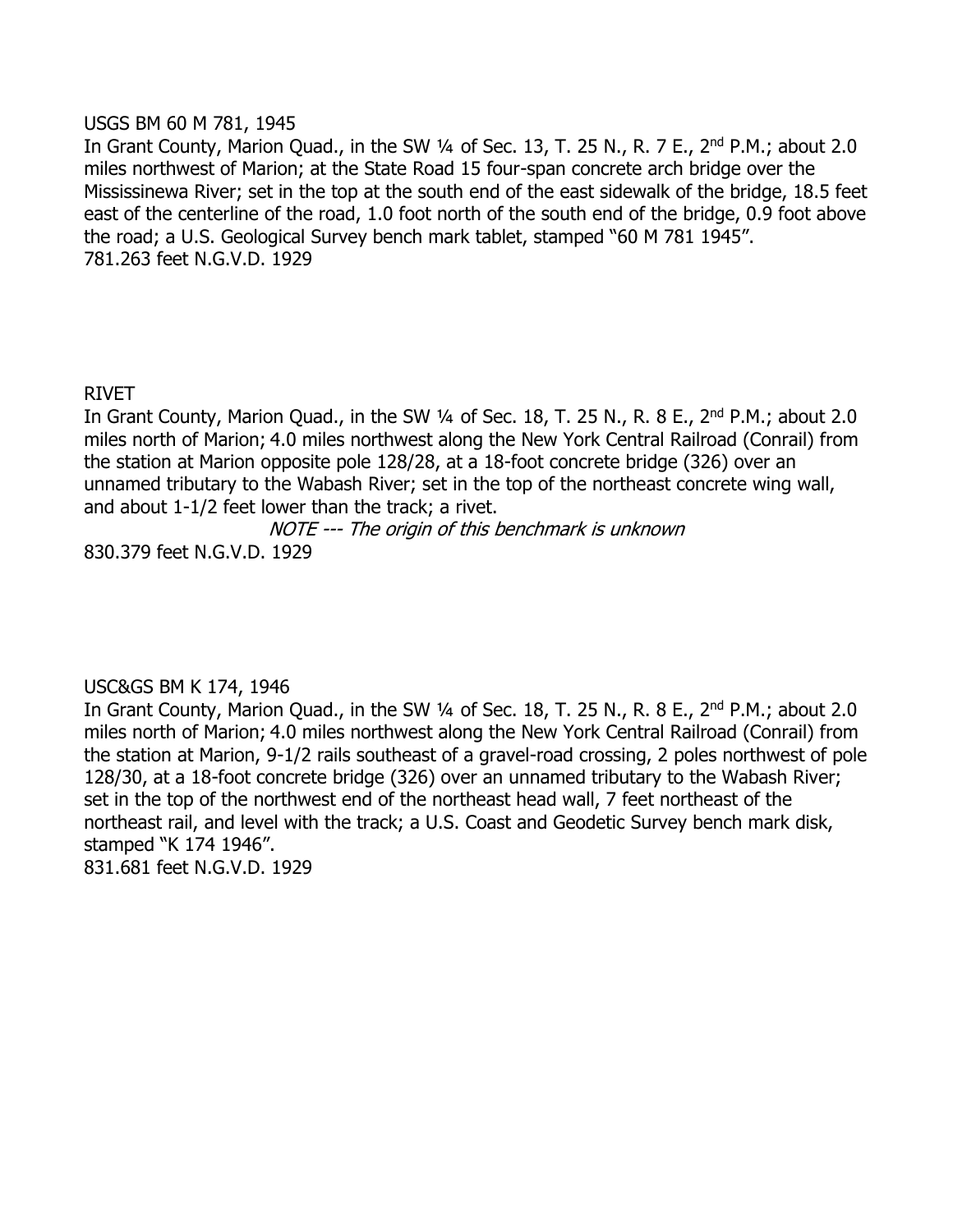USGS BM 60 M 781, 1945

In Grant County, Marion Quad., in the SW ¼ of Sec. 13, T. 25 N., R. 7 E., 2nd P.M.; about 2.0 miles northwest of Marion; at the State Road 15 four-span concrete arch bridge over the Mississinewa River; set in the top at the south end of the east sidewalk of the bridge, 18.5 feet east of the centerline of the road, 1.0 foot north of the south end of the bridge, 0.9 foot above the road; a U.S. Geological Survey bench mark tablet, stamped "60 M 781 1945".

781.263 feet N.G.V.D. 1929

RIVET

In Grant County, Marion Quad., in the SW ¼ of Sec. 18, T. 25 N., R. 8 E., 2nd P.M.; about 2.0 miles north of Marion; 4.0 miles northwest along the New York Central Railroad (Conrail) from the station at Marion opposite pole 128/28, at a 18-foot concrete bridge (326) over an unnamed tributary to the Wabash River; set in the top of the northeast concrete wing wall, and about 1-1/2 feet lower than the track; a rivet.

*NOTE --- The origin of this benchmark is unknown*

830.379 feet N.G.V.D. 1929

USC&GS BM K 174, 1946

In Grant County, Marion Quad., in the SW ¼ of Sec. 18, T. 25 N., R. 8 E., 2nd P.M.; about 2.0 miles north of Marion; 4.0 miles northwest along the New York Central Railroad (Conrail) from the station at Marion, 9-1/2 rails southeast of a gravel-road crossing, 2 poles northwest of pole 128/30, at a 18-foot concrete bridge (326) over an unnamed tributary to the Wabash River; set in the top of the northwest end of the northeast head wall, 7 feet northeast of the northeast rail, and level with the track; a U.S. Coast and Geodetic Survey bench mark disk, stamped "K 174 1946".

831.681 feet N.G.V.D. 1929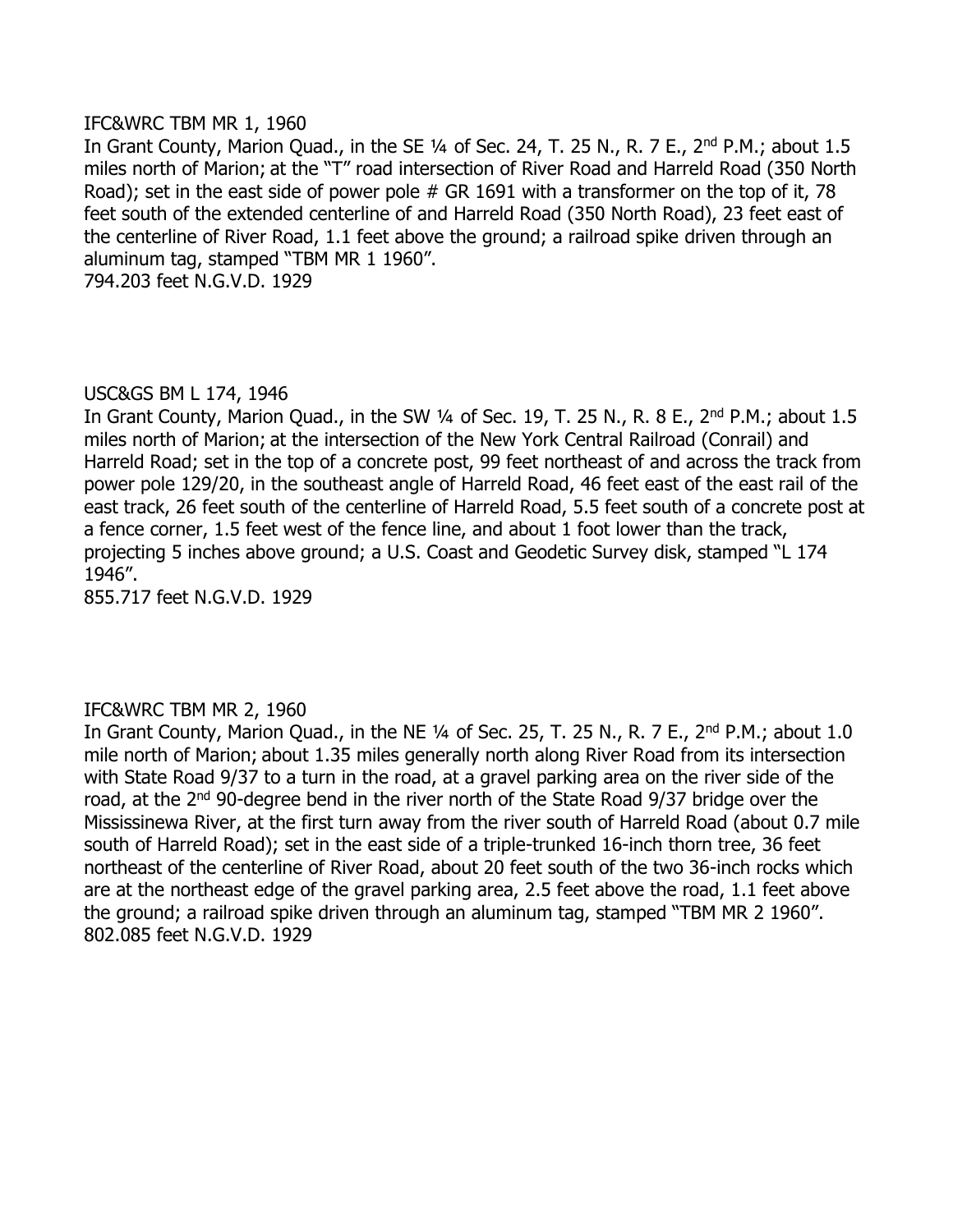IFC&WRC TBM MR 1, 1960

In Grant County, Marion Quad., in the SE ¼ of Sec. 24, T. 25 N., R. 7 E., 2nd P.M.; about 1.5 miles north of Marion; at the "T" road intersection of River Road and Harreld Road (350 North Road); set in the east side of power pole # GR 1691 with a transformer on the top of it, 78 feet south of the extended centerline of and Harreld Road (350 North Road), 23 feet east of the centerline of River Road, 1.1 feet above the ground; a railroad spike driven through an aluminum tag, stamped "TBM MR 1 1960".

794.203 feet N.G.V.D. 1929

USC&GS BM L 174, 1946

In Grant County, Marion Quad., in the SW ¼ of Sec. 19, T. 25 N., R. 8 E., 2nd P.M.; about 1.5 miles north of Marion; at the intersection of the New York Central Railroad (Conrail) and Harreld Road; set in the top of a concrete post, 99 feet northeast of and across the track from power pole 129/20, in the southeast angle of Harreld Road, 46 feet east of the east rail of the east track, 26 feet south of the centerline of Harreld Road, 5.5 feet south of a concrete post at a fence corner, 1.5 feet west of the fence line, and about 1 foot lower than the track, projecting 5 inches above ground; a U.S. Coast and Geodetic Survey disk, stamped "L 174 1946".

855.717 feet N.G.V.D. 1929

IFC&WRC TBM MR 2, 1960

In Grant County, Marion Quad., in the NE ¼ of Sec. 25, T. 25 N., R. 7 E., 2nd P.M.; about 1.0 mile north of Marion; about 1.35 miles generally north along River Road from its intersection with State Road 9/37 to a turn in the road, at a gravel parking area on the river side of the road, at the 2nd 90-degree bend in the river north of the State Road 9/37 bridge over the Mississinewa River, at the first turn away from the river south of Harreld Road (about 0.7 mile south of Harreld Road); set in the east side of a triple-trunked 16-inch thorn tree, 36 feet northeast of the centerline of River Road, about 20 feet south of the two 36-inch rocks which are at the northeast edge of the gravel parking area, 2.5 feet above the road, 1.1 feet above the ground; a railroad spike driven through an aluminum tag, stamped "TBM MR 2 1960".

802.085 feet N.G.V.D. 1929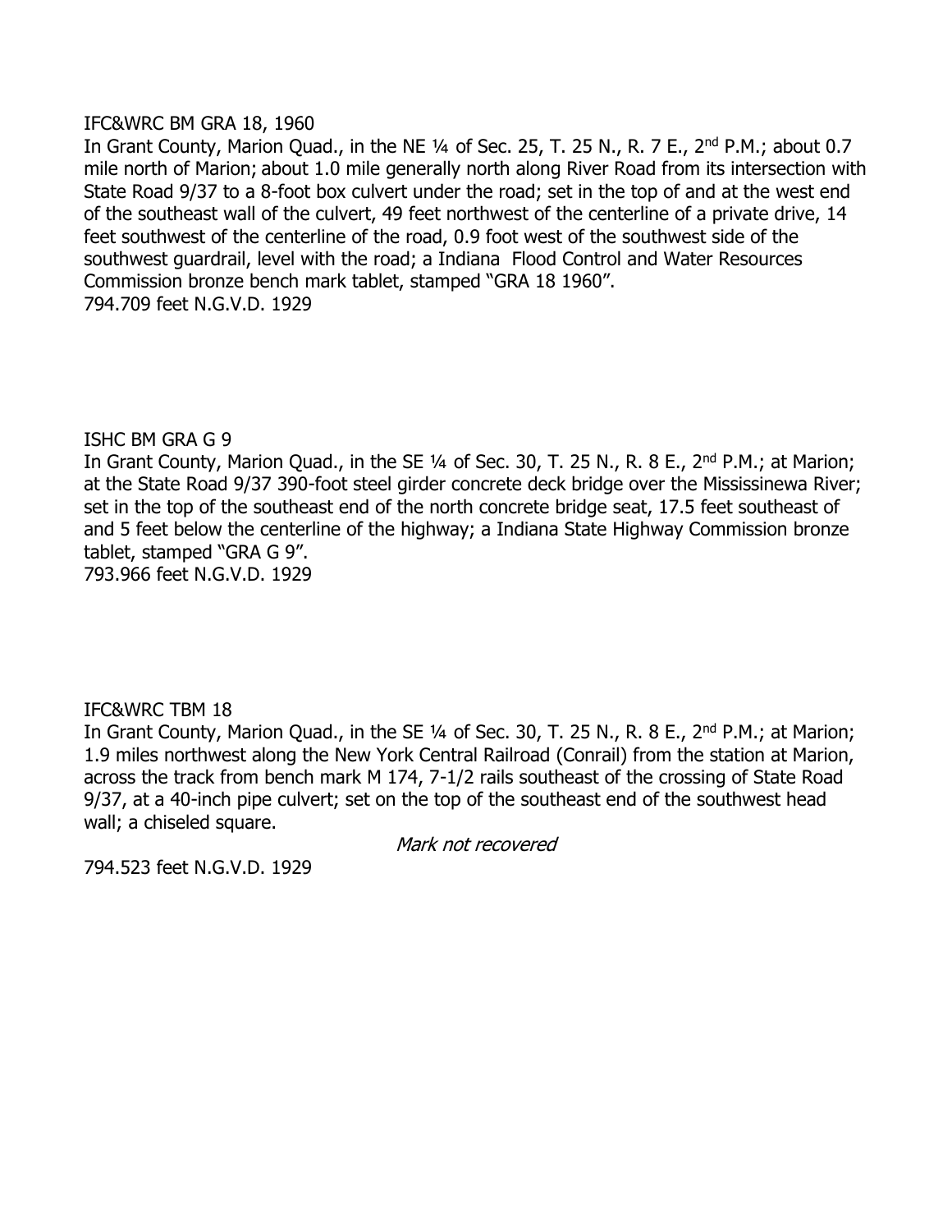IFC&WRC BM GRA 18, 1960

In Grant County, Marion Quad., in the NE ¼ of Sec. 25, T. 25 N., R. 7 E., 2nd P.M.; about 0.7 mile north of Marion; about 1.0 mile generally north along River Road from its intersection with State Road 9/37 to a 8-foot box culvert under the road; set in the top of and at the west end of the southeast wall of the culvert, 49 feet northwest of the centerline of a private drive, 14 feet southwest of the centerline of the road, 0.9 foot west of the southwest side of the southwest guardrail, level with the road; a Indiana Flood Control and Water Resources Commission bronze bench mark tablet, stamped "GRA 18 1960".

794.709 feet N.G.V.D. 1929

ISHC BM GRA G 9

In Grant County, Marion Quad., in the SE ¼ of Sec. 30, T. 25 N., R. 8 E., 2nd P.M.; at Marion; at the State Road 9/37 390-foot steel girder concrete deck bridge over the Mississinewa River; set in the top of the southeast end of the north concrete bridge seat, 17.5 feet southeast of and 5 feet below the centerline of the highway; a Indiana State Highway Commission bronze tablet, stamped "GRA G 9".

793.966 feet N.G.V.D. 1929

IFC&WRC TBM 18

In Grant County, Marion Quad., in the SE ¼ of Sec. 30, T. 25 N., R. 8 E., 2nd P.M.; at Marion; 1.9 miles northwest along the New York Central Railroad (Conrail) from the station at Marion, across the track from bench mark M 174, 7-1/2 rails southeast of the crossing of State Road 9/37, at a 40-inch pipe culvert; set on the top of the southeast end of the southwest head wall; a chiseled square.

*Mark not recovered*

794.523 feet N.G.V.D. 1929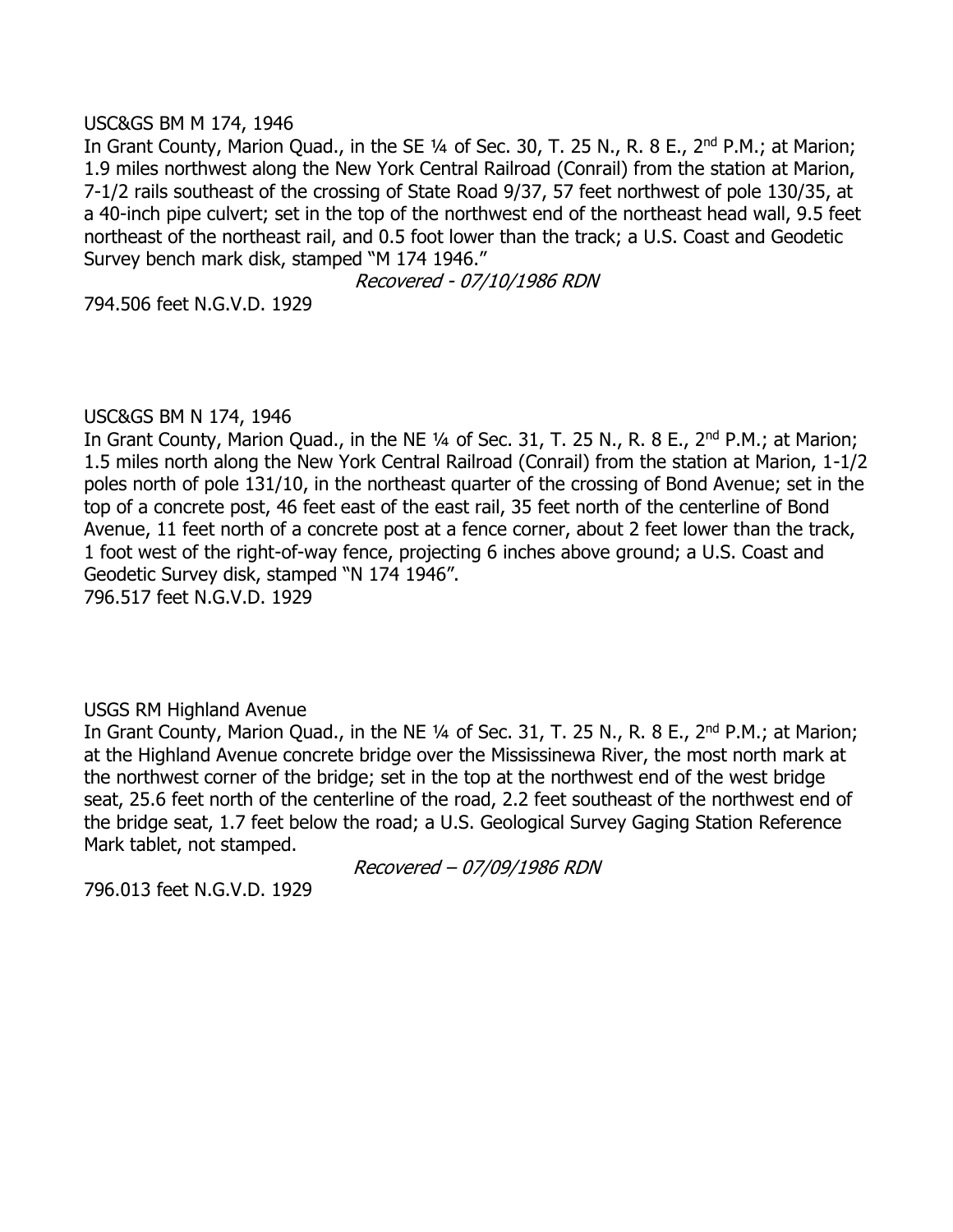USC&GS BM M 174, 1946

In Grant County, Marion Quad., in the SE ¼ of Sec. 30, T. 25 N., R. 8 E., 2nd P.M.; at Marion; 1.9 miles northwest along the New York Central Railroad (Conrail) from the station at Marion, 7-1/2 rails southeast of the crossing of State Road 9/37, 57 feet northwest of pole 130/35, at a 40-inch pipe culvert; set in the top of the northwest end of the northeast head wall, 9.5 feet northeast of the northeast rail, and 0.5 foot lower than the track; a U.S. Coast and Geodetic Survey bench mark disk, stamped "M 174 1946."

*Recovered - 07/10/1986 RDN*

794.506 feet N.G.V.D. 1929

USC&GS BM N 174, 1946

In Grant County, Marion Quad., in the NE ¼ of Sec. 31, T. 25 N., R. 8 E., 2nd P.M.; at Marion; 1.5 miles north along the New York Central Railroad (Conrail) from the station at Marion, 1-1/2 poles north of pole 131/10, in the northeast quarter of the crossing of Bond Avenue; set in the top of a concrete post, 46 feet east of the east rail, 35 feet north of the centerline of Bond Avenue, 11 feet north of a concrete post at a fence corner, about 2 feet lower than the track, 1 foot west of the right-of-way fence, projecting 6 inches above ground; a U.S. Coast and Geodetic Survey disk, stamped "N 174 1946".

796.517 feet N.G.V.D. 1929

USGS RM Highland Avenue

In Grant County, Marion Quad., in the NE ¼ of Sec. 31, T. 25 N., R. 8 E., 2nd P.M.; at Marion; at the Highland Avenue concrete bridge over the Mississinewa River, the most north mark at the northwest corner of the bridge; set in the top at the northwest end of the west bridge seat, 25.6 feet north of the centerline of the road, 2.2 feet southeast of the northwest end of the bridge seat, 1.7 feet below the road; a U.S. Geological Survey Gaging Station Reference Mark tablet, not stamped.

*Recovered – 07/09/1986 RDN*

796.013 feet N.G.V.D. 1929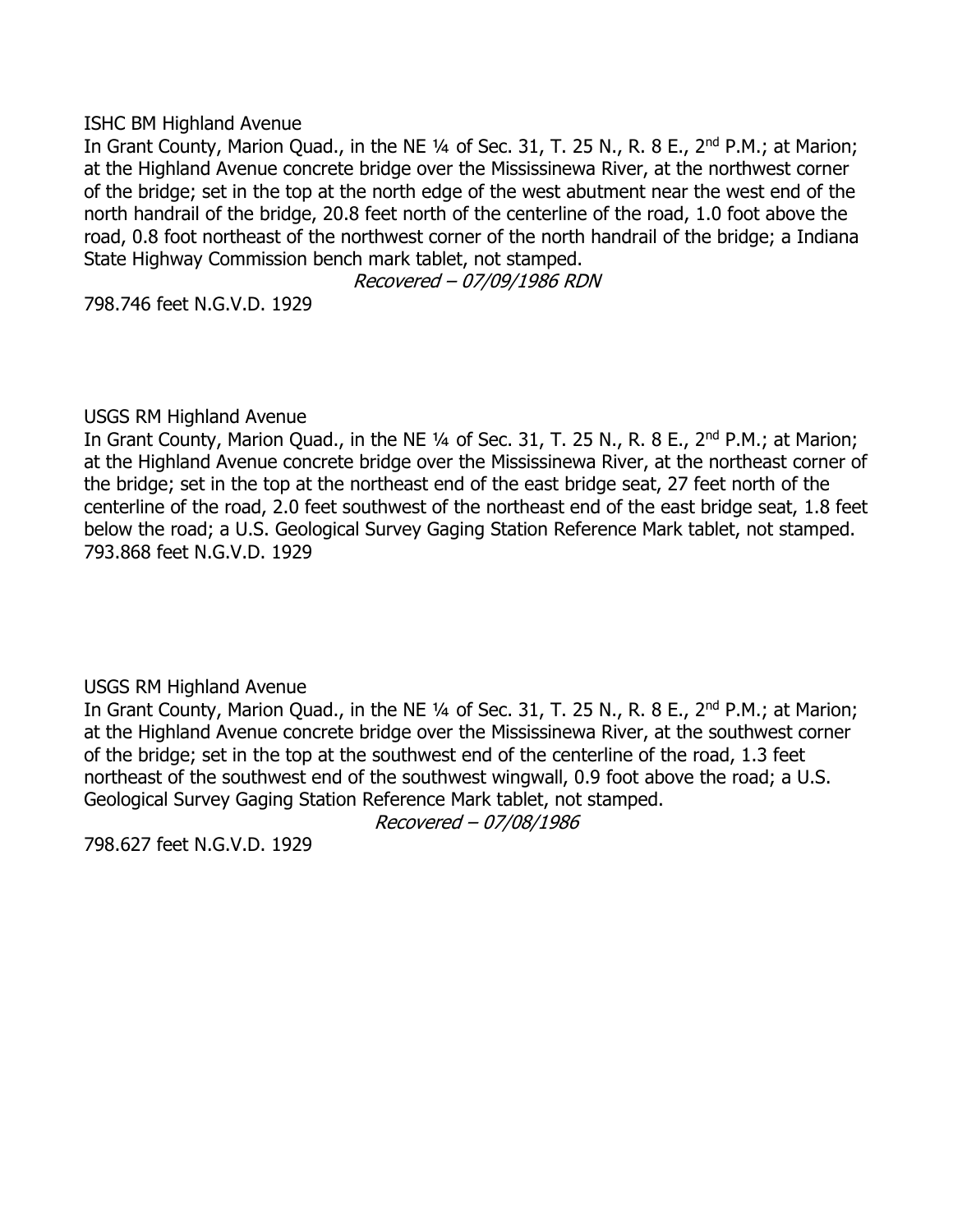ISHC BM Highland Avenue

In Grant County, Marion Quad., in the NE ¼ of Sec. 31, T. 25 N., R. 8 E., 2nd P.M.; at Marion; at the Highland Avenue concrete bridge over the Mississinewa River, at the northwest corner of the bridge; set in the top at the north edge of the west abutment near the west end of the north handrail of the bridge, 20.8 feet north of the centerline of the road, 1.0 foot above the road, 0.8 foot northeast of the northwest corner of the north handrail of the bridge; a Indiana State Highway Commission bench mark tablet, not stamped.

*Recovered – 07/09/1986 RDN*

798.746 feet N.G.V.D. 1929

USGS RM Highland Avenue

In Grant County, Marion Quad., in the NE ¼ of Sec. 31, T. 25 N., R. 8 E., 2nd P.M.; at Marion; at the Highland Avenue concrete bridge over the Mississinewa River, at the northeast corner of the bridge; set in the top at the northeast end of the east bridge seat, 27 feet north of the centerline of the road, 2.0 feet southwest of the northeast end of the east bridge seat, 1.8 feet below the road; a U.S. Geological Survey Gaging Station Reference Mark tablet, not stamped.

793.868 feet N.G.V.D. 1929

USGS RM Highland Avenue

In Grant County, Marion Quad., in the NE ¼ of Sec. 31, T. 25 N., R. 8 E., 2nd P.M.; at Marion; at the Highland Avenue concrete bridge over the Mississinewa River, at the southwest corner of the bridge; set in the top at the southwest end of the centerline of the road, 1.3 feet northeast of the southwest end of the southwest wingwall, 0.9 foot above the road; a U.S. Geological Survey Gaging Station Reference Mark tablet, not stamped.

*Recovered – 07/08/1986*

798.627 feet N.G.V.D. 1929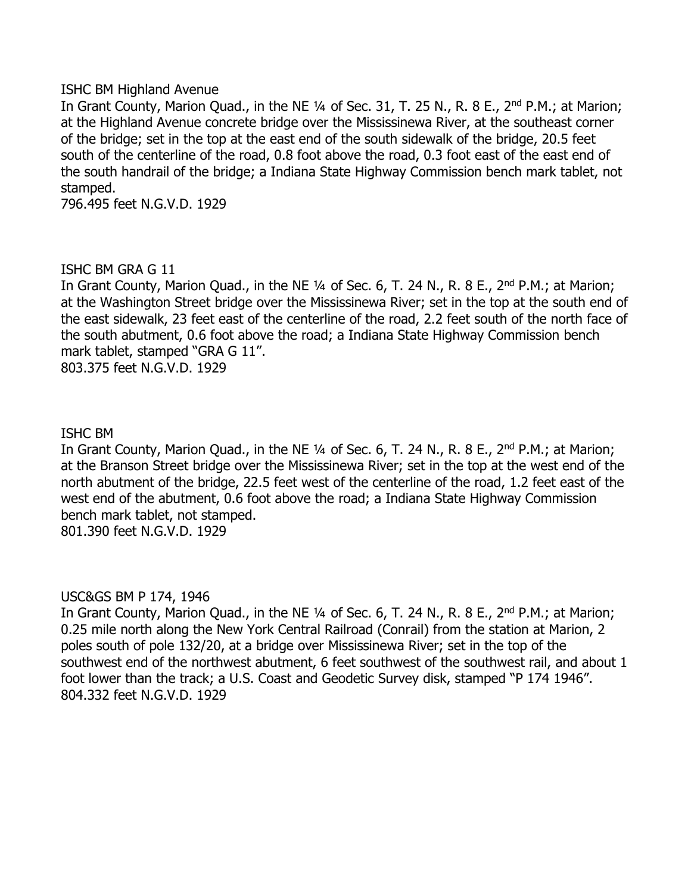ISHC BM Highland Avenue

In Grant County, Marion Quad., in the NE ¼ of Sec. 31, T. 25 N., R. 8 E., 2nd P.M.; at Marion; at the Highland Avenue concrete bridge over the Mississinewa River, at the southeast corner of the bridge; set in the top at the east end of the south sidewalk of the bridge, 20.5 feet south of the centerline of the road, 0.8 foot above the road, 0.3 foot east of the east end of the south handrail of the bridge; a Indiana State Highway Commission bench mark tablet, not stamped.

796.495 feet N.G.V.D. 1929

ISHC BM GRA G 11

In Grant County, Marion Quad., in the NE ¼ of Sec. 6, T. 24 N., R. 8 E., 2nd P.M.; at Marion; at the Washington Street bridge over the Mississinewa River; set in the top at the south end of the east sidewalk, 23 feet east of the centerline of the road, 2.2 feet south of the north face of the south abutment, 0.6 foot above the road; a Indiana State Highway Commission bench mark tablet, stamped "GRA G 11".

803.375 feet N.G.V.D. 1929

ISHC BM

In Grant County, Marion Quad., in the NE ¼ of Sec. 6, T. 24 N., R. 8 E., 2nd P.M.; at Marion; at the Branson Street bridge over the Mississinewa River; set in the top at the west end of the north abutment of the bridge, 22.5 feet west of the centerline of the road, 1.2 feet east of the west end of the abutment, 0.6 foot above the road; a Indiana State Highway Commission bench mark tablet, not stamped.

801.390 feet N.G.V.D. 1929

USC&GS BM P 174, 1946

In Grant County, Marion Quad., in the NE ¼ of Sec. 6, T. 24 N., R. 8 E., 2nd P.M.; at Marion; 0.25 mile north along the New York Central Railroad (Conrail) from the station at Marion, 2 poles south of pole 132/20, at a bridge over Mississinewa River; set in the top of the southwest end of the northwest abutment, 6 feet southwest of the southwest rail, and about 1 foot lower than the track; a U.S. Coast and Geodetic Survey disk, stamped "P 174 1946".

804.332 feet N.G.V.D. 1929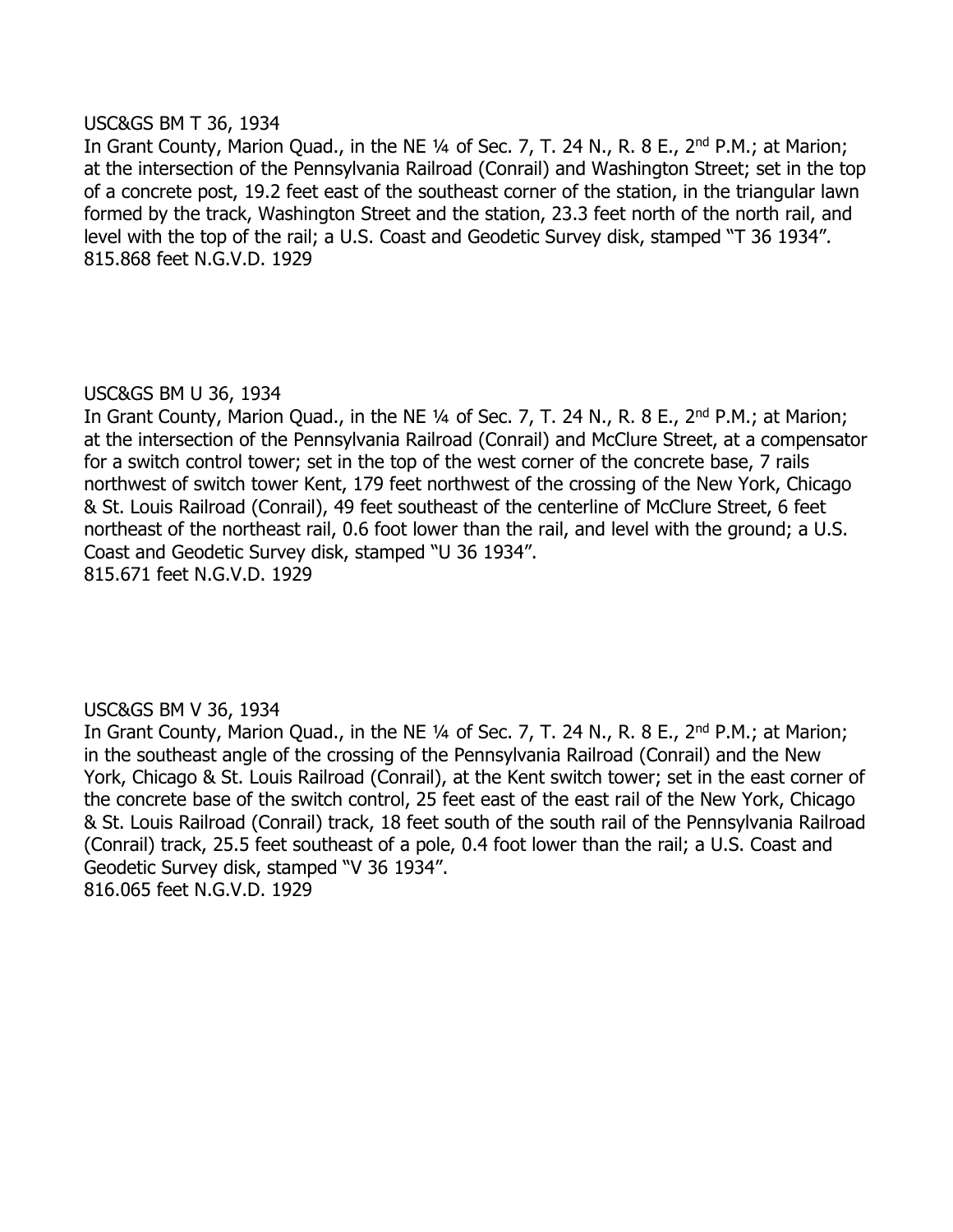USC&GS BM T 36, 1934

In Grant County, Marion Quad., in the NE ¼ of Sec. 7, T. 24 N., R. 8 E., 2nd P.M.; at Marion; at the intersection of the Pennsylvania Railroad (Conrail) and Washington Street; set in the top of a concrete post, 19.2 feet east of the southeast corner of the station, in the triangular lawn formed by the track, Washington Street and the station, 23.3 feet north of the north rail, and level with the top of the rail; a U.S. Coast and Geodetic Survey disk, stamped "T 36 1934".
815.868 feet N.G.V.D. 1929

USC&GS BM U 36, 1934

In Grant County, Marion Quad., in the NE ¼ of Sec. 7, T. 24 N., R. 8 E., 2nd P.M.; at Marion; at the intersection of the Pennsylvania Railroad (Conrail) and McClure Street, at a compensator for a switch control tower; set in the top of the west corner of the concrete base, 7 rails northwest of switch tower Kent, 179 feet northwest of the crossing of the New York, Chicago & St. Louis Railroad (Conrail), 49 feet southeast of the centerline of McClure Street, 6 feet northeast of the northeast rail, 0.6 foot lower than the rail, and level with the ground; a U.S. Coast and Geodetic Survey disk, stamped "U 36 1934".
815.671 feet N.G.V.D. 1929

USC&GS BM V 36, 1934

In Grant County, Marion Quad., in the NE ¼ of Sec. 7, T. 24 N., R. 8 E., 2nd P.M.; at Marion; in the southeast angle of the crossing of the Pennsylvania Railroad (Conrail) and the New York, Chicago & St. Louis Railroad (Conrail), at the Kent switch tower; set in the east corner of the concrete base of the switch control, 25 feet east of the east rail of the New York, Chicago & St. Louis Railroad (Conrail) track, 18 feet south of the south rail of the Pennsylvania Railroad (Conrail) track, 25.5 feet southeast of a pole, 0.4 foot lower than the rail; a U.S. Coast and Geodetic Survey disk, stamped "V 36 1934".
816.065 feet N.G.V.D. 1929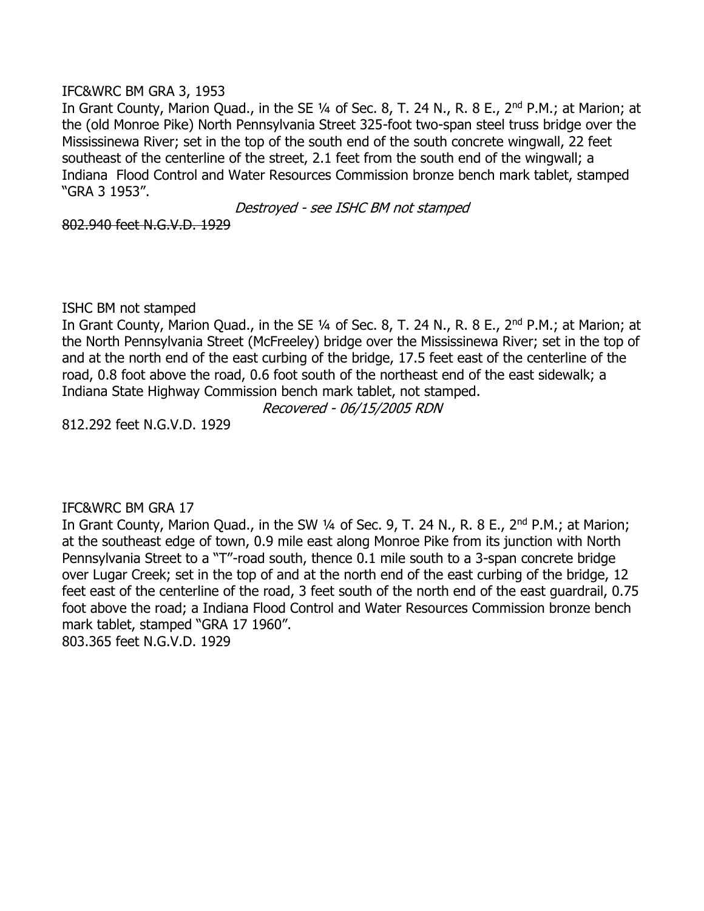IFC&WRC BM GRA 3, 1953

In Grant County, Marion Quad., in the SE ¼ of Sec. 8, T. 24 N., R. 8 E., 2nd P.M.; at Marion; at the (old Monroe Pike) North Pennsylvania Street 325-foot two-span steel truss bridge over the Mississinewa River; set in the top of the south end of the south concrete wingwall, 22 feet southeast of the centerline of the street, 2.1 feet from the south end of the wingwall; a Indiana Flood Control and Water Resources Commission bronze bench mark tablet, stamped "GRA 3 1953".

*Destroyed - see ISHC BM not stamped*

~~802.940 feet N.G.V.D. 1929~~

ISHC BM not stamped

In Grant County, Marion Quad., in the SE ¼ of Sec. 8, T. 24 N., R. 8 E., 2nd P.M.; at Marion; at the North Pennsylvania Street (McFreeley) bridge over the Mississinewa River; set in the top of and at the north end of the east curbing of the bridge, 17.5 feet east of the centerline of the road, 0.8 foot above the road, 0.6 foot south of the northeast end of the east sidewalk; a Indiana State Highway Commission bench mark tablet, not stamped.

*Recovered - 06/15/2005 RDN*

812.292 feet N.G.V.D. 1929

IFC&WRC BM GRA 17

In Grant County, Marion Quad., in the SW ¼ of Sec. 9, T. 24 N., R. 8 E., 2nd P.M.; at Marion; at the southeast edge of town, 0.9 mile east along Monroe Pike from its junction with North Pennsylvania Street to a "T"-road south, thence 0.1 mile south to a 3-span concrete bridge over Lugar Creek; set in the top of and at the north end of the east curbing of the bridge, 12 feet east of the centerline of the road, 3 feet south of the north end of the east guardrail, 0.75 foot above the road; a Indiana Flood Control and Water Resources Commission bronze bench mark tablet, stamped "GRA 17 1960".

803.365 feet N.G.V.D. 1929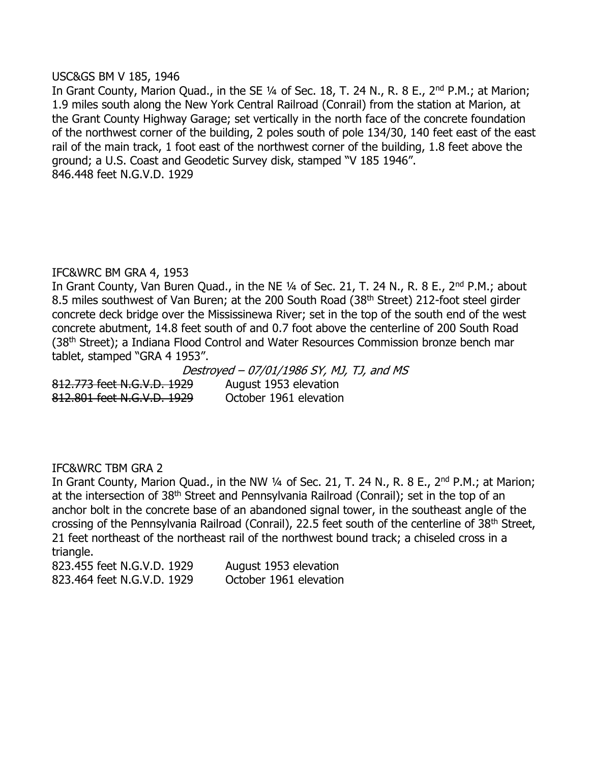USC&GS BM V 185, 1946

In Grant County, Marion Quad., in the SE ¼ of Sec. 18, T. 24 N., R. 8 E., 2nd P.M.; at Marion; 1.9 miles south along the New York Central Railroad (Conrail) from the station at Marion, at the Grant County Highway Garage; set vertically in the north face of the concrete foundation of the northwest corner of the building, 2 poles south of pole 134/30, 140 feet east of the east rail of the main track, 1 foot east of the northwest corner of the building, 1.8 feet above the ground; a U.S. Coast and Geodetic Survey disk, stamped "V 185 1946".

846.448 feet N.G.V.D. 1929

IFC&WRC BM GRA 4, 1953

In Grant County, Van Buren Quad., in the NE ¼ of Sec. 21, T. 24 N., R. 8 E., 2nd P.M.; about 8.5 miles southwest of Van Buren; at the 200 South Road (38th Street) 212-foot steel girder concrete deck bridge over the Mississinewa River; set in the top of the south end of the west concrete abutment, 14.8 feet south of and 0.7 foot above the centerline of 200 South Road (38th Street); a Indiana Flood Control and Water Resources Commission bronze bench mar tablet, stamped "GRA 4 1953".

*Destroyed – 07/01/1986 SY, MJ, TJ, and MS*

~~812.773 feet N.G.V.D. 1929~~ August 1953 elevation
~~812.801 feet N.G.V.D. 1929~~ October 1961 elevation

IFC&WRC TBM GRA 2

In Grant County, Marion Quad., in the NW ¼ of Sec. 21, T. 24 N., R. 8 E., 2nd P.M.; at Marion; at the intersection of 38th Street and Pennsylvania Railroad (Conrail); set in the top of an anchor bolt in the concrete base of an abandoned signal tower, in the southeast angle of the crossing of the Pennsylvania Railroad (Conrail), 22.5 feet south of the centerline of 38th Street, 21 feet northeast of the northeast rail of the northwest bound track; a chiseled cross in a triangle.

823.455 feet N.G.V.D. 1929 August 1953 elevation
823.464 feet N.G.V.D. 1929 October 1961 elevation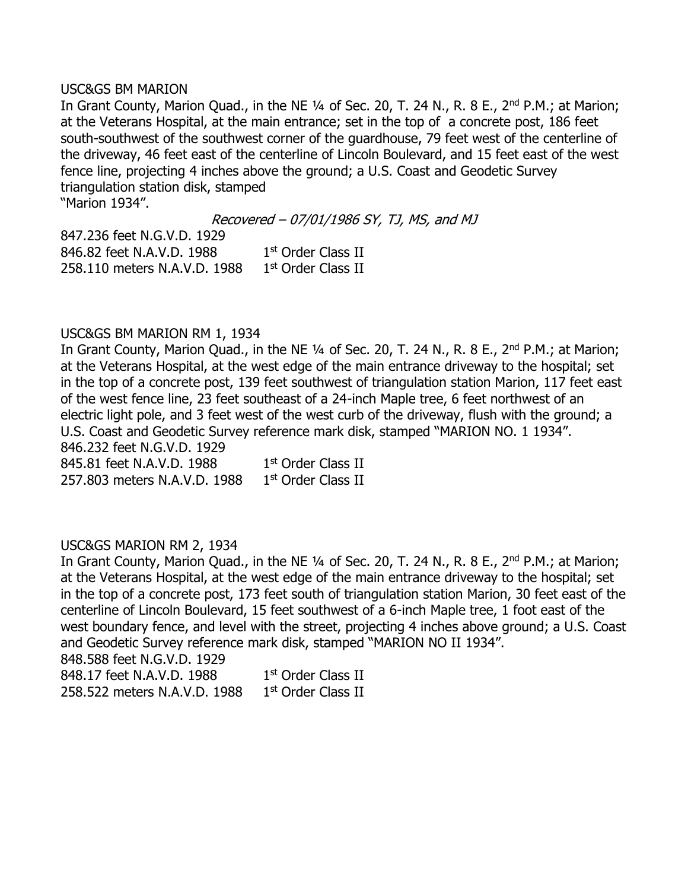USC&GS BM MARION

In Grant County, Marion Quad., in the NE ¼ of Sec. 20, T. 24 N., R. 8 E., 2nd P.M.; at Marion; at the Veterans Hospital, at the main entrance; set in the top of a concrete post, 186 feet south-southwest of the southwest corner of the guardhouse, 79 feet west of the centerline of the driveway, 46 feet east of the centerline of Lincoln Boulevard, and 15 feet east of the west fence line, projecting 4 inches above the ground; a U.S. Coast and Geodetic Survey triangulation station disk, stamped "Marion 1934".

*Recovered – 07/01/1986 SY, TJ, MS, and MJ*

847.236 feet N.G.V.D. 1929
846.82 feet N.A.V.D. 1988 1st Order Class II
258.110 meters N.A.V.D. 1988 1st Order Class II

USC&GS BM MARION RM 1, 1934

In Grant County, Marion Quad., in the NE ¼ of Sec. 20, T. 24 N., R. 8 E., 2nd P.M.; at Marion; at the Veterans Hospital, at the west edge of the main entrance driveway to the hospital; set in the top of a concrete post, 139 feet southwest of triangulation station Marion, 117 feet east of the west fence line, 23 feet southeast of a 24-inch Maple tree, 6 feet northwest of an electric light pole, and 3 feet west of the west curb of the driveway, flush with the ground; a U.S. Coast and Geodetic Survey reference mark disk, stamped "MARION NO. 1 1934".

846.232 feet N.G.V.D. 1929
845.81 feet N.A.V.D. 1988 1st Order Class II
257.803 meters N.A.V.D. 1988 1st Order Class II

USC&GS MARION RM 2, 1934

In Grant County, Marion Quad., in the NE ¼ of Sec. 20, T. 24 N., R. 8 E., 2nd P.M.; at Marion; at the Veterans Hospital, at the west edge of the main entrance driveway to the hospital; set in the top of a concrete post, 173 feet south of triangulation station Marion, 30 feet east of the centerline of Lincoln Boulevard, 15 feet southwest of a 6-inch Maple tree, 1 foot east of the west boundary fence, and level with the street, projecting 4 inches above ground; a U.S. Coast and Geodetic Survey reference mark disk, stamped "MARION NO II 1934".

848.588 feet N.G.V.D. 1929
848.17 feet N.A.V.D. 1988 1st Order Class II
258.522 meters N.A.V.D. 1988 1st Order Class II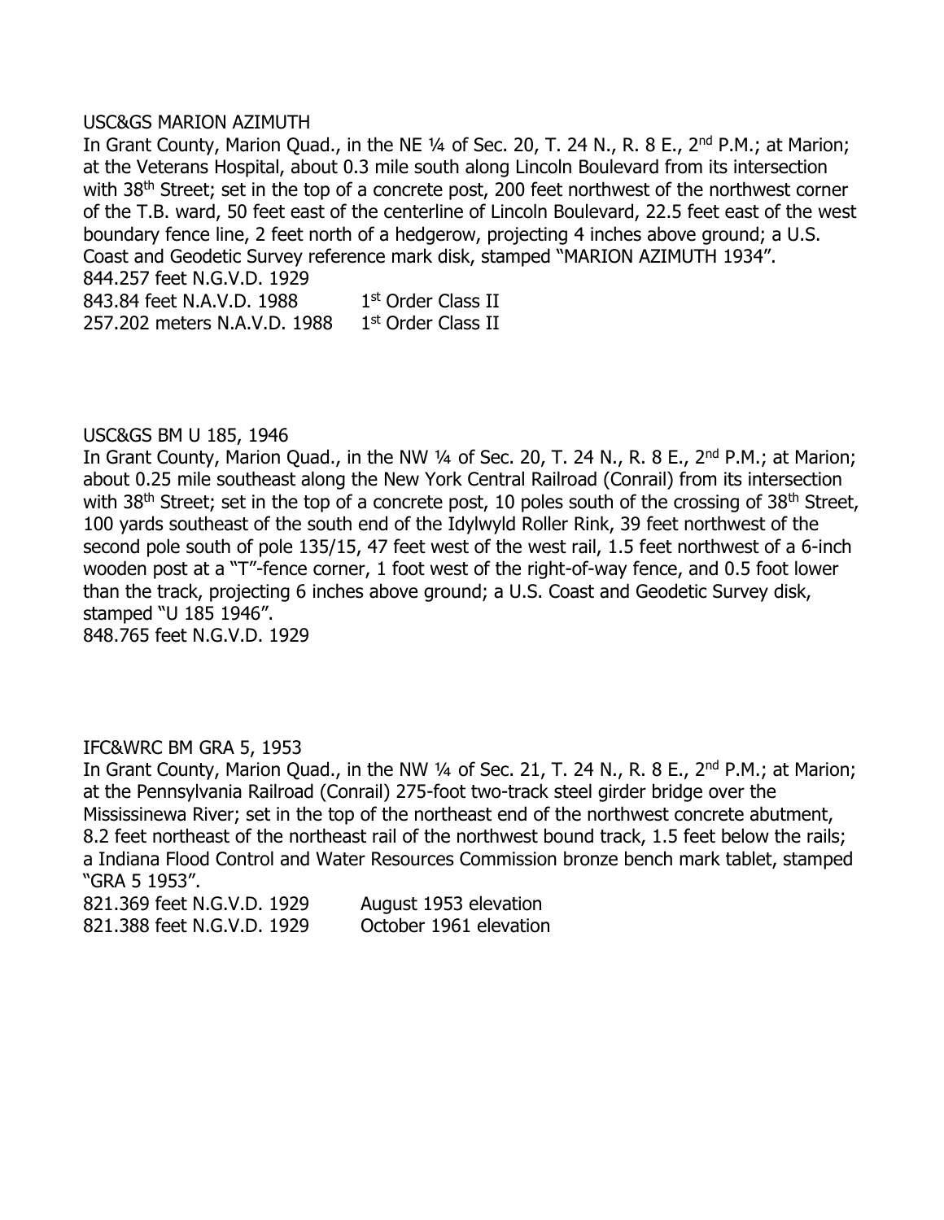USC&GS MARION AZIMUTH

In Grant County, Marion Quad., in the NE ¼ of Sec. 20, T. 24 N., R. 8 E., 2nd P.M.; at Marion; at the Veterans Hospital, about 0.3 mile south along Lincoln Boulevard from its intersection with 38th Street; set in the top of a concrete post, 200 feet northwest of the northwest corner of the T.B. ward, 50 feet east of the centerline of Lincoln Boulevard, 22.5 feet east of the west boundary fence line, 2 feet north of a hedgerow, projecting 4 inches above ground; a U.S. Coast and Geodetic Survey reference mark disk, stamped "MARION AZIMUTH 1934".

844.257 feet N.G.V.D. 1929
843.84 feet N.A.V.D. 1988     1st Order Class II
257.202 meters N.A.V.D. 1988     1st Order Class II

USC&GS BM U 185, 1946

In Grant County, Marion Quad., in the NW ¼ of Sec. 20, T. 24 N., R. 8 E., 2nd P.M.; at Marion; about 0.25 mile southeast along the New York Central Railroad (Conrail) from its intersection with 38th Street; set in the top of a concrete post, 10 poles south of the crossing of 38th Street, 100 yards southeast of the south end of the Idylwyld Roller Rink, 39 feet northwest of the second pole south of pole 135/15, 47 feet west of the west rail, 1.5 feet northwest of a 6-inch wooden post at a "T"-fence corner, 1 foot west of the right-of-way fence, and 0.5 foot lower than the track, projecting 6 inches above ground; a U.S. Coast and Geodetic Survey disk, stamped "U 185 1946".

848.765 feet N.G.V.D. 1929

IFC&WRC BM GRA 5, 1953

In Grant County, Marion Quad., in the NW ¼ of Sec. 21, T. 24 N., R. 8 E., 2nd P.M.; at Marion; at the Pennsylvania Railroad (Conrail) 275-foot two-track steel girder bridge over the Mississinewa River; set in the top of the northeast end of the northwest concrete abutment, 8.2 feet northeast of the northeast rail of the northwest bound track, 1.5 feet below the rails; a Indiana Flood Control and Water Resources Commission bronze bench mark tablet, stamped "GRA 5 1953".

821.369 feet N.G.V.D. 1929     August 1953 elevation
821.388 feet N.G.V.D. 1929     October 1961 elevation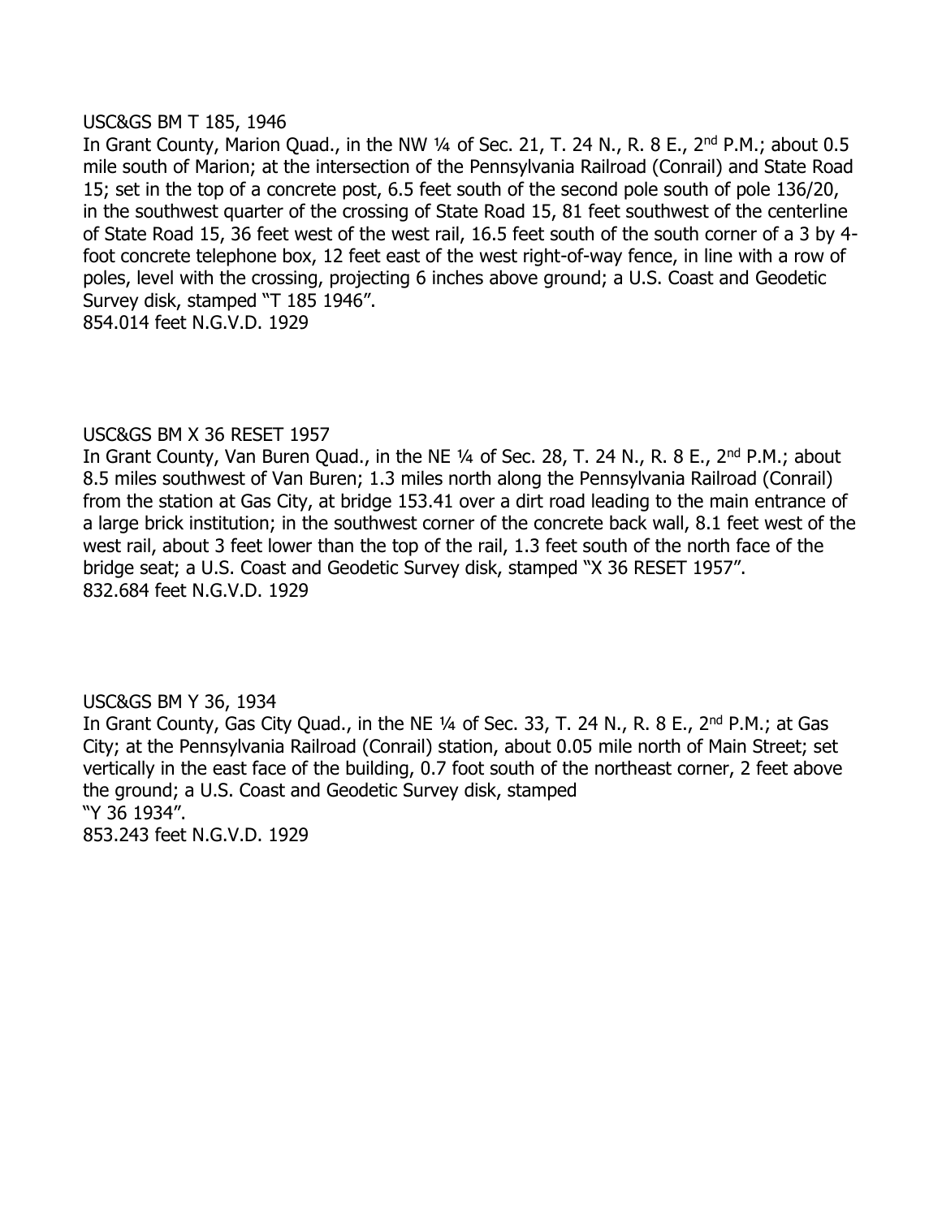USC&GS BM T 185, 1946

In Grant County, Marion Quad., in the NW ¼ of Sec. 21, T. 24 N., R. 8 E., 2nd P.M.; about 0.5 mile south of Marion; at the intersection of the Pennsylvania Railroad (Conrail) and State Road 15; set in the top of a concrete post, 6.5 feet south of the second pole south of pole 136/20, in the southwest quarter of the crossing of State Road 15, 81 feet southwest of the centerline of State Road 15, 36 feet west of the west rail, 16.5 feet south of the south corner of a 3 by 4-foot concrete telephone box, 12 feet east of the west right-of-way fence, in line with a row of poles, level with the crossing, projecting 6 inches above ground; a U.S. Coast and Geodetic Survey disk, stamped "T 185 1946".

854.014 feet N.G.V.D. 1929

USC&GS BM X 36 RESET 1957

In Grant County, Van Buren Quad., in the NE ¼ of Sec. 28, T. 24 N., R. 8 E., 2nd P.M.; about 8.5 miles southwest of Van Buren; 1.3 miles north along the Pennsylvania Railroad (Conrail) from the station at Gas City, at bridge 153.41 over a dirt road leading to the main entrance of a large brick institution; in the southwest corner of the concrete back wall, 8.1 feet west of the west rail, about 3 feet lower than the top of the rail, 1.3 feet south of the north face of the bridge seat; a U.S. Coast and Geodetic Survey disk, stamped "X 36 RESET 1957".

832.684 feet N.G.V.D. 1929

USC&GS BM Y 36, 1934

In Grant County, Gas City Quad., in the NE ¼ of Sec. 33, T. 24 N., R. 8 E., 2nd P.M.; at Gas City; at the Pennsylvania Railroad (Conrail) station, about 0.05 mile north of Main Street; set vertically in the east face of the building, 0.7 foot south of the northeast corner, 2 feet above the ground; a U.S. Coast and Geodetic Survey disk, stamped "Y 36 1934".

853.243 feet N.G.V.D. 1929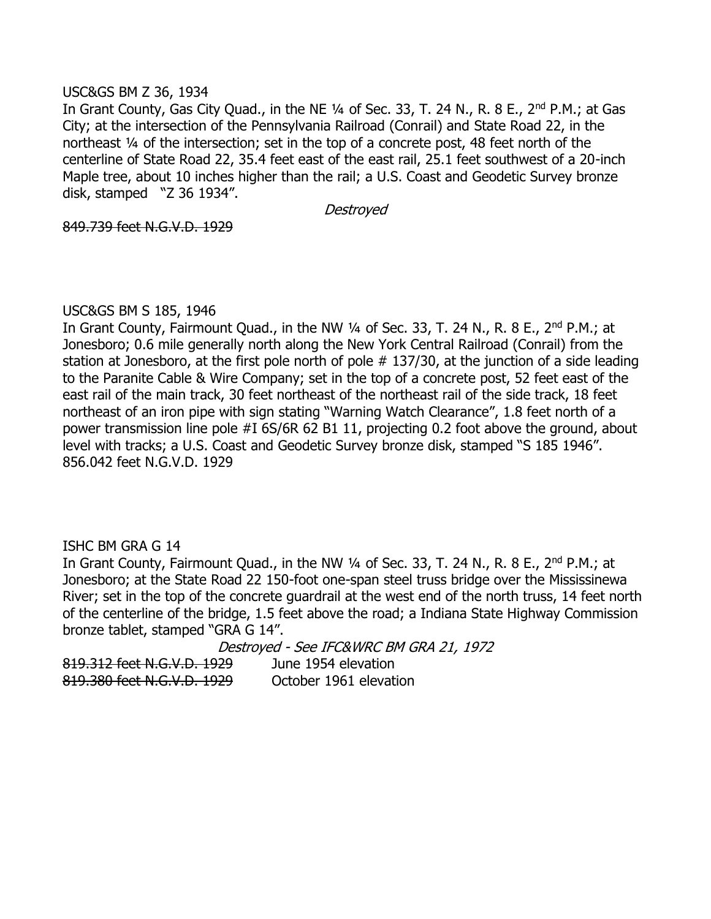USC&GS BM Z 36, 1934

In Grant County, Gas City Quad., in the NE ¼ of Sec. 33, T. 24 N., R. 8 E., 2nd P.M.; at Gas City; at the intersection of the Pennsylvania Railroad (Conrail) and State Road 22, in the northeast ¼ of the intersection; set in the top of a concrete post, 48 feet north of the centerline of State Road 22, 35.4 feet east of the east rail, 25.1 feet southwest of a 20-inch Maple tree, about 10 inches higher than the rail; a U.S. Coast and Geodetic Survey bronze disk, stamped "Z 36 1934".

*Destroyed*

~~849.739 feet N.G.V.D. 1929~~

USC&GS BM S 185, 1946

In Grant County, Fairmount Quad., in the NW ¼ of Sec. 33, T. 24 N., R. 8 E., 2nd P.M.; at Jonesboro; 0.6 mile generally north along the New York Central Railroad (Conrail) from the station at Jonesboro, at the first pole north of pole # 137/30, at the junction of a side leading to the Paranite Cable & Wire Company; set in the top of a concrete post, 52 feet east of the east rail of the main track, 30 feet northeast of the northeast rail of the side track, 18 feet northeast of an iron pipe with sign stating "Warning Watch Clearance", 1.8 feet north of a power transmission line pole #I 6S/6R 62 B1 11, projecting 0.2 foot above the ground, about level with tracks; a U.S. Coast and Geodetic Survey bronze disk, stamped "S 185 1946".
856.042 feet N.G.V.D. 1929

ISHC BM GRA G 14

In Grant County, Fairmount Quad., in the NW ¼ of Sec. 33, T. 24 N., R. 8 E., 2nd P.M.; at Jonesboro; at the State Road 22 150-foot one-span steel truss bridge over the Mississinewa River; set in the top of the concrete guardrail at the west end of the north truss, 14 feet north of the centerline of the bridge, 1.5 feet above the road; a Indiana State Highway Commission bronze tablet, stamped "GRA G 14".

*Destroyed - See IFC&WRC BM GRA 21, 1972*

~~819.312 feet N.G.V.D. 1929~~ June 1954 elevation
~~819.380 feet N.G.V.D. 1929~~ October 1961 elevation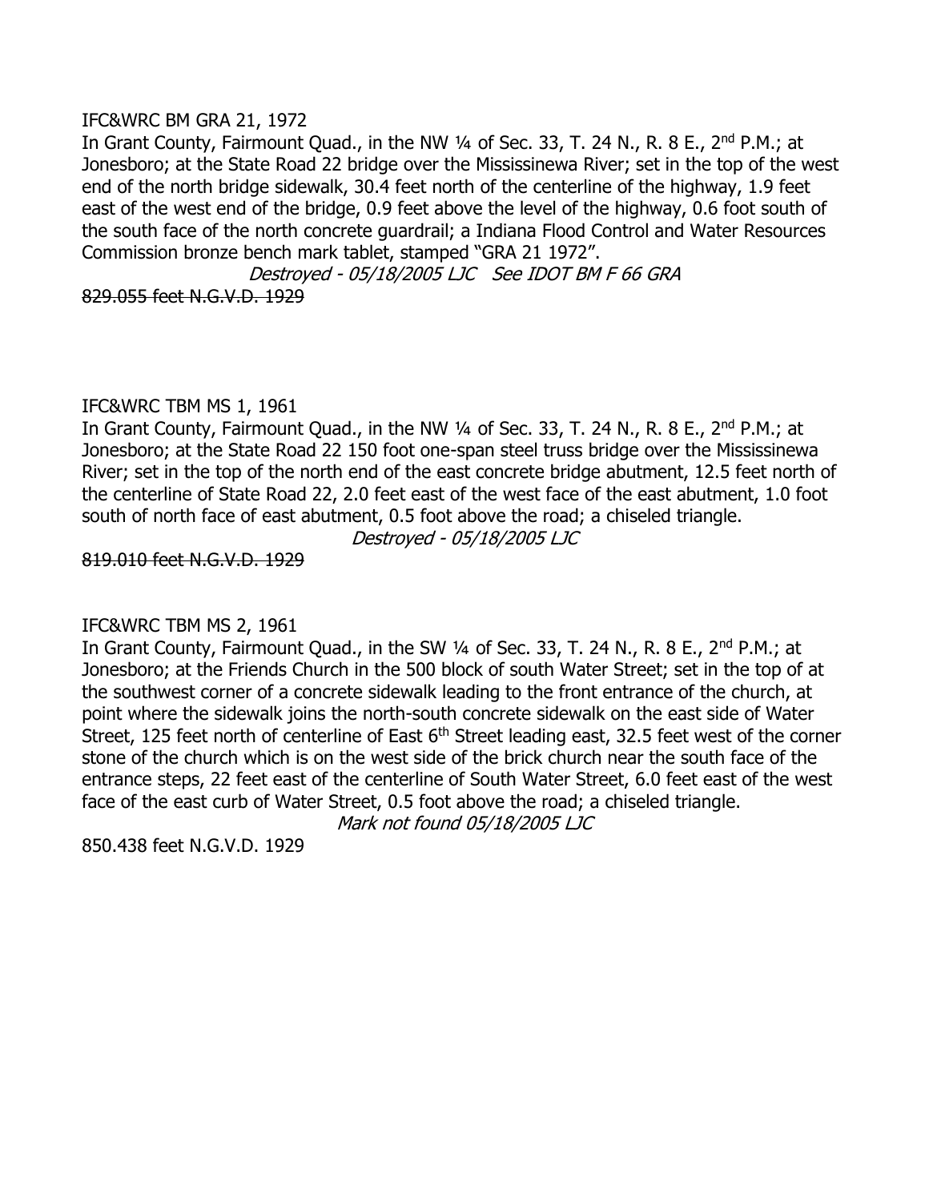IFC&WRC BM GRA 21, 1972

In Grant County, Fairmount Quad., in the NW ¼ of Sec. 33, T. 24 N., R. 8 E., 2nd P.M.; at Jonesboro; at the State Road 22 bridge over the Mississinewa River; set in the top of the west end of the north bridge sidewalk, 30.4 feet north of the centerline of the highway, 1.9 feet east of the west end of the bridge, 0.9 feet above the level of the highway, 0.6 foot south of the south face of the north concrete guardrail; a Indiana Flood Control and Water Resources Commission bronze bench mark tablet, stamped "GRA 21 1972".

*Destroyed - 05/18/2005 LJC See IDOT BM F 66 GRA*

~~829.055 feet N.G.V.D. 1929~~

IFC&WRC TBM MS 1, 1961

In Grant County, Fairmount Quad., in the NW ¼ of Sec. 33, T. 24 N., R. 8 E., 2nd P.M.; at Jonesboro; at the State Road 22 150 foot one-span steel truss bridge over the Mississinewa River; set in the top of the north end of the east concrete bridge abutment, 12.5 feet north of the centerline of State Road 22, 2.0 feet east of the west face of the east abutment, 1.0 foot south of north face of east abutment, 0.5 foot above the road; a chiseled triangle.

*Destroyed - 05/18/2005 LJC*

~~819.010 feet N.G.V.D. 1929~~

IFC&WRC TBM MS 2, 1961

In Grant County, Fairmount Quad., in the SW ¼ of Sec. 33, T. 24 N., R. 8 E., 2nd P.M.; at Jonesboro; at the Friends Church in the 500 block of south Water Street; set in the top of at the southwest corner of a concrete sidewalk leading to the front entrance of the church, at point where the sidewalk joins the north-south concrete sidewalk on the east side of Water Street, 125 feet north of centerline of East 6th Street leading east, 32.5 feet west of the corner stone of the church which is on the west side of the brick church near the south face of the entrance steps, 22 feet east of the centerline of South Water Street, 6.0 feet east of the west face of the east curb of Water Street, 0.5 foot above the road; a chiseled triangle.

*Mark not found 05/18/2005 LJC*

850.438 feet N.G.V.D. 1929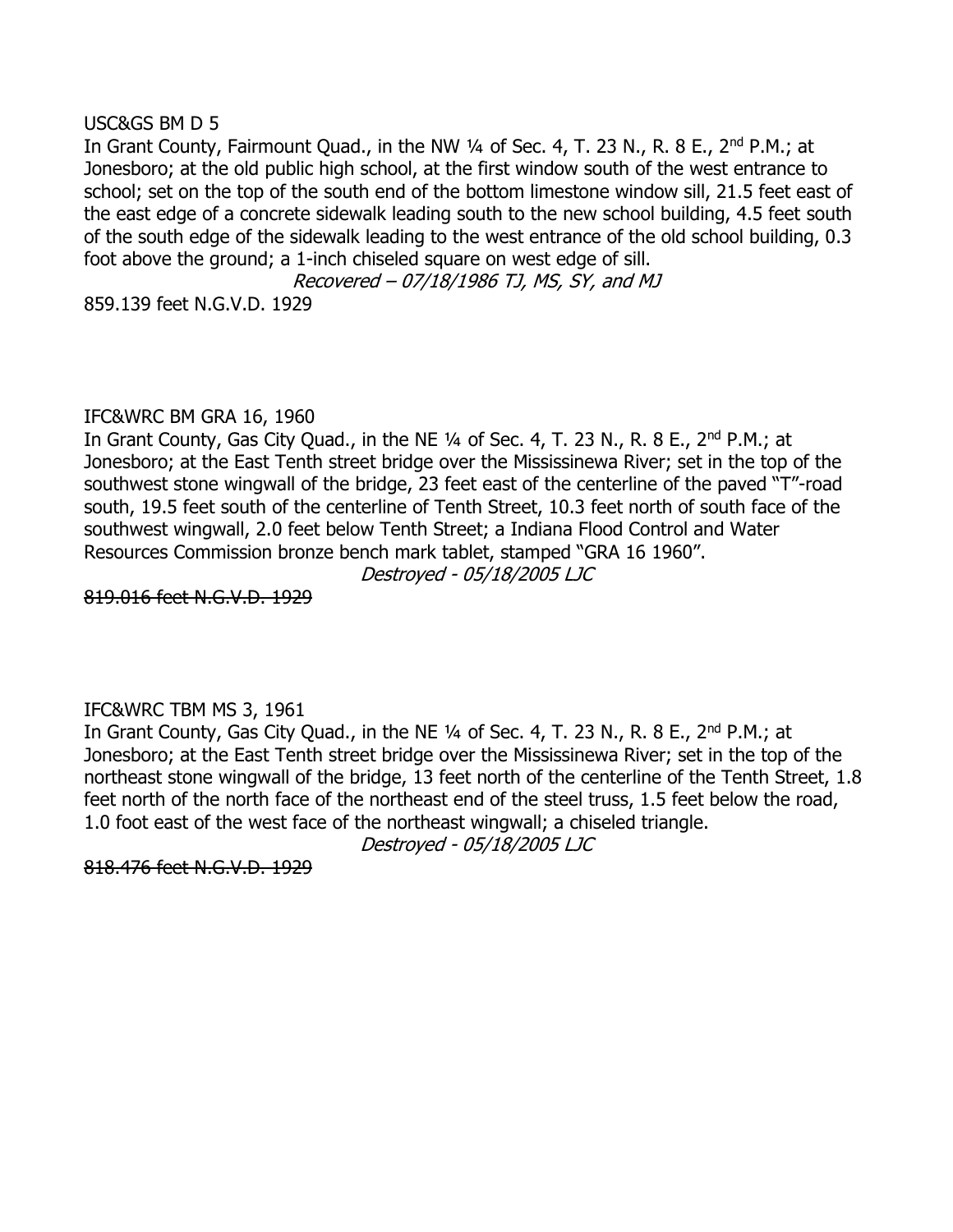USC&GS BM D 5

In Grant County, Fairmount Quad., in the NW ¼ of Sec. 4, T. 23 N., R. 8 E., 2nd P.M.; at Jonesboro; at the old public high school, at the first window south of the west entrance to school; set on the top of the south end of the bottom limestone window sill, 21.5 feet east of the east edge of a concrete sidewalk leading south to the new school building, 4.5 feet south of the south edge of the sidewalk leading to the west entrance of the old school building, 0.3 foot above the ground; a 1-inch chiseled square on west edge of sill.

*Recovered – 07/18/1986 TJ, MS, SY, and MJ*

859.139 feet N.G.V.D. 1929

IFC&WRC BM GRA 16, 1960

In Grant County, Gas City Quad., in the NE ¼ of Sec. 4, T. 23 N., R. 8 E., 2nd P.M.; at Jonesboro; at the East Tenth street bridge over the Mississinewa River; set in the top of the southwest stone wingwall of the bridge, 23 feet east of the centerline of the paved "T"-road south, 19.5 feet south of the centerline of Tenth Street, 10.3 feet north of south face of the southwest wingwall, 2.0 feet below Tenth Street; a Indiana Flood Control and Water Resources Commission bronze bench mark tablet, stamped "GRA 16 1960".

*Destroyed - 05/18/2005 LJC*

~~819.016 feet N.G.V.D. 1929~~

IFC&WRC TBM MS 3, 1961

In Grant County, Gas City Quad., in the NE ¼ of Sec. 4, T. 23 N., R. 8 E., 2nd P.M.; at Jonesboro; at the East Tenth street bridge over the Mississinewa River; set in the top of the northeast stone wingwall of the bridge, 13 feet north of the centerline of the Tenth Street, 1.8 feet north of the north face of the northeast end of the steel truss, 1.5 feet below the road, 1.0 foot east of the west face of the northeast wingwall; a chiseled triangle.

*Destroyed - 05/18/2005 LJC*

~~818.476 feet N.G.V.D. 1929~~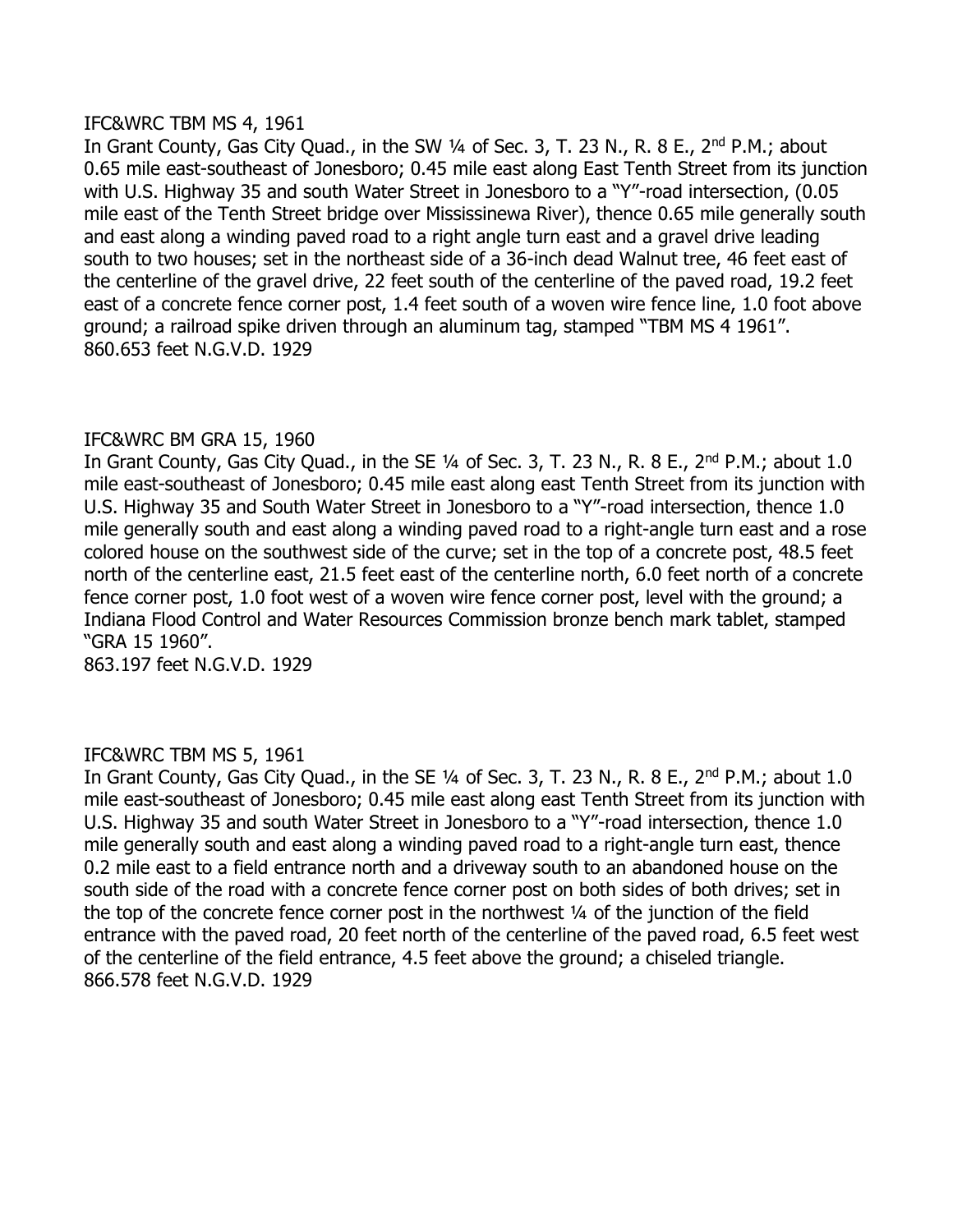IFC&WRC TBM MS 4, 1961

In Grant County, Gas City Quad., in the SW ¼ of Sec. 3, T. 23 N., R. 8 E., 2nd P.M.; about 0.65 mile east-southeast of Jonesboro; 0.45 mile east along East Tenth Street from its junction with U.S. Highway 35 and south Water Street in Jonesboro to a "Y"-road intersection, (0.05 mile east of the Tenth Street bridge over Mississinewa River), thence 0.65 mile generally south and east along a winding paved road to a right angle turn east and a gravel drive leading south to two houses; set in the northeast side of a 36-inch dead Walnut tree, 46 feet east of the centerline of the gravel drive, 22 feet south of the centerline of the paved road, 19.2 feet east of a concrete fence corner post, 1.4 feet south of a woven wire fence line, 1.0 foot above ground; a railroad spike driven through an aluminum tag, stamped "TBM MS 4 1961".
860.653 feet N.G.V.D. 1929

IFC&WRC BM GRA 15, 1960

In Grant County, Gas City Quad., in the SE ¼ of Sec. 3, T. 23 N., R. 8 E., 2nd P.M.; about 1.0 mile east-southeast of Jonesboro; 0.45 mile east along east Tenth Street from its junction with U.S. Highway 35 and South Water Street in Jonesboro to a "Y"-road intersection, thence 1.0 mile generally south and east along a winding paved road to a right-angle turn east and a rose colored house on the southwest side of the curve; set in the top of a concrete post, 48.5 feet north of the centerline east, 21.5 feet east of the centerline north, 6.0 feet north of a concrete fence corner post, 1.0 foot west of a woven wire fence corner post, level with the ground; a Indiana Flood Control and Water Resources Commission bronze bench mark tablet, stamped "GRA 15 1960".
863.197 feet N.G.V.D. 1929

IFC&WRC TBM MS 5, 1961

In Grant County, Gas City Quad., in the SE ¼ of Sec. 3, T. 23 N., R. 8 E., 2nd P.M.; about 1.0 mile east-southeast of Jonesboro; 0.45 mile east along east Tenth Street from its junction with U.S. Highway 35 and south Water Street in Jonesboro to a "Y"-road intersection, thence 1.0 mile generally south and east along a winding paved road to a right-angle turn east, thence 0.2 mile east to a field entrance north and a driveway south to an abandoned house on the south side of the road with a concrete fence corner post on both sides of both drives; set in the top of the concrete fence corner post in the northwest ¼ of the junction of the field entrance with the paved road, 20 feet north of the centerline of the paved road, 6.5 feet west of the centerline of the field entrance, 4.5 feet above the ground; a chiseled triangle.
866.578 feet N.G.V.D. 1929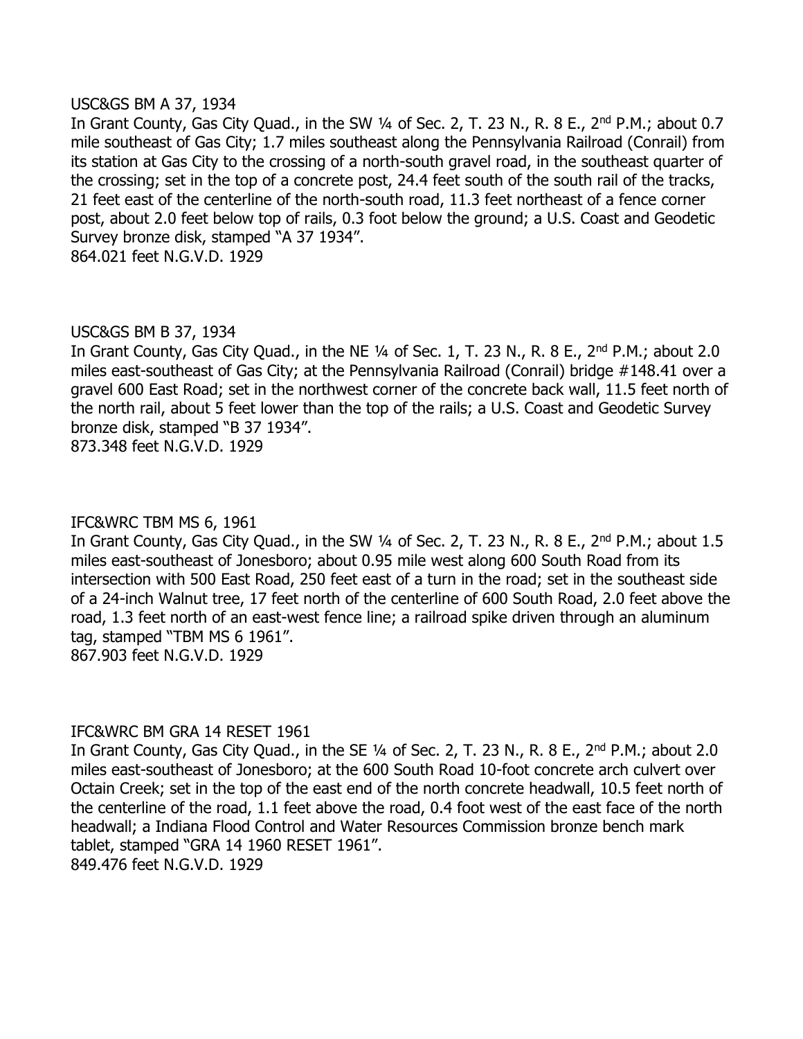USC&GS BM A 37, 1934

In Grant County, Gas City Quad., in the SW ¼ of Sec. 2, T. 23 N., R. 8 E., 2nd P.M.; about 0.7 mile southeast of Gas City; 1.7 miles southeast along the Pennsylvania Railroad (Conrail) from its station at Gas City to the crossing of a north-south gravel road, in the southeast quarter of the crossing; set in the top of a concrete post, 24.4 feet south of the south rail of the tracks, 21 feet east of the centerline of the north-south road, 11.3 feet northeast of a fence corner post, about 2.0 feet below top of rails, 0.3 foot below the ground; a U.S. Coast and Geodetic Survey bronze disk, stamped "A 37 1934".

864.021 feet N.G.V.D. 1929

USC&GS BM B 37, 1934

In Grant County, Gas City Quad., in the NE ¼ of Sec. 1, T. 23 N., R. 8 E., 2nd P.M.; about 2.0 miles east-southeast of Gas City; at the Pennsylvania Railroad (Conrail) bridge #148.41 over a gravel 600 East Road; set in the northwest corner of the concrete back wall, 11.5 feet north of the north rail, about 5 feet lower than the top of the rails; a U.S. Coast and Geodetic Survey bronze disk, stamped "B 37 1934".

873.348 feet N.G.V.D. 1929

IFC&WRC TBM MS 6, 1961

In Grant County, Gas City Quad., in the SW ¼ of Sec. 2, T. 23 N., R. 8 E., 2nd P.M.; about 1.5 miles east-southeast of Jonesboro; about 0.95 mile west along 600 South Road from its intersection with 500 East Road, 250 feet east of a turn in the road; set in the southeast side of a 24-inch Walnut tree, 17 feet north of the centerline of 600 South Road, 2.0 feet above the road, 1.3 feet north of an east-west fence line; a railroad spike driven through an aluminum tag, stamped "TBM MS 6 1961".

867.903 feet N.G.V.D. 1929

IFC&WRC BM GRA 14 RESET 1961

In Grant County, Gas City Quad., in the SE ¼ of Sec. 2, T. 23 N., R. 8 E., 2nd P.M.; about 2.0 miles east-southeast of Jonesboro; at the 600 South Road 10-foot concrete arch culvert over Octain Creek; set in the top of the east end of the north concrete headwall, 10.5 feet north of the centerline of the road, 1.1 feet above the road, 0.4 foot west of the east face of the north headwall; a Indiana Flood Control and Water Resources Commission bronze bench mark tablet, stamped "GRA 14 1960 RESET 1961".

849.476 feet N.G.V.D. 1929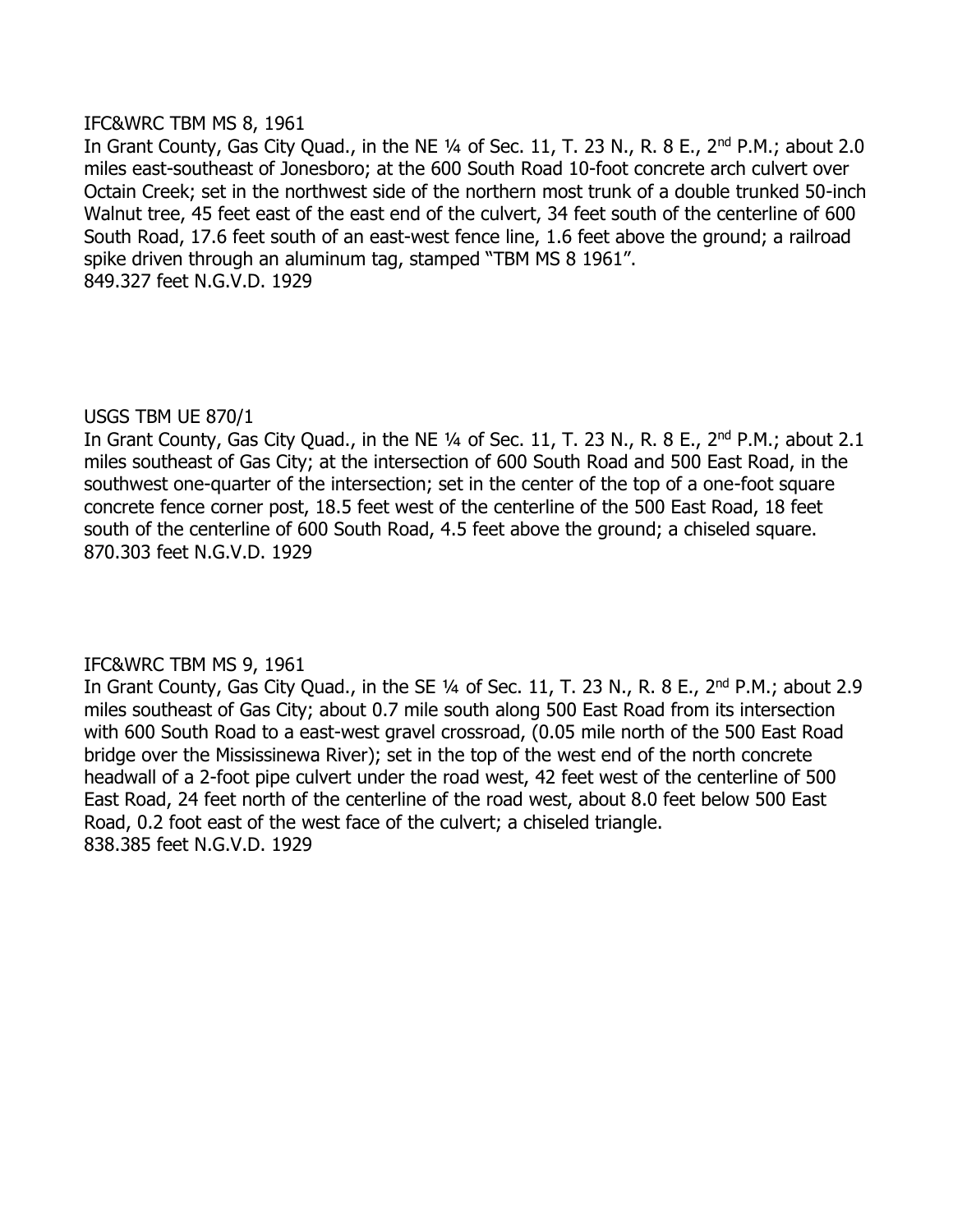IFC&WRC TBM MS 8, 1961

In Grant County, Gas City Quad., in the NE ¼ of Sec. 11, T. 23 N., R. 8 E., 2nd P.M.; about 2.0 miles east-southeast of Jonesboro; at the 600 South Road 10-foot concrete arch culvert over Octain Creek; set in the northwest side of the northern most trunk of a double trunked 50-inch Walnut tree, 45 feet east of the east end of the culvert, 34 feet south of the centerline of 600 South Road, 17.6 feet south of an east-west fence line, 1.6 feet above the ground; a railroad spike driven through an aluminum tag, stamped "TBM MS 8 1961".

849.327 feet N.G.V.D. 1929

USGS TBM UE 870/1

In Grant County, Gas City Quad., in the NE ¼ of Sec. 11, T. 23 N., R. 8 E., 2nd P.M.; about 2.1 miles southeast of Gas City; at the intersection of 600 South Road and 500 East Road, in the southwest one-quarter of the intersection; set in the center of the top of a one-foot square concrete fence corner post, 18.5 feet west of the centerline of the 500 East Road, 18 feet south of the centerline of 600 South Road, 4.5 feet above the ground; a chiseled square.

870.303 feet N.G.V.D. 1929

IFC&WRC TBM MS 9, 1961

In Grant County, Gas City Quad., in the SE ¼ of Sec. 11, T. 23 N., R. 8 E., 2nd P.M.; about 2.9 miles southeast of Gas City; about 0.7 mile south along 500 East Road from its intersection with 600 South Road to a east-west gravel crossroad, (0.05 mile north of the 500 East Road bridge over the Mississinewa River); set in the top of the west end of the north concrete headwall of a 2-foot pipe culvert under the road west, 42 feet west of the centerline of 500 East Road, 24 feet north of the centerline of the road west, about 8.0 feet below 500 East Road, 0.2 foot east of the west face of the culvert; a chiseled triangle.

838.385 feet N.G.V.D. 1929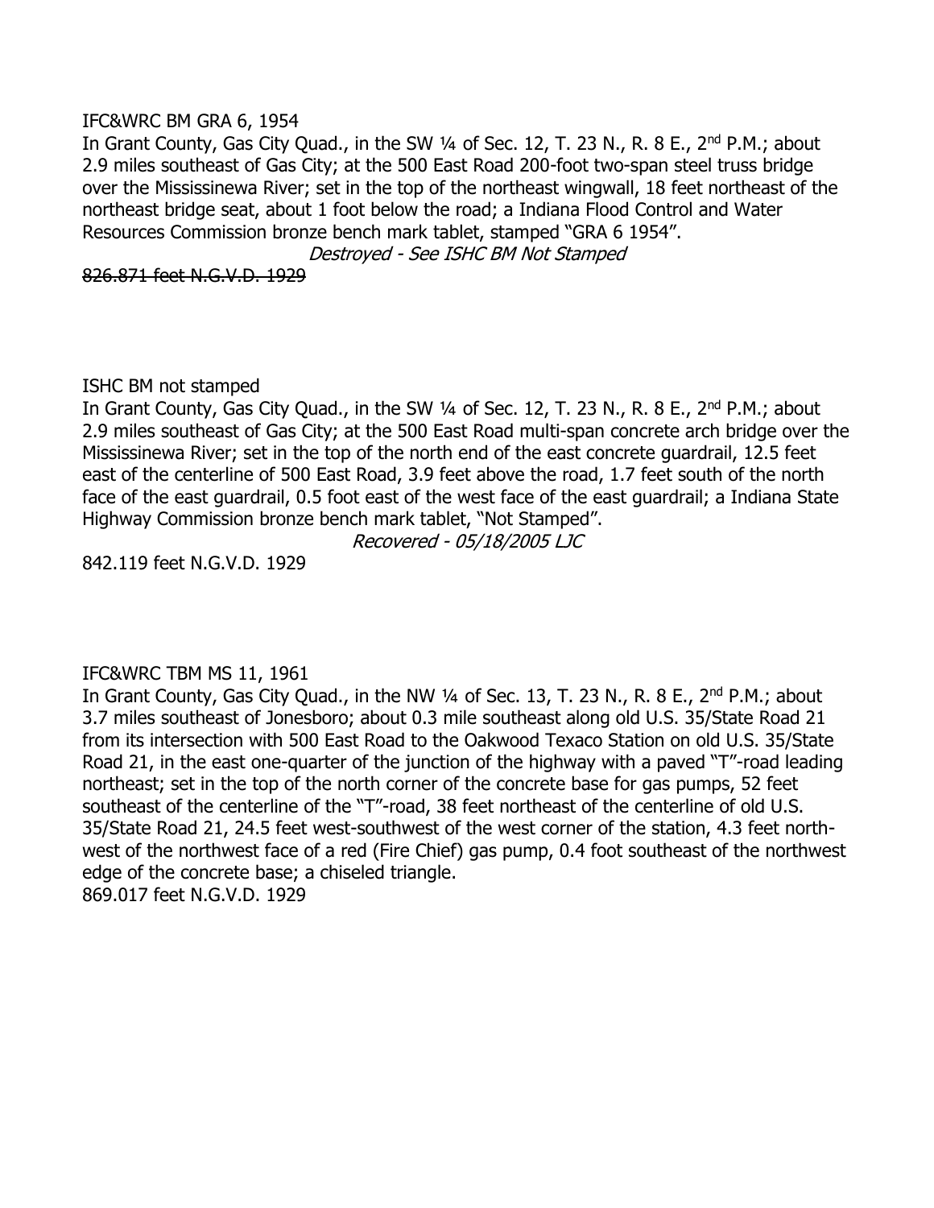IFC&WRC BM GRA 6, 1954

In Grant County, Gas City Quad., in the SW ¼ of Sec. 12, T. 23 N., R. 8 E., 2nd P.M.; about 2.9 miles southeast of Gas City; at the 500 East Road 200-foot two-span steel truss bridge over the Mississinewa River; set in the top of the northeast wingwall, 18 feet northeast of the northeast bridge seat, about 1 foot below the road; a Indiana Flood Control and Water Resources Commission bronze bench mark tablet, stamped "GRA 6 1954".

*Destroyed - See ISHC BM Not Stamped*

~~826.871 feet N.G.V.D. 1929~~

ISHC BM not stamped

In Grant County, Gas City Quad., in the SW ¼ of Sec. 12, T. 23 N., R. 8 E., 2nd P.M.; about 2.9 miles southeast of Gas City; at the 500 East Road multi-span concrete arch bridge over the Mississinewa River; set in the top of the north end of the east concrete guardrail, 12.5 feet east of the centerline of 500 East Road, 3.9 feet above the road, 1.7 feet south of the north face of the east guardrail, 0.5 foot east of the west face of the east guardrail; a Indiana State Highway Commission bronze bench mark tablet, "Not Stamped".

*Recovered - 05/18/2005 LJC*

842.119 feet N.G.V.D. 1929

IFC&WRC TBM MS 11, 1961

In Grant County, Gas City Quad., in the NW ¼ of Sec. 13, T. 23 N., R. 8 E., 2nd P.M.; about 3.7 miles southeast of Jonesboro; about 0.3 mile southeast along old U.S. 35/State Road 21 from its intersection with 500 East Road to the Oakwood Texaco Station on old U.S. 35/State Road 21, in the east one-quarter of the junction of the highway with a paved "T"-road leading northeast; set in the top of the north corner of the concrete base for gas pumps, 52 feet southeast of the centerline of the "T"-road, 38 feet northeast of the centerline of old U.S. 35/State Road 21, 24.5 feet west-southwest of the west corner of the station, 4.3 feet north-west of the northwest face of a red (Fire Chief) gas pump, 0.4 foot southeast of the northwest edge of the concrete base; a chiseled triangle.

869.017 feet N.G.V.D. 1929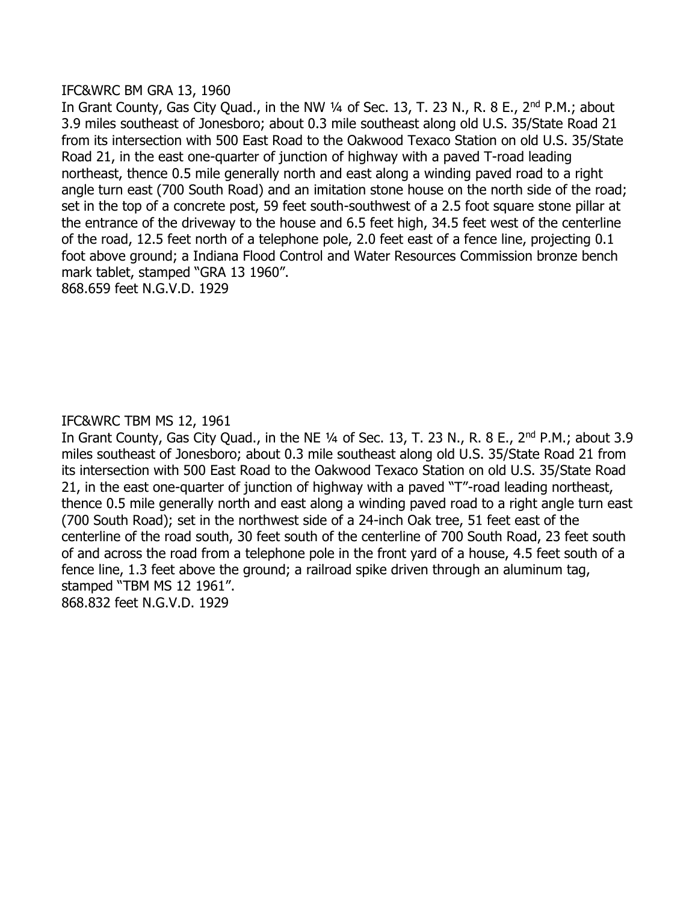IFC&WRC BM GRA 13, 1960

In Grant County, Gas City Quad., in the NW ¼ of Sec. 13, T. 23 N., R. 8 E., 2nd P.M.; about 3.9 miles southeast of Jonesboro; about 0.3 mile southeast along old U.S. 35/State Road 21 from its intersection with 500 East Road to the Oakwood Texaco Station on old U.S. 35/State Road 21, in the east one-quarter of junction of highway with a paved T-road leading northeast, thence 0.5 mile generally north and east along a winding paved road to a right angle turn east (700 South Road) and an imitation stone house on the north side of the road; set in the top of a concrete post, 59 feet south-southwest of a 2.5 foot square stone pillar at the entrance of the driveway to the house and 6.5 feet high, 34.5 feet west of the centerline of the road, 12.5 feet north of a telephone pole, 2.0 feet east of a fence line, projecting 0.1 foot above ground; a Indiana Flood Control and Water Resources Commission bronze bench mark tablet, stamped "GRA 13 1960".

868.659 feet N.G.V.D. 1929

IFC&WRC TBM MS 12, 1961

In Grant County, Gas City Quad., in the NE ¼ of Sec. 13, T. 23 N., R. 8 E., 2nd P.M.; about 3.9 miles southeast of Jonesboro; about 0.3 mile southeast along old U.S. 35/State Road 21 from its intersection with 500 East Road to the Oakwood Texaco Station on old U.S. 35/State Road 21, in the east one-quarter of junction of highway with a paved "T"-road leading northeast, thence 0.5 mile generally north and east along a winding paved road to a right angle turn east (700 South Road); set in the northwest side of a 24-inch Oak tree, 51 feet east of the centerline of the road south, 30 feet south of the centerline of 700 South Road, 23 feet south of and across the road from a telephone pole in the front yard of a house, 4.5 feet south of a fence line, 1.3 feet above the ground; a railroad spike driven through an aluminum tag, stamped "TBM MS 12 1961".

868.832 feet N.G.V.D. 1929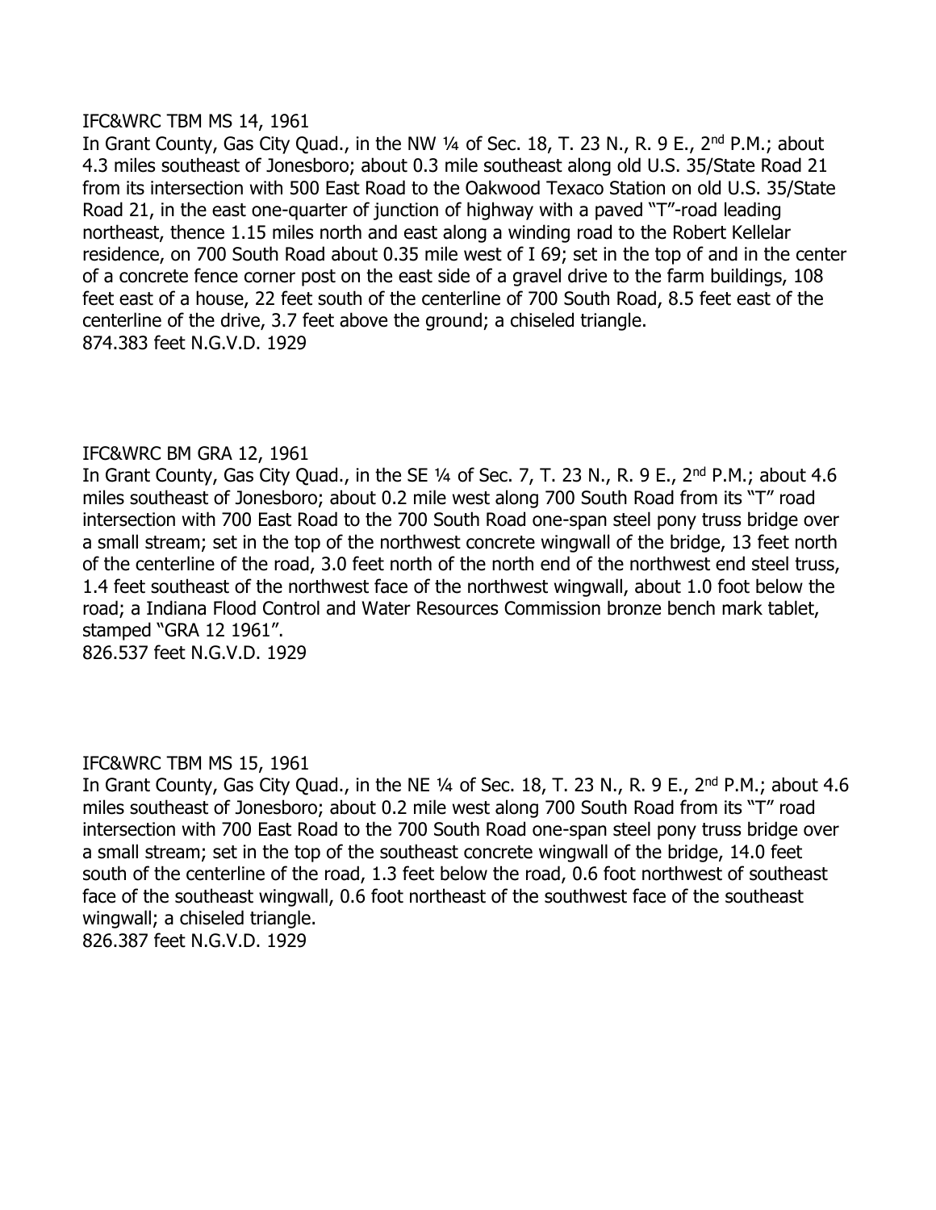IFC&WRC TBM MS 14, 1961

In Grant County, Gas City Quad., in the NW ¼ of Sec. 18, T. 23 N., R. 9 E., 2nd P.M.; about 4.3 miles southeast of Jonesboro; about 0.3 mile southeast along old U.S. 35/State Road 21 from its intersection with 500 East Road to the Oakwood Texaco Station on old U.S. 35/State Road 21, in the east one-quarter of junction of highway with a paved "T"-road leading northeast, thence 1.15 miles north and east along a winding road to the Robert Kellelar residence, on 700 South Road about 0.35 mile west of I 69; set in the top of and in the center of a concrete fence corner post on the east side of a gravel drive to the farm buildings, 108 feet east of a house, 22 feet south of the centerline of 700 South Road, 8.5 feet east of the centerline of the drive, 3.7 feet above the ground; a chiseled triangle.

874.383 feet N.G.V.D. 1929

IFC&WRC BM GRA 12, 1961

In Grant County, Gas City Quad., in the SE ¼ of Sec. 7, T. 23 N., R. 9 E., 2nd P.M.; about 4.6 miles southeast of Jonesboro; about 0.2 mile west along 700 South Road from its "T" road intersection with 700 East Road to the 700 South Road one-span steel pony truss bridge over a small stream; set in the top of the northwest concrete wingwall of the bridge, 13 feet north of the centerline of the road, 3.0 feet north of the north end of the northwest end steel truss, 1.4 feet southeast of the northwest face of the northwest wingwall, about 1.0 foot below the road; a Indiana Flood Control and Water Resources Commission bronze bench mark tablet, stamped "GRA 12 1961".

826.537 feet N.G.V.D. 1929

IFC&WRC TBM MS 15, 1961

In Grant County, Gas City Quad., in the NE ¼ of Sec. 18, T. 23 N., R. 9 E., 2nd P.M.; about 4.6 miles southeast of Jonesboro; about 0.2 mile west along 700 South Road from its "T" road intersection with 700 East Road to the 700 South Road one-span steel pony truss bridge over a small stream; set in the top of the southeast concrete wingwall of the bridge, 14.0 feet south of the centerline of the road, 1.3 feet below the road, 0.6 foot northwest of southeast face of the southeast wingwall, 0.6 foot northeast of the southwest face of the southeast wingwall; a chiseled triangle.

826.387 feet N.G.V.D. 1929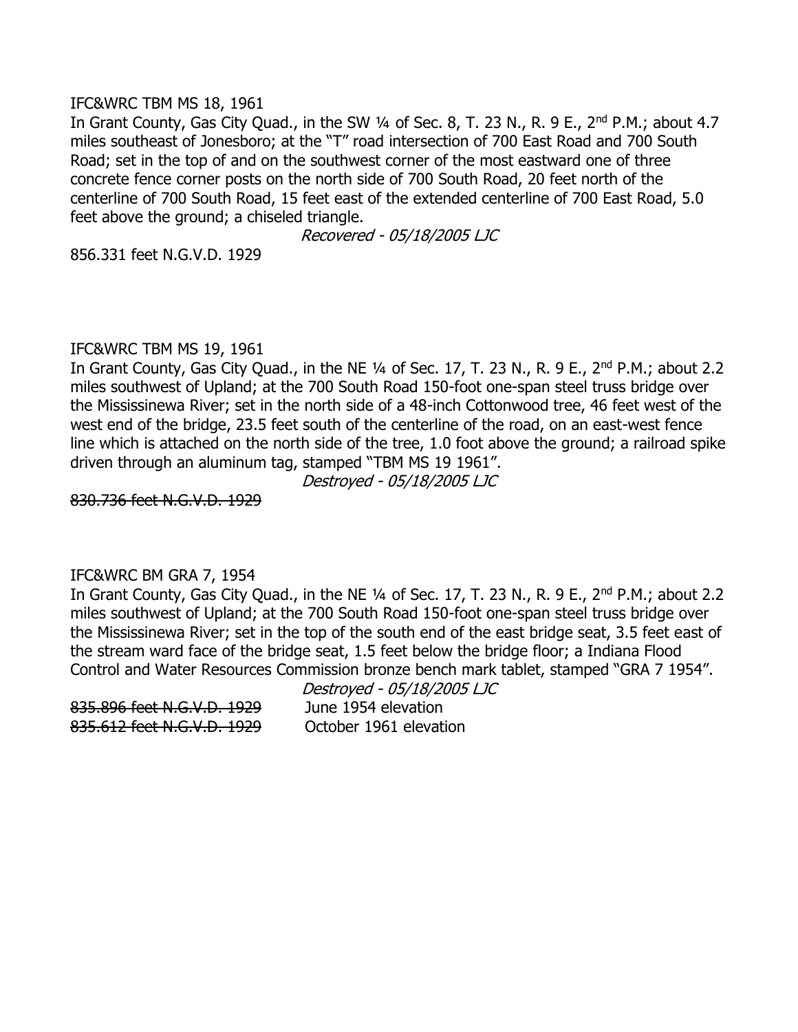IFC&WRC TBM MS 18, 1961

In Grant County, Gas City Quad., in the SW ¼ of Sec. 8, T. 23 N., R. 9 E., 2nd P.M.; about 4.7 miles southeast of Jonesboro; at the "T" road intersection of 700 East Road and 700 South Road; set in the top of and on the southwest corner of the most eastward one of three concrete fence corner posts on the north side of 700 South Road, 20 feet north of the centerline of 700 South Road, 15 feet east of the extended centerline of 700 East Road, 5.0 feet above the ground; a chiseled triangle.

*Recovered - 05/18/2005 LJC*

856.331 feet N.G.V.D. 1929

IFC&WRC TBM MS 19, 1961

In Grant County, Gas City Quad., in the NE ¼ of Sec. 17, T. 23 N., R. 9 E., 2nd P.M.; about 2.2 miles southwest of Upland; at the 700 South Road 150-foot one-span steel truss bridge over the Mississinewa River; set in the north side of a 48-inch Cottonwood tree, 46 feet west of the west end of the bridge, 23.5 feet south of the centerline of the road, on an east-west fence line which is attached on the north side of the tree, 1.0 foot above the ground; a railroad spike driven through an aluminum tag, stamped "TBM MS 19 1961".

*Destroyed - 05/18/2005 LJC*

~~830.736 feet N.G.V.D. 1929~~

IFC&WRC BM GRA 7, 1954

In Grant County, Gas City Quad., in the NE ¼ of Sec. 17, T. 23 N., R. 9 E., 2nd P.M.; about 2.2 miles southwest of Upland; at the 700 South Road 150-foot one-span steel truss bridge over the Mississinewa River; set in the top of the south end of the east bridge seat, 3.5 feet east of the stream ward face of the bridge seat, 1.5 feet below the bridge floor; a Indiana Flood Control and Water Resources Commission bronze bench mark tablet, stamped "GRA 7 1954".

*Destroyed - 05/18/2005 LJC*

~~835.896 feet N.G.V.D. 1929~~ June 1954 elevation
~~835.612 feet N.G.V.D. 1929~~ October 1961 elevation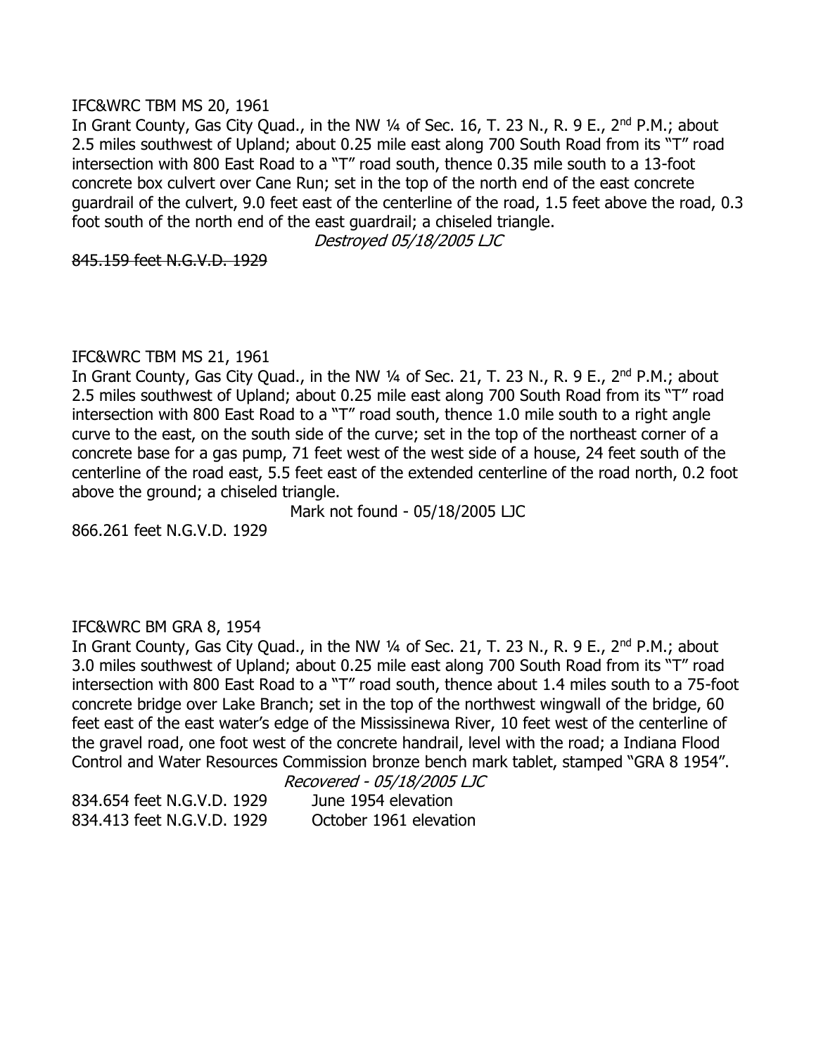IFC&WRC TBM MS 20, 1961

In Grant County, Gas City Quad., in the NW ¼ of Sec. 16, T. 23 N., R. 9 E., 2nd P.M.; about 2.5 miles southwest of Upland; about 0.25 mile east along 700 South Road from its "T" road intersection with 800 East Road to a "T" road south, thence 0.35 mile south to a 13-foot concrete box culvert over Cane Run; set in the top of the north end of the east concrete guardrail of the culvert, 9.0 feet east of the centerline of the road, 1.5 feet above the road, 0.3 foot south of the north end of the east guardrail; a chiseled triangle.

*Destroyed 05/18/2005 LJC*

~~845.159 feet N.G.V.D. 1929~~

IFC&WRC TBM MS 21, 1961

In Grant County, Gas City Quad., in the NW ¼ of Sec. 21, T. 23 N., R. 9 E., 2nd P.M.; about 2.5 miles southwest of Upland; about 0.25 mile east along 700 South Road from its "T" road intersection with 800 East Road to a "T" road south, thence 1.0 mile south to a right angle curve to the east, on the south side of the curve; set in the top of the northeast corner of a concrete base for a gas pump, 71 feet west of the west side of a house, 24 feet south of the centerline of the road east, 5.5 feet east of the extended centerline of the road north, 0.2 foot above the ground; a chiseled triangle.

Mark not found - 05/18/2005 LJC

866.261 feet N.G.V.D. 1929

IFC&WRC BM GRA 8, 1954

In Grant County, Gas City Quad., in the NW ¼ of Sec. 21, T. 23 N., R. 9 E., 2nd P.M.; about 3.0 miles southwest of Upland; about 0.25 mile east along 700 South Road from its "T" road intersection with 800 East Road to a "T" road south, thence about 1.4 miles south to a 75-foot concrete bridge over Lake Branch; set in the top of the northwest wingwall of the bridge, 60 feet east of the east water's edge of the Mississinewa River, 10 feet west of the centerline of the gravel road, one foot west of the concrete handrail, level with the road; a Indiana Flood Control and Water Resources Commission bronze bench mark tablet, stamped "GRA 8 1954".

*Recovered - 05/18/2005 LJC*

834.654 feet N.G.V.D. 1929 June 1954 elevation
834.413 feet N.G.V.D. 1929 October 1961 elevation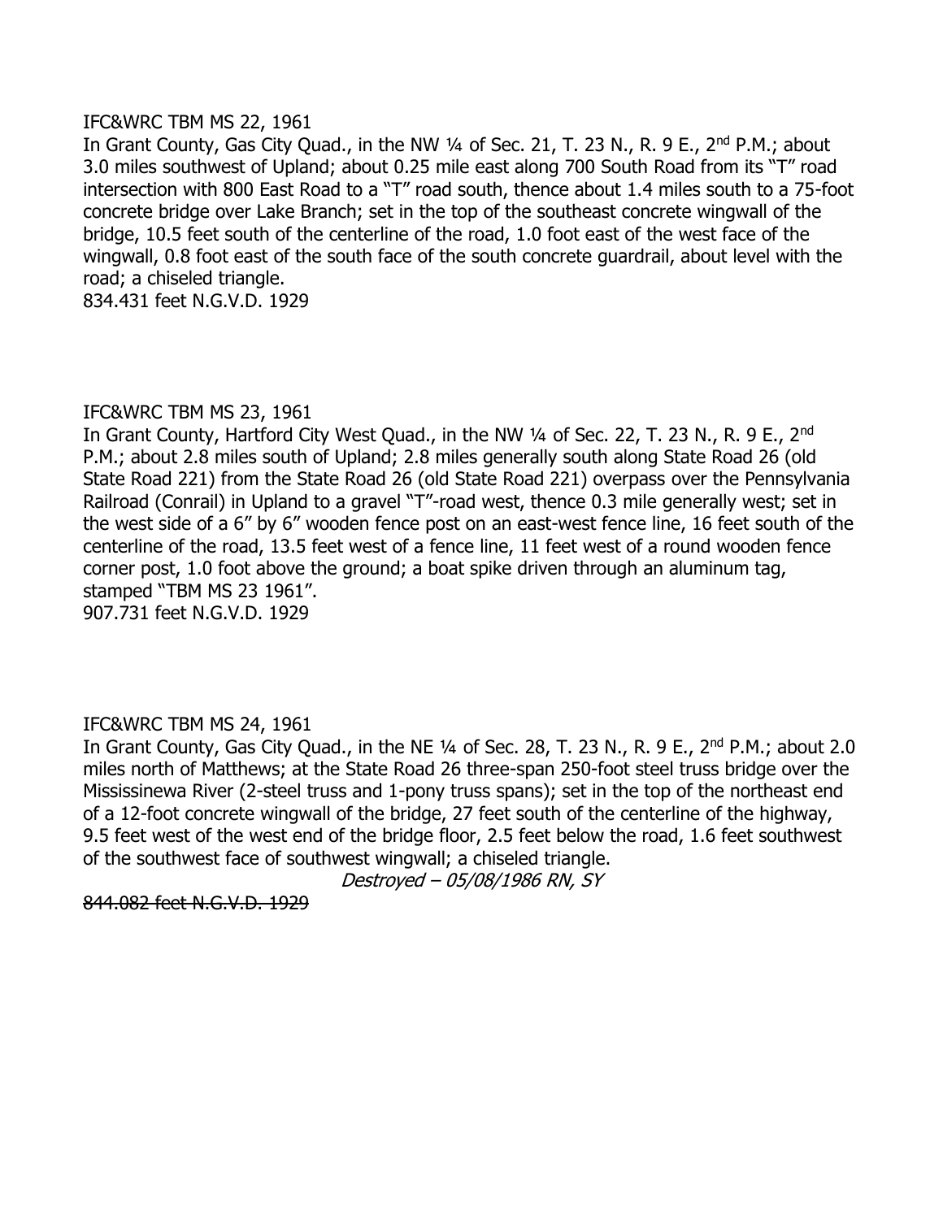IFC&WRC TBM MS 22, 1961

In Grant County, Gas City Quad., in the NW ¼ of Sec. 21, T. 23 N., R. 9 E., 2nd P.M.; about 3.0 miles southwest of Upland; about 0.25 mile east along 700 South Road from its "T" road intersection with 800 East Road to a "T" road south, thence about 1.4 miles south to a 75-foot concrete bridge over Lake Branch; set in the top of the southeast concrete wingwall of the bridge, 10.5 feet south of the centerline of the road, 1.0 foot east of the west face of the wingwall, 0.8 foot east of the south face of the south concrete guardrail, about level with the road; a chiseled triangle.

834.431 feet N.G.V.D. 1929

IFC&WRC TBM MS 23, 1961

In Grant County, Hartford City West Quad., in the NW ¼ of Sec. 22, T. 23 N., R. 9 E., 2nd P.M.; about 2.8 miles south of Upland; 2.8 miles generally south along State Road 26 (old State Road 221) from the State Road 26 (old State Road 221) overpass over the Pennsylvania Railroad (Conrail) in Upland to a gravel "T"-road west, thence 0.3 mile generally west; set in the west side of a 6" by 6" wooden fence post on an east-west fence line, 16 feet south of the centerline of the road, 13.5 feet west of a fence line, 11 feet west of a round wooden fence corner post, 1.0 foot above the ground; a boat spike driven through an aluminum tag, stamped "TBM MS 23 1961".

907.731 feet N.G.V.D. 1929

IFC&WRC TBM MS 24, 1961

In Grant County, Gas City Quad., in the NE ¼ of Sec. 28, T. 23 N., R. 9 E., 2nd P.M.; about 2.0 miles north of Matthews; at the State Road 26 three-span 250-foot steel truss bridge over the Mississinewa River (2-steel truss and 1-pony truss spans); set in the top of the northeast end of a 12-foot concrete wingwall of the bridge, 27 feet south of the centerline of the highway, 9.5 feet west of the west end of the bridge floor, 2.5 feet below the road, 1.6 feet southwest of the southwest face of southwest wingwall; a chiseled triangle.

*Destroyed – 05/08/1986 RN, SY*

~~844.082 feet N.G.V.D. 1929~~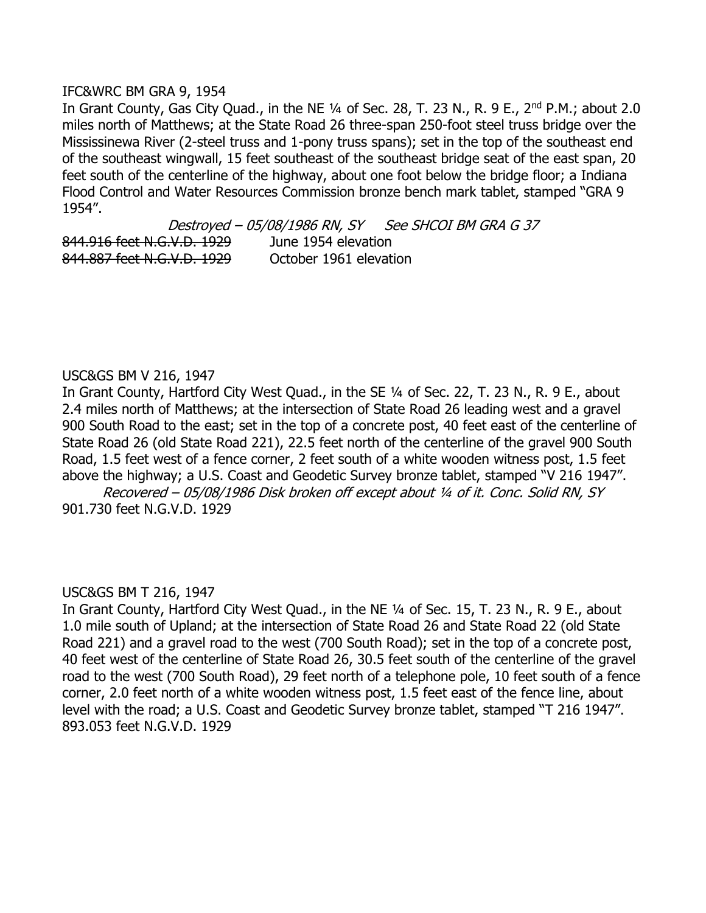IFC&WRC BM GRA 9, 1954

In Grant County, Gas City Quad., in the NE ¼ of Sec. 28, T. 23 N., R. 9 E., 2nd P.M.; about 2.0 miles north of Matthews; at the State Road 26 three-span 250-foot steel truss bridge over the Mississinewa River (2-steel truss and 1-pony truss spans); set in the top of the southeast end of the southeast wingwall, 15 feet southeast of the southeast bridge seat of the east span, 20 feet south of the centerline of the highway, about one foot below the bridge floor; a Indiana Flood Control and Water Resources Commission bronze bench mark tablet, stamped "GRA 9 1954".

*Destroyed – 05/08/1986 RN, SY     See SHCOI BM GRA G 37*

~~844.916 feet N.G.V.D. 1929~~     June 1954 elevation

~~844.887 feet N.G.V.D. 1929~~     October 1961 elevation

USC&GS BM V 216, 1947

In Grant County, Hartford City West Quad., in the SE ¼ of Sec. 22, T. 23 N., R. 9 E., about 2.4 miles north of Matthews; at the intersection of State Road 26 leading west and a gravel 900 South Road to the east; set in the top of a concrete post, 40 feet east of the centerline of State Road 26 (old State Road 221), 22.5 feet north of the centerline of the gravel 900 South Road, 1.5 feet west of a fence corner, 2 feet south of a white wooden witness post, 1.5 feet above the highway; a U.S. Coast and Geodetic Survey bronze tablet, stamped "V 216 1947".

*Recovered – 05/08/1986 Disk broken off except about ¼ of it. Conc. Solid RN, SY*

901.730 feet N.G.V.D. 1929

USC&GS BM T 216, 1947

In Grant County, Hartford City West Quad., in the NE ¼ of Sec. 15, T. 23 N., R. 9 E., about 1.0 mile south of Upland; at the intersection of State Road 26 and State Road 22 (old State Road 221) and a gravel road to the west (700 South Road); set in the top of a concrete post, 40 feet west of the centerline of State Road 26, 30.5 feet south of the centerline of the gravel road to the west (700 South Road), 29 feet north of a telephone pole, 10 feet south of a fence corner, 2.0 feet north of a white wooden witness post, 1.5 feet east of the fence line, about level with the road; a U.S. Coast and Geodetic Survey bronze tablet, stamped "T 216 1947".

893.053 feet N.G.V.D. 1929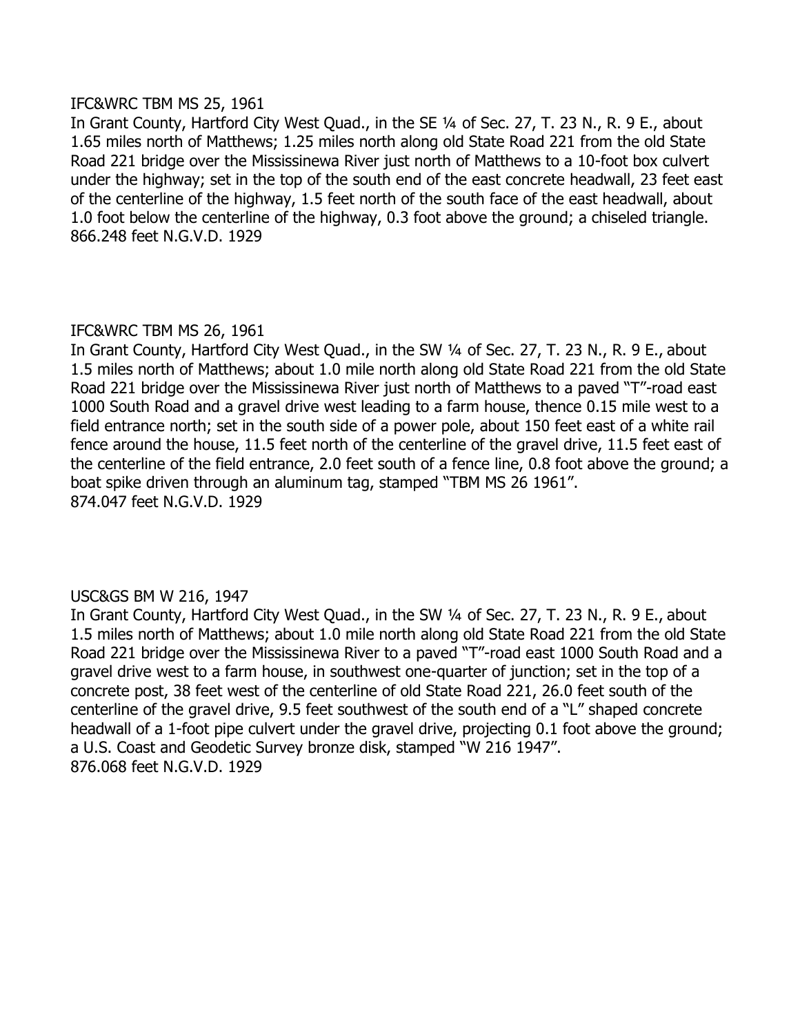IFC&WRC TBM MS 25, 1961

In Grant County, Hartford City West Quad., in the SE ¼ of Sec. 27, T. 23 N., R. 9 E., about 1.65 miles north of Matthews; 1.25 miles north along old State Road 221 from the old State Road 221 bridge over the Mississinewa River just north of Matthews to a 10-foot box culvert under the highway; set in the top of the south end of the east concrete headwall, 23 feet east of the centerline of the highway, 1.5 feet north of the south face of the east headwall, about 1.0 foot below the centerline of the highway, 0.3 foot above the ground; a chiseled triangle.
866.248 feet N.G.V.D. 1929

IFC&WRC TBM MS 26, 1961

In Grant County, Hartford City West Quad., in the SW ¼ of Sec. 27, T. 23 N., R. 9 E., about 1.5 miles north of Matthews; about 1.0 mile north along old State Road 221 from the old State Road 221 bridge over the Mississinewa River just north of Matthews to a paved "T"-road east 1000 South Road and a gravel drive west leading to a farm house, thence 0.15 mile west to a field entrance north; set in the south side of a power pole, about 150 feet east of a white rail fence around the house, 11.5 feet north of the centerline of the gravel drive, 11.5 feet east of the centerline of the field entrance, 2.0 feet south of a fence line, 0.8 foot above the ground; a boat spike driven through an aluminum tag, stamped "TBM MS 26 1961".
874.047 feet N.G.V.D. 1929

USC&GS BM W 216, 1947

In Grant County, Hartford City West Quad., in the SW ¼ of Sec. 27, T. 23 N., R. 9 E., about 1.5 miles north of Matthews; about 1.0 mile north along old State Road 221 from the old State Road 221 bridge over the Mississinewa River to a paved "T"-road east 1000 South Road and a gravel drive west to a farm house, in southwest one-quarter of junction; set in the top of a concrete post, 38 feet west of the centerline of old State Road 221, 26.0 feet south of the centerline of the gravel drive, 9.5 feet southwest of the south end of a "L" shaped concrete headwall of a 1-foot pipe culvert under the gravel drive, projecting 0.1 foot above the ground; a U.S. Coast and Geodetic Survey bronze disk, stamped "W 216 1947".
876.068 feet N.G.V.D. 1929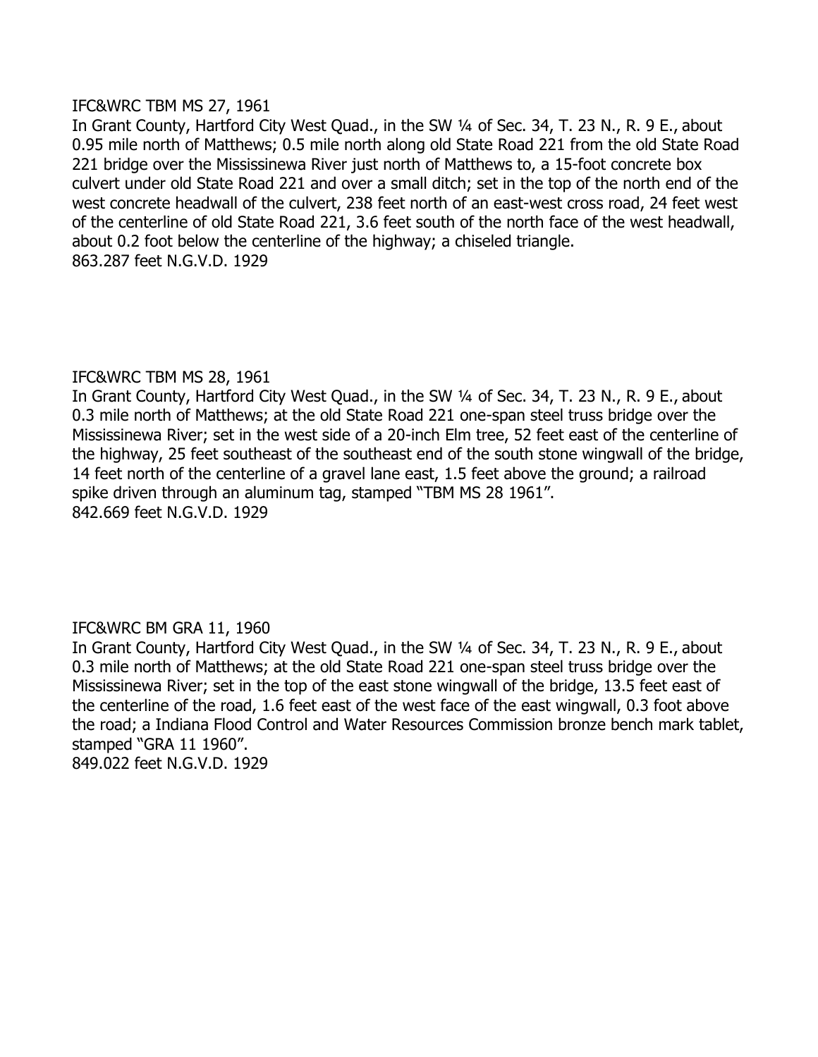IFC&WRC TBM MS 27, 1961

In Grant County, Hartford City West Quad., in the SW ¼ of Sec. 34, T. 23 N., R. 9 E., about 0.95 mile north of Matthews; 0.5 mile north along old State Road 221 from the old State Road 221 bridge over the Mississinewa River just north of Matthews to, a 15-foot concrete box culvert under old State Road 221 and over a small ditch; set in the top of the north end of the west concrete headwall of the culvert, 238 feet north of an east-west cross road, 24 feet west of the centerline of old State Road 221, 3.6 feet south of the north face of the west headwall, about 0.2 foot below the centerline of the highway; a chiseled triangle.

863.287 feet N.G.V.D. 1929

IFC&WRC TBM MS 28, 1961

In Grant County, Hartford City West Quad., in the SW ¼ of Sec. 34, T. 23 N., R. 9 E., about 0.3 mile north of Matthews; at the old State Road 221 one-span steel truss bridge over the Mississinewa River; set in the west side of a 20-inch Elm tree, 52 feet east of the centerline of the highway, 25 feet southeast of the southeast end of the south stone wingwall of the bridge, 14 feet north of the centerline of a gravel lane east, 1.5 feet above the ground; a railroad spike driven through an aluminum tag, stamped "TBM MS 28 1961".

842.669 feet N.G.V.D. 1929

IFC&WRC BM GRA 11, 1960

In Grant County, Hartford City West Quad., in the SW ¼ of Sec. 34, T. 23 N., R. 9 E., about 0.3 mile north of Matthews; at the old State Road 221 one-span steel truss bridge over the Mississinewa River; set in the top of the east stone wingwall of the bridge, 13.5 feet east of the centerline of the road, 1.6 feet east of the west face of the east wingwall, 0.3 foot above the road; a Indiana Flood Control and Water Resources Commission bronze bench mark tablet, stamped "GRA 11 1960".

849.022 feet N.G.V.D. 1929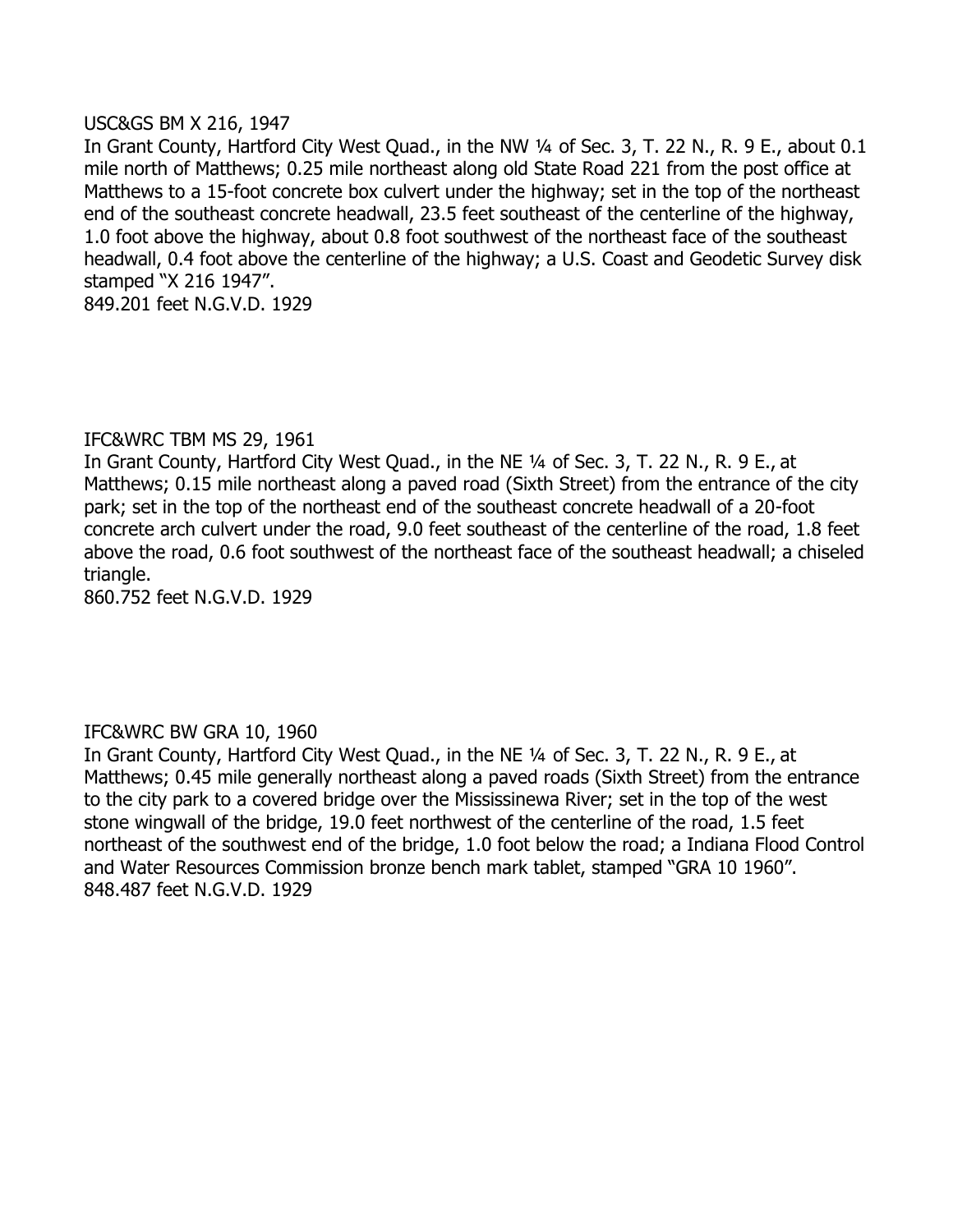USC&GS BM X 216, 1947

In Grant County, Hartford City West Quad., in the NW ¼ of Sec. 3, T. 22 N., R. 9 E., about 0.1 mile north of Matthews; 0.25 mile northeast along old State Road 221 from the post office at Matthews to a 15-foot concrete box culvert under the highway; set in the top of the northeast end of the southeast concrete headwall, 23.5 feet southeast of the centerline of the highway, 1.0 foot above the highway, about 0.8 foot southwest of the northeast face of the southeast headwall, 0.4 foot above the centerline of the highway; a U.S. Coast and Geodetic Survey disk stamped "X 216 1947".

849.201 feet N.G.V.D. 1929

IFC&WRC TBM MS 29, 1961

In Grant County, Hartford City West Quad., in the NE ¼ of Sec. 3, T. 22 N., R. 9 E., at Matthews; 0.15 mile northeast along a paved road (Sixth Street) from the entrance of the city park; set in the top of the northeast end of the southeast concrete headwall of a 20-foot concrete arch culvert under the road, 9.0 feet southeast of the centerline of the road, 1.8 feet above the road, 0.6 foot southwest of the northeast face of the southeast headwall; a chiseled triangle.

860.752 feet N.G.V.D. 1929

IFC&WRC BW GRA 10, 1960

In Grant County, Hartford City West Quad., in the NE ¼ of Sec. 3, T. 22 N., R. 9 E., at Matthews; 0.45 mile generally northeast along a paved roads (Sixth Street) from the entrance to the city park to a covered bridge over the Mississinewa River; set in the top of the west stone wingwall of the bridge, 19.0 feet northwest of the centerline of the road, 1.5 feet northeast of the southwest end of the bridge, 1.0 foot below the road; a Indiana Flood Control and Water Resources Commission bronze bench mark tablet, stamped "GRA 10 1960".

848.487 feet N.G.V.D. 1929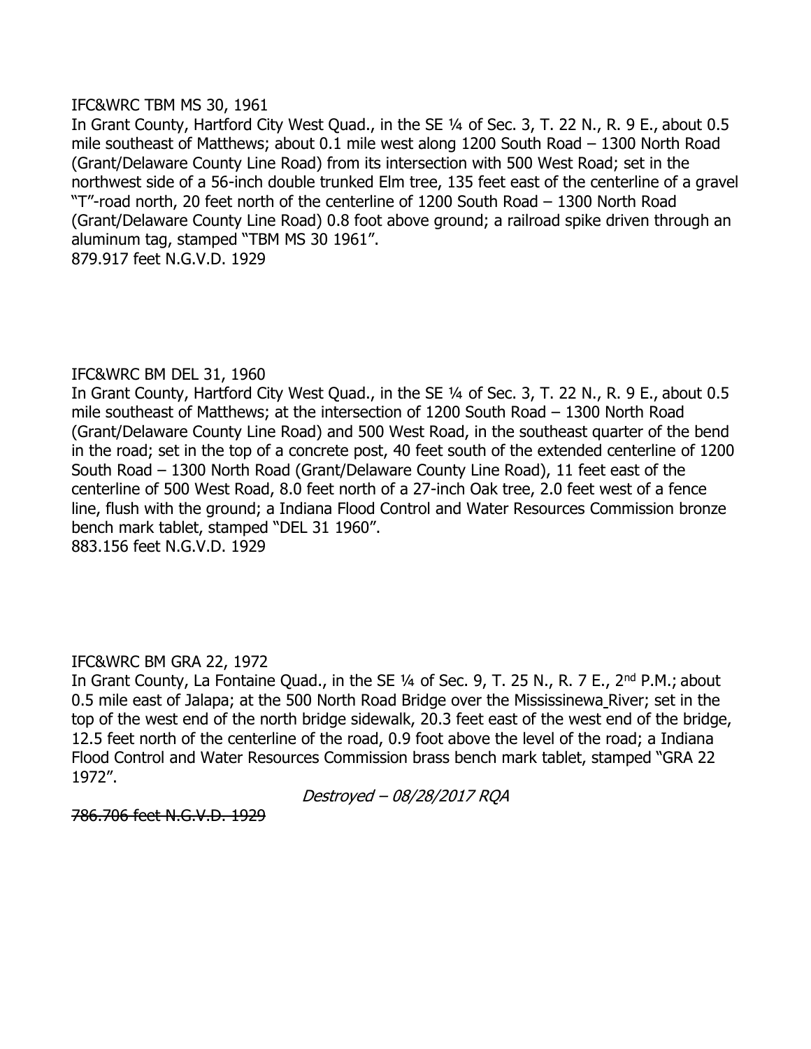IFC&WRC TBM MS 30, 1961

In Grant County, Hartford City West Quad., in the SE ¼ of Sec. 3, T. 22 N., R. 9 E., about 0.5 mile southeast of Matthews; about 0.1 mile west along 1200 South Road – 1300 North Road (Grant/Delaware County Line Road) from its intersection with 500 West Road; set in the northwest side of a 56-inch double trunked Elm tree, 135 feet east of the centerline of a gravel "T"-road north, 20 feet north of the centerline of 1200 South Road – 1300 North Road (Grant/Delaware County Line Road) 0.8 foot above ground; a railroad spike driven through an aluminum tag, stamped "TBM MS 30 1961".

879.917 feet N.G.V.D. 1929

IFC&WRC BM DEL 31, 1960

In Grant County, Hartford City West Quad., in the SE ¼ of Sec. 3, T. 22 N., R. 9 E., about 0.5 mile southeast of Matthews; at the intersection of 1200 South Road – 1300 North Road (Grant/Delaware County Line Road) and 500 West Road, in the southeast quarter of the bend in the road; set in the top of a concrete post, 40 feet south of the extended centerline of 1200 South Road – 1300 North Road (Grant/Delaware County Line Road), 11 feet east of the centerline of 500 West Road, 8.0 feet north of a 27-inch Oak tree, 2.0 feet west of a fence line, flush with the ground; a Indiana Flood Control and Water Resources Commission bronze bench mark tablet, stamped "DEL 31 1960".

883.156 feet N.G.V.D. 1929

IFC&WRC BM GRA 22, 1972

In Grant County, La Fontaine Quad., in the SE ¼ of Sec. 9, T. 25 N., R. 7 E., 2nd P.M.; about 0.5 mile east of Jalapa; at the 500 North Road Bridge over the Mississinewa River; set in the top of the west end of the north bridge sidewalk, 20.3 feet east of the west end of the bridge, 12.5 feet north of the centerline of the road, 0.9 foot above the level of the road; a Indiana Flood Control and Water Resources Commission brass bench mark tablet, stamped "GRA 22 1972".

*Destroyed – 08/28/2017 RQA*

~~786.706 feet N.G.V.D. 1929~~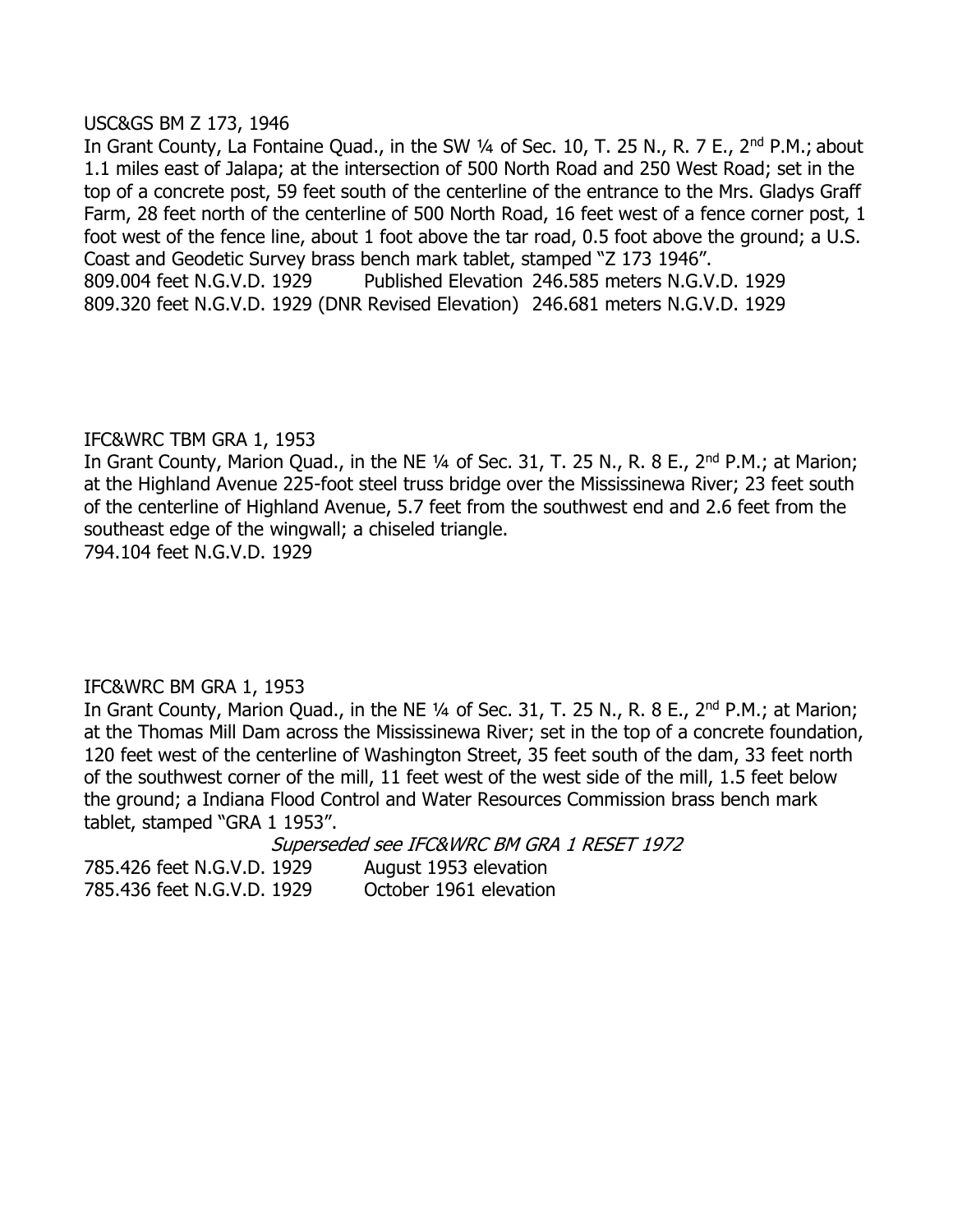USC&GS BM Z 173, 1946

In Grant County, La Fontaine Quad., in the SW ¼ of Sec. 10, T. 25 N., R. 7 E., 2nd P.M.; about 1.1 miles east of Jalapa; at the intersection of 500 North Road and 250 West Road; set in the top of a concrete post, 59 feet south of the centerline of the entrance to the Mrs. Gladys Graff Farm, 28 feet north of the centerline of 500 North Road, 16 feet west of a fence corner post, 1 foot west of the fence line, about 1 foot above the tar road, 0.5 foot above the ground; a U.S. Coast and Geodetic Survey brass bench mark tablet, stamped "Z 173 1946".

809.004 feet N.G.V.D. 1929 Published Elevation 246.585 meters N.G.V.D. 1929
809.320 feet N.G.V.D. 1929 (DNR Revised Elevation) 246.681 meters N.G.V.D. 1929

IFC&WRC TBM GRA 1, 1953

In Grant County, Marion Quad., in the NE ¼ of Sec. 31, T. 25 N., R. 8 E., 2nd P.M.; at Marion; at the Highland Avenue 225-foot steel truss bridge over the Mississinewa River; 23 feet south of the centerline of Highland Avenue, 5.7 feet from the southwest end and 2.6 feet from the southeast edge of the wingwall; a chiseled triangle.

794.104 feet N.G.V.D. 1929

IFC&WRC BM GRA 1, 1953

In Grant County, Marion Quad., in the NE ¼ of Sec. 31, T. 25 N., R. 8 E., 2nd P.M.; at Marion; at the Thomas Mill Dam across the Mississinewa River; set in the top of a concrete foundation, 120 feet west of the centerline of Washington Street, 35 feet south of the dam, 33 feet north of the southwest corner of the mill, 11 feet west of the west side of the mill, 1.5 feet below the ground; a Indiana Flood Control and Water Resources Commission brass bench mark tablet, stamped "GRA 1 1953".

*Superseded see IFC&WRC BM GRA 1 RESET 1972*

785.426 feet N.G.V.D. 1929 August 1953 elevation
785.436 feet N.G.V.D. 1929 October 1961 elevation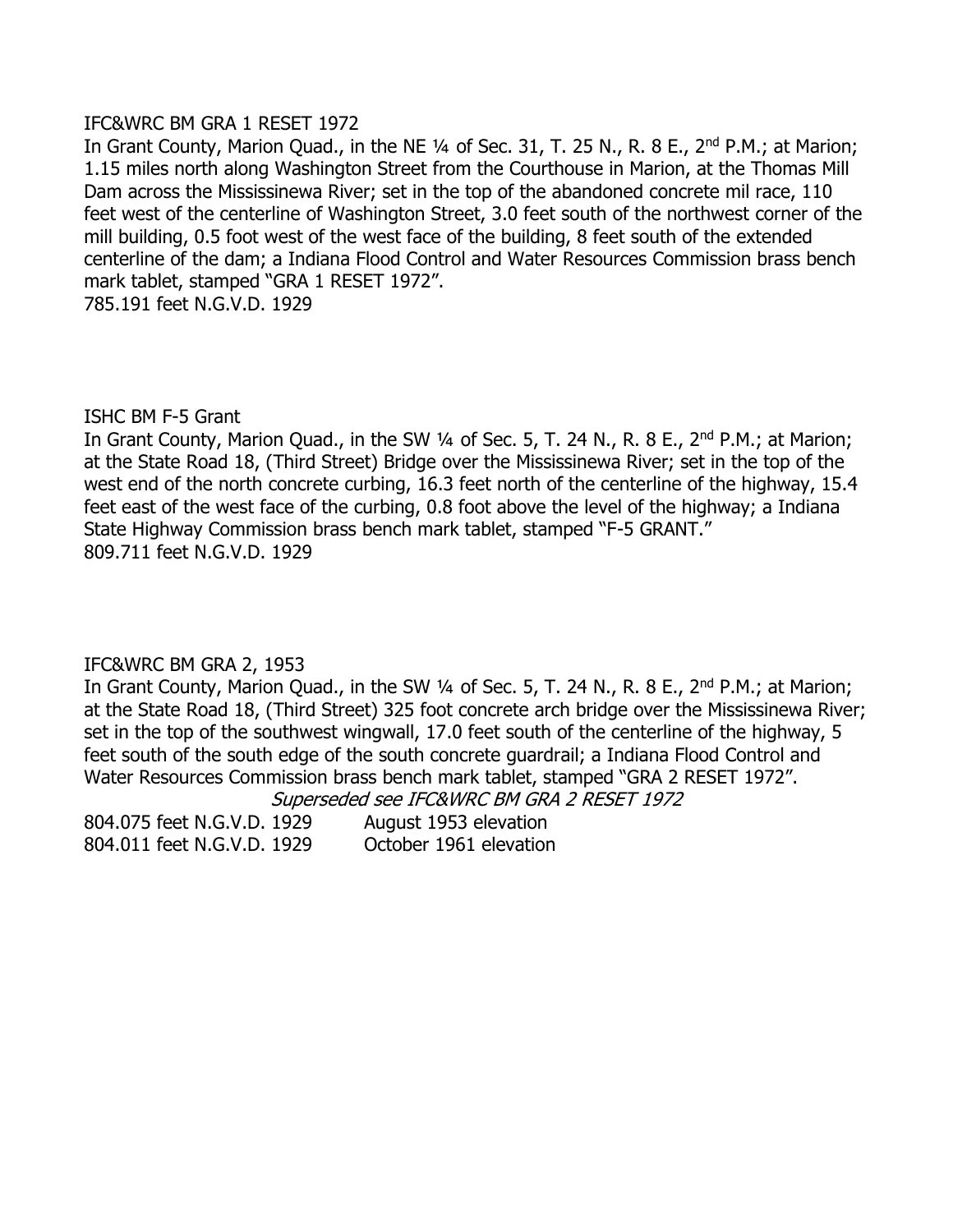IFC&WRC BM GRA 1 RESET 1972

In Grant County, Marion Quad., in the NE ¼ of Sec. 31, T. 25 N., R. 8 E., 2nd P.M.; at Marion; 1.15 miles north along Washington Street from the Courthouse in Marion, at the Thomas Mill Dam across the Mississinewa River; set in the top of the abandoned concrete mil race, 110 feet west of the centerline of Washington Street, 3.0 feet south of the northwest corner of the mill building, 0.5 foot west of the west face of the building, 8 feet south of the extended centerline of the dam; a Indiana Flood Control and Water Resources Commission brass bench mark tablet, stamped "GRA 1 RESET 1972".

785.191 feet N.G.V.D. 1929

ISHC BM F-5 Grant

In Grant County, Marion Quad., in the SW ¼ of Sec. 5, T. 24 N., R. 8 E., 2nd P.M.; at Marion; at the State Road 18, (Third Street) Bridge over the Mississinewa River; set in the top of the west end of the north concrete curbing, 16.3 feet north of the centerline of the highway, 15.4 feet east of the west face of the curbing, 0.8 foot above the level of the highway; a Indiana State Highway Commission brass bench mark tablet, stamped "F-5 GRANT."

809.711 feet N.G.V.D. 1929

IFC&WRC BM GRA 2, 1953

In Grant County, Marion Quad., in the SW ¼ of Sec. 5, T. 24 N., R. 8 E., 2nd P.M.; at Marion; at the State Road 18, (Third Street) 325 foot concrete arch bridge over the Mississinewa River; set in the top of the southwest wingwall, 17.0 feet south of the centerline of the highway, 5 feet south of the south edge of the south concrete guardrail; a Indiana Flood Control and Water Resources Commission brass bench mark tablet, stamped "GRA 2 RESET 1972".

*Superseded see IFC&WRC BM GRA 2 RESET 1972*

804.075 feet N.G.V.D. 1929 August 1953 elevation
804.011 feet N.G.V.D. 1929 October 1961 elevation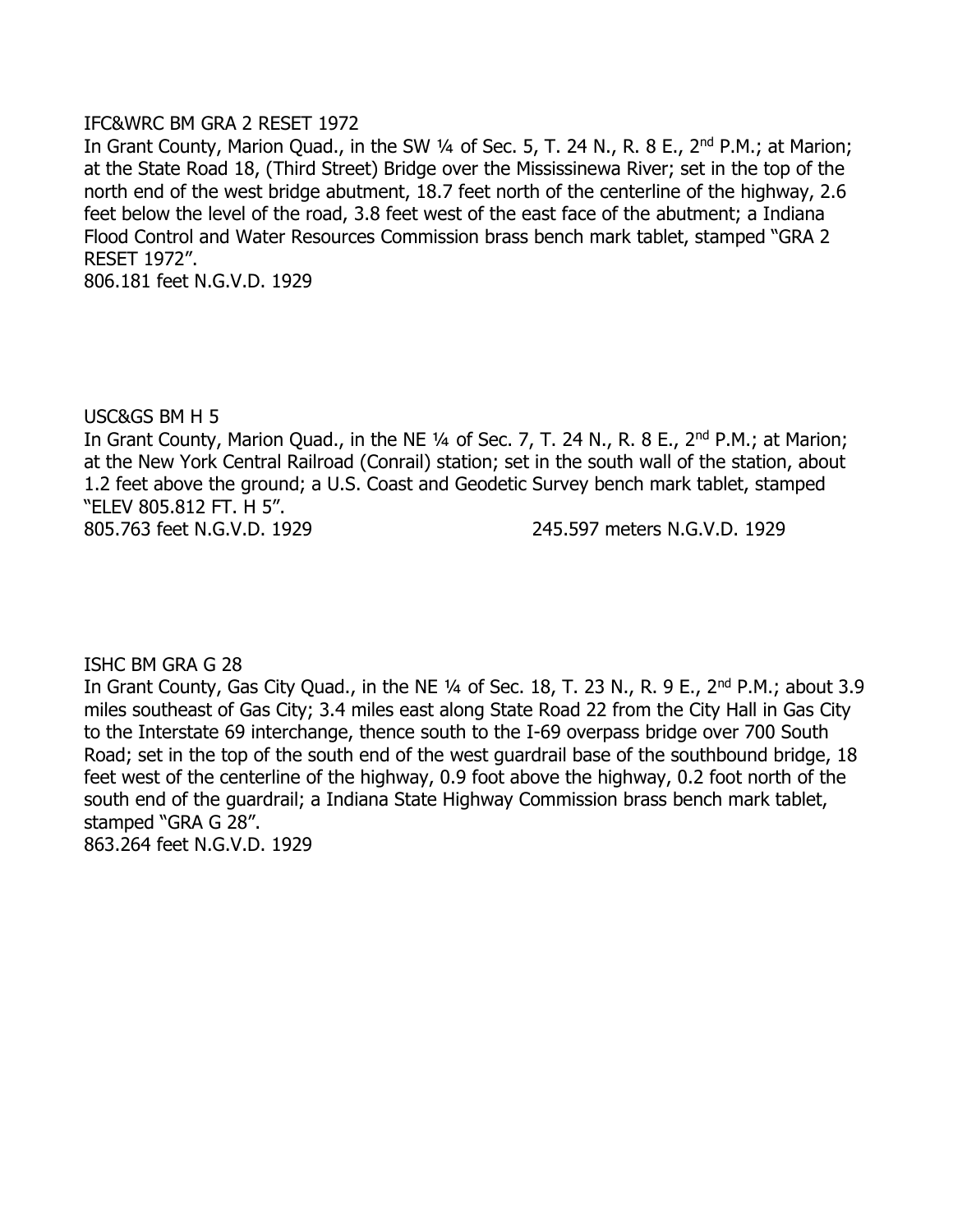IFC&WRC BM GRA 2 RESET 1972

In Grant County, Marion Quad., in the SW ¼ of Sec. 5, T. 24 N., R. 8 E., 2nd P.M.; at Marion; at the State Road 18, (Third Street) Bridge over the Mississinewa River; set in the top of the north end of the west bridge abutment, 18.7 feet north of the centerline of the highway, 2.6 feet below the level of the road, 3.8 feet west of the east face of the abutment; a Indiana Flood Control and Water Resources Commission brass bench mark tablet, stamped "GRA 2 RESET 1972".

806.181 feet N.G.V.D. 1929

USC&GS BM H 5

In Grant County, Marion Quad., in the NE ¼ of Sec. 7, T. 24 N., R. 8 E., 2nd P.M.; at Marion; at the New York Central Railroad (Conrail) station; set in the south wall of the station, about 1.2 feet above the ground; a U.S. Coast and Geodetic Survey bench mark tablet, stamped "ELEV 805.812 FT. H 5".

805.763 feet N.G.V.D. 1929 245.597 meters N.G.V.D. 1929

ISHC BM GRA G 28

In Grant County, Gas City Quad., in the NE ¼ of Sec. 18, T. 23 N., R. 9 E., 2nd P.M.; about 3.9 miles southeast of Gas City; 3.4 miles east along State Road 22 from the City Hall in Gas City to the Interstate 69 interchange, thence south to the I-69 overpass bridge over 700 South Road; set in the top of the south end of the west guardrail base of the southbound bridge, 18 feet west of the centerline of the highway, 0.9 foot above the highway, 0.2 foot north of the south end of the guardrail; a Indiana State Highway Commission brass bench mark tablet, stamped "GRA G 28".

863.264 feet N.G.V.D. 1929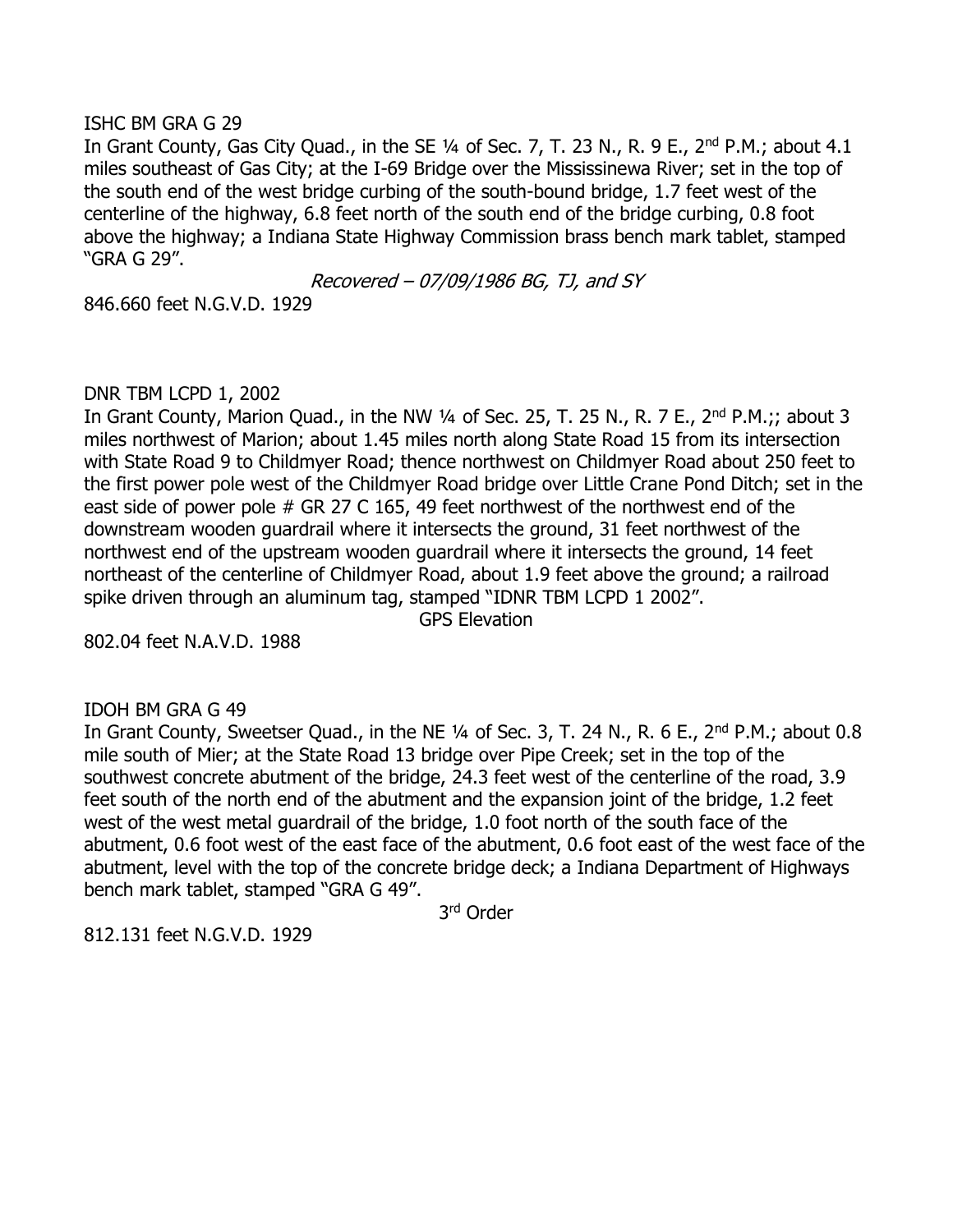ISHC BM GRA G 29

In Grant County, Gas City Quad., in the SE ¼ of Sec. 7, T. 23 N., R. 9 E., 2nd P.M.; about 4.1 miles southeast of Gas City; at the I-69 Bridge over the Mississinewa River; set in the top of the south end of the west bridge curbing of the south-bound bridge, 1.7 feet west of the centerline of the highway, 6.8 feet north of the south end of the bridge curbing, 0.8 foot above the highway; a Indiana State Highway Commission brass bench mark tablet, stamped "GRA G 29".

*Recovered – 07/09/1986 BG, TJ, and SY*

846.660 feet N.G.V.D. 1929

DNR TBM LCPD 1, 2002

In Grant County, Marion Quad., in the NW ¼ of Sec. 25, T. 25 N., R. 7 E., 2nd P.M.;; about 3 miles northwest of Marion; about 1.45 miles north along State Road 15 from its intersection with State Road 9 to Childmyer Road; thence northwest on Childmyer Road about 250 feet to the first power pole west of the Childmyer Road bridge over Little Crane Pond Ditch; set in the east side of power pole # GR 27 C 165, 49 feet northwest of the northwest end of the downstream wooden guardrail where it intersects the ground, 31 feet northwest of the northwest end of the upstream wooden guardrail where it intersects the ground, 14 feet northeast of the centerline of Childmyer Road, about 1.9 feet above the ground; a railroad spike driven through an aluminum tag, stamped "IDNR TBM LCPD 1 2002".

GPS Elevation

802.04 feet N.A.V.D. 1988

IDOH BM GRA G 49

In Grant County, Sweetser Quad., in the NE ¼ of Sec. 3, T. 24 N., R. 6 E., 2nd P.M.; about 0.8 mile south of Mier; at the State Road 13 bridge over Pipe Creek; set in the top of the southwest concrete abutment of the bridge, 24.3 feet west of the centerline of the road, 3.9 feet south of the north end of the abutment and the expansion joint of the bridge, 1.2 feet west of the west metal guardrail of the bridge, 1.0 foot north of the south face of the abutment, 0.6 foot west of the east face of the abutment, 0.6 foot east of the west face of the abutment, level with the top of the concrete bridge deck; a Indiana Department of Highways bench mark tablet, stamped "GRA G 49".

3rd Order

812.131 feet N.G.V.D. 1929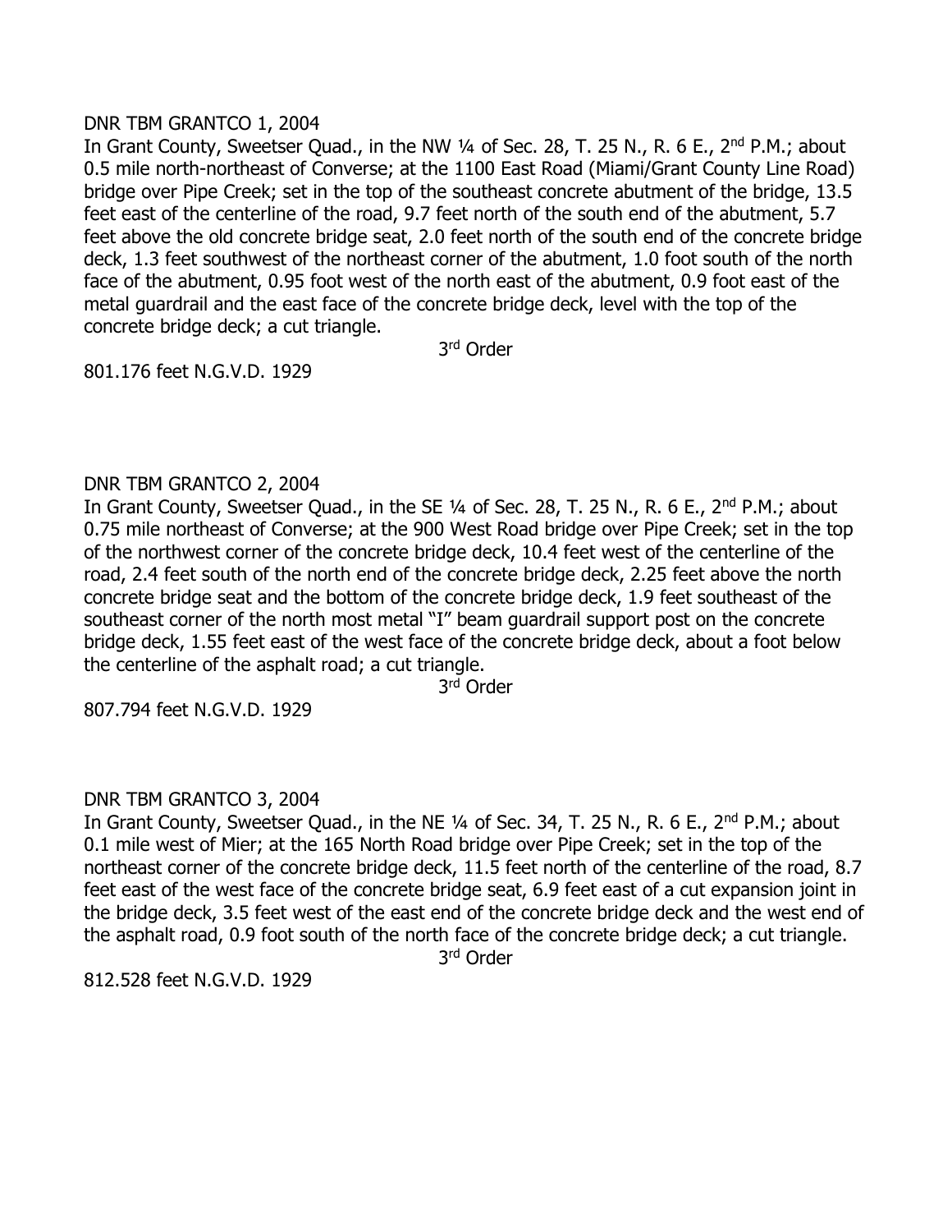DNR TBM GRANTCO 1, 2004

In Grant County, Sweetser Quad., in the NW ¼ of Sec. 28, T. 25 N., R. 6 E., 2nd P.M.; about 0.5 mile north-northeast of Converse; at the 1100 East Road (Miami/Grant County Line Road) bridge over Pipe Creek; set in the top of the southeast concrete abutment of the bridge, 13.5 feet east of the centerline of the road, 9.7 feet north of the south end of the abutment, 5.7 feet above the old concrete bridge seat, 2.0 feet north of the south end of the concrete bridge deck, 1.3 feet southwest of the northeast corner of the abutment, 1.0 foot south of the north face of the abutment, 0.95 foot west of the north east of the abutment, 0.9 foot east of the metal guardrail and the east face of the concrete bridge deck, level with the top of the concrete bridge deck; a cut triangle.

3rd Order

801.176 feet N.G.V.D. 1929

DNR TBM GRANTCO 2, 2004

In Grant County, Sweetser Quad., in the SE ¼ of Sec. 28, T. 25 N., R. 6 E., 2nd P.M.; about 0.75 mile northeast of Converse; at the 900 West Road bridge over Pipe Creek; set in the top of the northwest corner of the concrete bridge deck, 10.4 feet west of the centerline of the road, 2.4 feet south of the north end of the concrete bridge deck, 2.25 feet above the north concrete bridge seat and the bottom of the concrete bridge deck, 1.9 feet southeast of the southeast corner of the north most metal "I" beam guardrail support post on the concrete bridge deck, 1.55 feet east of the west face of the concrete bridge deck, about a foot below the centerline of the asphalt road; a cut triangle.

3rd Order

807.794 feet N.G.V.D. 1929

DNR TBM GRANTCO 3, 2004

In Grant County, Sweetser Quad., in the NE ¼ of Sec. 34, T. 25 N., R. 6 E., 2nd P.M.; about 0.1 mile west of Mier; at the 165 North Road bridge over Pipe Creek; set in the top of the northeast corner of the concrete bridge deck, 11.5 feet north of the centerline of the road, 8.7 feet east of the west face of the concrete bridge seat, 6.9 feet east of a cut expansion joint in the bridge deck, 3.5 feet west of the east end of the concrete bridge deck and the west end of the asphalt road, 0.9 foot south of the north face of the concrete bridge deck; a cut triangle.

3rd Order

812.528 feet N.G.V.D. 1929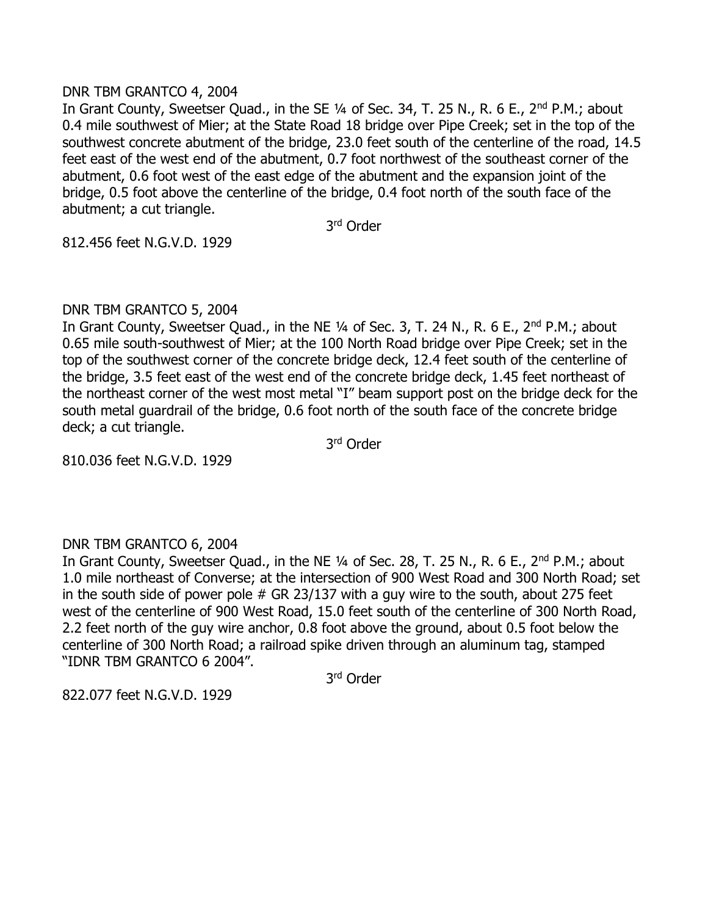DNR TBM GRANTCO 4, 2004

In Grant County, Sweetser Quad., in the SE ¼ of Sec. 34, T. 25 N., R. 6 E., 2nd P.M.; about 0.4 mile southwest of Mier; at the State Road 18 bridge over Pipe Creek; set in the top of the southwest concrete abutment of the bridge, 23.0 feet south of the centerline of the road, 14.5 feet east of the west end of the abutment, 0.7 foot northwest of the southeast corner of the abutment, 0.6 foot west of the east edge of the abutment and the expansion joint of the bridge, 0.5 foot above the centerline of the bridge, 0.4 foot north of the south face of the abutment; a cut triangle.

3rd Order

812.456 feet N.G.V.D. 1929

DNR TBM GRANTCO 5, 2004

In Grant County, Sweetser Quad., in the NE ¼ of Sec. 3, T. 24 N., R. 6 E., 2nd P.M.; about 0.65 mile south-southwest of Mier; at the 100 North Road bridge over Pipe Creek; set in the top of the southwest corner of the concrete bridge deck, 12.4 feet south of the centerline of the bridge, 3.5 feet east of the west end of the concrete bridge deck, 1.45 feet northeast of the northeast corner of the west most metal "I" beam support post on the bridge deck for the south metal guardrail of the bridge, 0.6 foot north of the south face of the concrete bridge deck; a cut triangle.

3rd Order

810.036 feet N.G.V.D. 1929

DNR TBM GRANTCO 6, 2004

In Grant County, Sweetser Quad., in the NE ¼ of Sec. 28, T. 25 N., R. 6 E., 2nd P.M.; about 1.0 mile northeast of Converse; at the intersection of 900 West Road and 300 North Road; set in the south side of power pole # GR 23/137 with a guy wire to the south, about 275 feet west of the centerline of 900 West Road, 15.0 feet south of the centerline of 300 North Road, 2.2 feet north of the guy wire anchor, 0.8 foot above the ground, about 0.5 foot below the centerline of 300 North Road; a railroad spike driven through an aluminum tag, stamped "IDNR TBM GRANTCO 6 2004".

3rd Order

822.077 feet N.G.V.D. 1929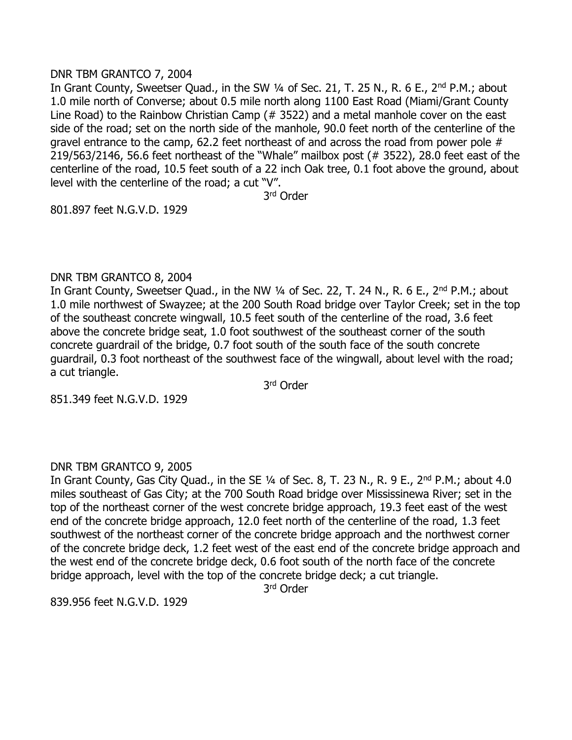DNR TBM GRANTCO 7, 2004

In Grant County, Sweetser Quad., in the SW ¼ of Sec. 21, T. 25 N., R. 6 E., 2nd P.M.; about 1.0 mile north of Converse; about 0.5 mile north along 1100 East Road (Miami/Grant County Line Road) to the Rainbow Christian Camp (# 3522) and a metal manhole cover on the east side of the road; set on the north side of the manhole, 90.0 feet north of the centerline of the gravel entrance to the camp, 62.2 feet northeast of and across the road from power pole # 219/563/2146, 56.6 feet northeast of the "Whale" mailbox post (# 3522), 28.0 feet east of the centerline of the road, 10.5 feet south of a 22 inch Oak tree, 0.1 foot above the ground, about level with the centerline of the road; a cut "V".

3rd Order

801.897 feet N.G.V.D. 1929

DNR TBM GRANTCO 8, 2004

In Grant County, Sweetser Quad., in the NW ¼ of Sec. 22, T. 24 N., R. 6 E., 2nd P.M.; about 1.0 mile northwest of Swayzee; at the 200 South Road bridge over Taylor Creek; set in the top of the southeast concrete wingwall, 10.5 feet south of the centerline of the road, 3.6 feet above the concrete bridge seat, 1.0 foot southwest of the southeast corner of the south concrete guardrail of the bridge, 0.7 foot south of the south face of the south concrete guardrail, 0.3 foot northeast of the southwest face of the wingwall, about level with the road; a cut triangle.

3rd Order

851.349 feet N.G.V.D. 1929

DNR TBM GRANTCO 9, 2005

In Grant County, Gas City Quad., in the SE ¼ of Sec. 8, T. 23 N., R. 9 E., 2nd P.M.; about 4.0 miles southeast of Gas City; at the 700 South Road bridge over Mississinewa River; set in the top of the northeast corner of the west concrete bridge approach, 19.3 feet east of the west end of the concrete bridge approach, 12.0 feet north of the centerline of the road, 1.3 feet southwest of the northeast corner of the concrete bridge approach and the northwest corner of the concrete bridge deck, 1.2 feet west of the east end of the concrete bridge approach and the west end of the concrete bridge deck, 0.6 foot south of the north face of the concrete bridge approach, level with the top of the concrete bridge deck; a cut triangle.

3rd Order

839.956 feet N.G.V.D. 1929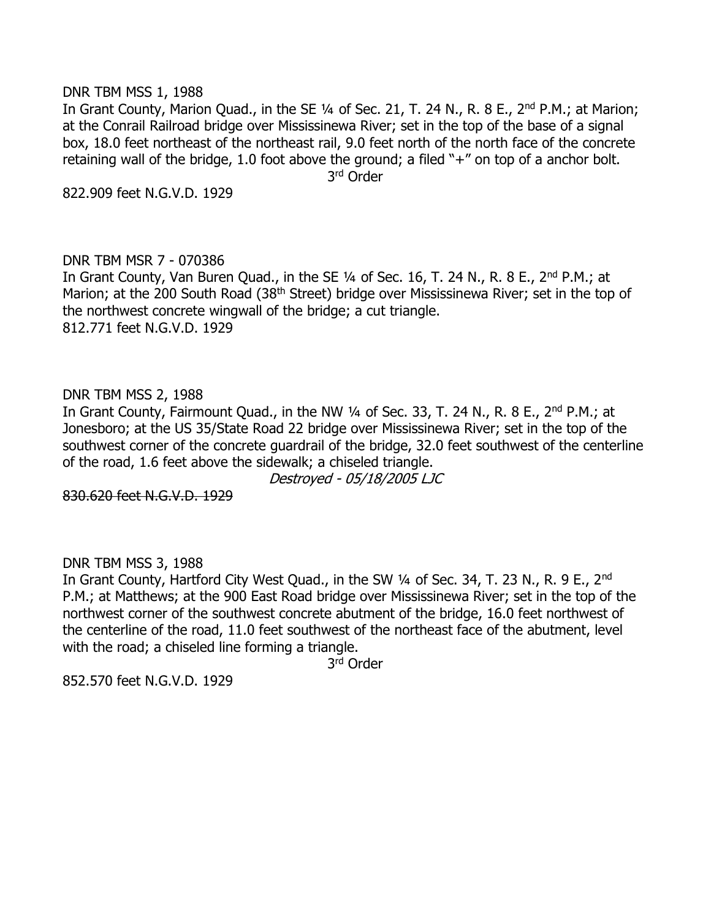DNR TBM MSS 1, 1988

In Grant County, Marion Quad., in the SE ¼ of Sec. 21, T. 24 N., R. 8 E., 2nd P.M.; at Marion; at the Conrail Railroad bridge over Mississinewa River; set in the top of the base of a signal box, 18.0 feet northeast of the northeast rail, 9.0 feet north of the north face of the concrete retaining wall of the bridge, 1.0 foot above the ground; a filed "+" on top of a anchor bolt.

3rd Order

822.909 feet N.G.V.D. 1929

DNR TBM MSR 7 - 070386

In Grant County, Van Buren Quad., in the SE ¼ of Sec. 16, T. 24 N., R. 8 E., 2nd P.M.; at Marion; at the 200 South Road (38th Street) bridge over Mississinewa River; set in the top of the northwest concrete wingwall of the bridge; a cut triangle.

812.771 feet N.G.V.D. 1929

DNR TBM MSS 2, 1988

In Grant County, Fairmount Quad., in the NW ¼ of Sec. 33, T. 24 N., R. 8 E., 2nd P.M.; at Jonesboro; at the US 35/State Road 22 bridge over Mississinewa River; set in the top of the southwest corner of the concrete guardrail of the bridge, 32.0 feet southwest of the centerline of the road, 1.6 feet above the sidewalk; a chiseled triangle.

*Destroyed - 05/18/2005 LJC*

~~830.620 feet N.G.V.D. 1929~~

DNR TBM MSS 3, 1988

In Grant County, Hartford City West Quad., in the SW ¼ of Sec. 34, T. 23 N., R. 9 E., 2nd P.M.; at Matthews; at the 900 East Road bridge over Mississinewa River; set in the top of the northwest corner of the southwest concrete abutment of the bridge, 16.0 feet northwest of the centerline of the road, 11.0 feet southwest of the northeast face of the abutment, level with the road; a chiseled line forming a triangle.

3rd Order

852.570 feet N.G.V.D. 1929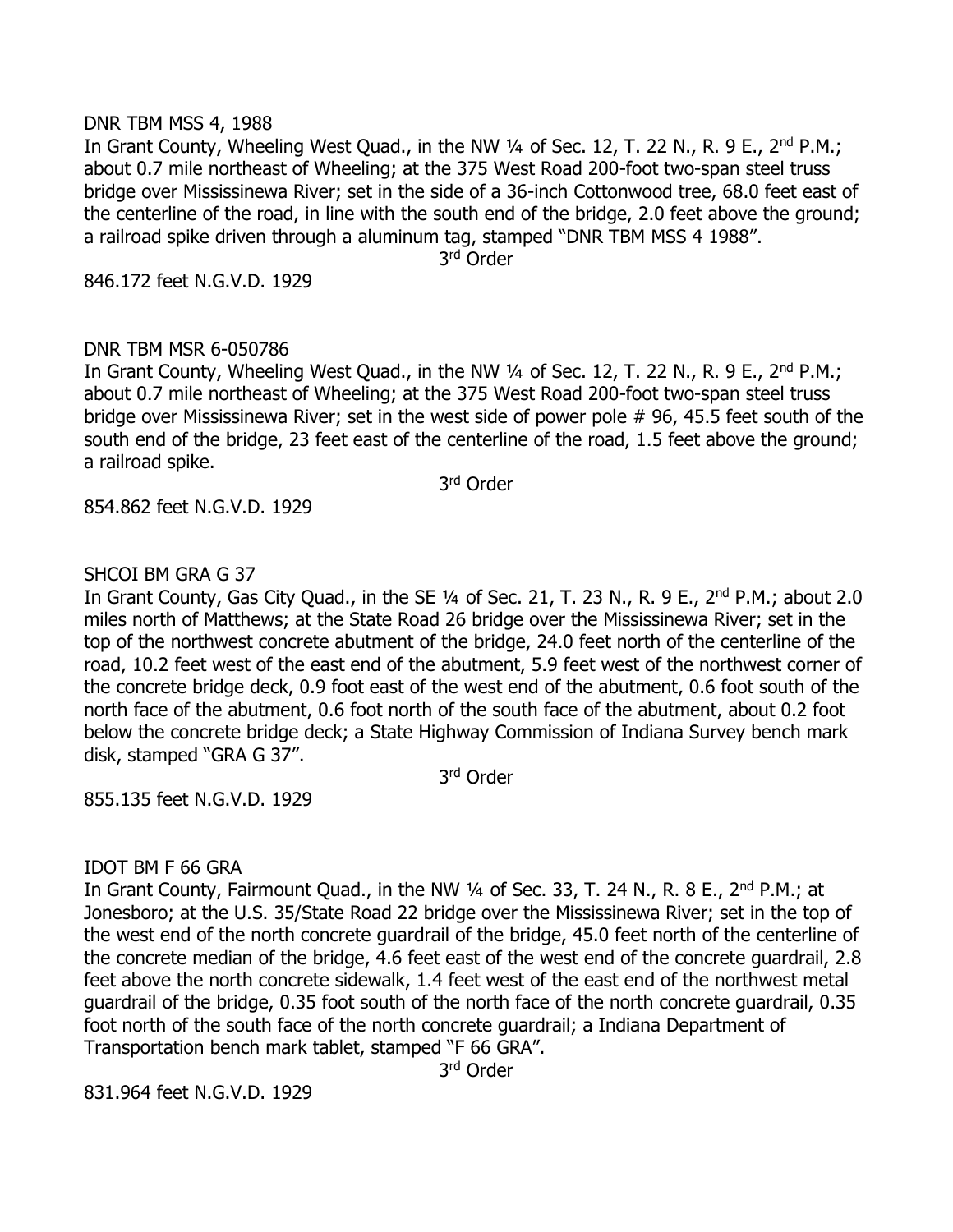DNR TBM MSS 4, 1988

In Grant County, Wheeling West Quad., in the NW ¼ of Sec. 12, T. 22 N., R. 9 E., 2nd P.M.; about 0.7 mile northeast of Wheeling; at the 375 West Road 200-foot two-span steel truss bridge over Mississinewa River; set in the side of a 36-inch Cottonwood tree, 68.0 feet east of the centerline of the road, in line with the south end of the bridge, 2.0 feet above the ground; a railroad spike driven through a aluminum tag, stamped "DNR TBM MSS 4 1988".

3rd Order

846.172 feet N.G.V.D. 1929

DNR TBM MSR 6-050786

In Grant County, Wheeling West Quad., in the NW ¼ of Sec. 12, T. 22 N., R. 9 E., 2nd P.M.; about 0.7 mile northeast of Wheeling; at the 375 West Road 200-foot two-span steel truss bridge over Mississinewa River; set in the west side of power pole # 96, 45.5 feet south of the south end of the bridge, 23 feet east of the centerline of the road, 1.5 feet above the ground; a railroad spike.

3rd Order

854.862 feet N.G.V.D. 1929

SHCOI BM GRA G 37

In Grant County, Gas City Quad., in the SE ¼ of Sec. 21, T. 23 N., R. 9 E., 2nd P.M.; about 2.0 miles north of Matthews; at the State Road 26 bridge over the Mississinewa River; set in the top of the northwest concrete abutment of the bridge, 24.0 feet north of the centerline of the road, 10.2 feet west of the east end of the abutment, 5.9 feet west of the northwest corner of the concrete bridge deck, 0.9 foot east of the west end of the abutment, 0.6 foot south of the north face of the abutment, 0.6 foot north of the south face of the abutment, about 0.2 foot below the concrete bridge deck; a State Highway Commission of Indiana Survey bench mark disk, stamped "GRA G 37".

3rd Order

855.135 feet N.G.V.D. 1929

IDOT BM F 66 GRA

In Grant County, Fairmount Quad., in the NW ¼ of Sec. 33, T. 24 N., R. 8 E., 2nd P.M.; at Jonesboro; at the U.S. 35/State Road 22 bridge over the Mississinewa River; set in the top of the west end of the north concrete guardrail of the bridge, 45.0 feet north of the centerline of the concrete median of the bridge, 4.6 feet east of the west end of the concrete guardrail, 2.8 feet above the north concrete sidewalk, 1.4 feet west of the east end of the northwest metal guardrail of the bridge, 0.35 foot south of the north face of the north concrete guardrail, 0.35 foot north of the south face of the north concrete guardrail; a Indiana Department of Transportation bench mark tablet, stamped "F 66 GRA".

3rd Order

831.964 feet N.G.V.D. 1929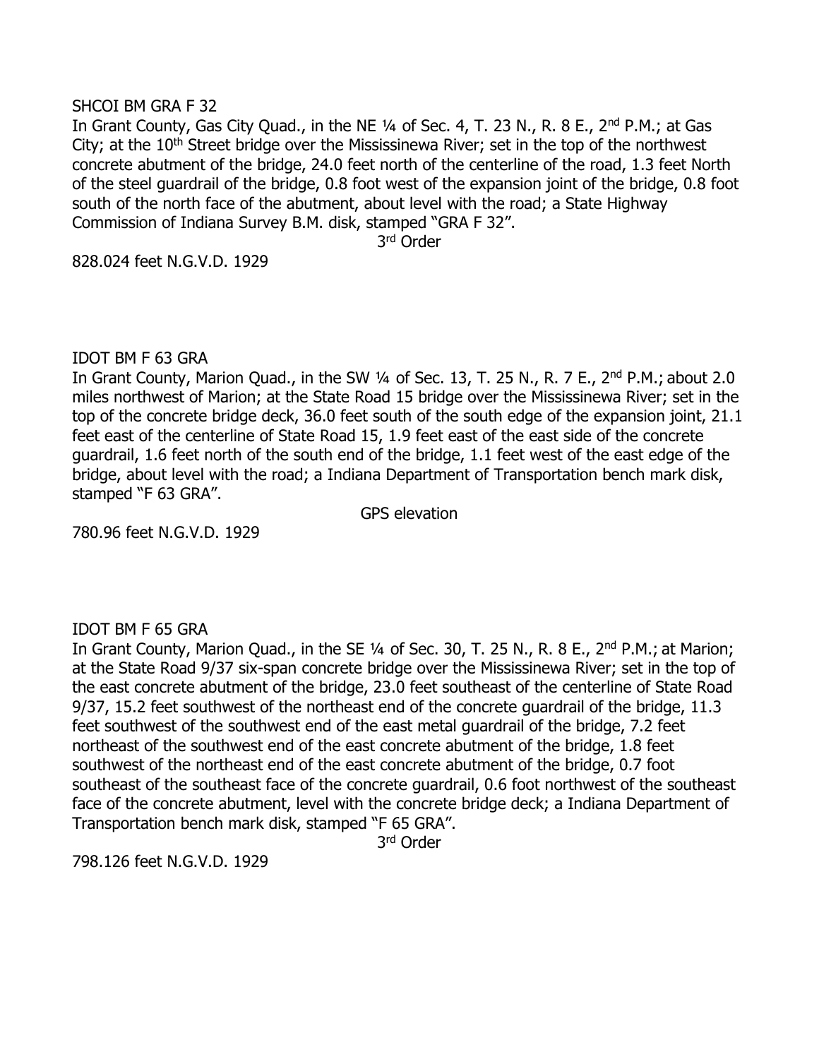SHCOI BM GRA F 32

In Grant County, Gas City Quad., in the NE ¼ of Sec. 4, T. 23 N., R. 8 E., 2nd P.M.; at Gas City; at the 10th Street bridge over the Mississinewa River; set in the top of the northwest concrete abutment of the bridge, 24.0 feet north of the centerline of the road, 1.3 feet North of the steel guardrail of the bridge, 0.8 foot west of the expansion joint of the bridge, 0.8 foot south of the north face of the abutment, about level with the road; a State Highway Commission of Indiana Survey B.M. disk, stamped "GRA F 32".

3rd Order

828.024 feet N.G.V.D. 1929

IDOT BM F 63 GRA

In Grant County, Marion Quad., in the SW ¼ of Sec. 13, T. 25 N., R. 7 E., 2nd P.M.; about 2.0 miles northwest of Marion; at the State Road 15 bridge over the Mississinewa River; set in the top of the concrete bridge deck, 36.0 feet south of the south edge of the expansion joint, 21.1 feet east of the centerline of State Road 15, 1.9 feet east of the east side of the concrete guardrail, 1.6 feet north of the south end of the bridge, 1.1 feet west of the east edge of the bridge, about level with the road; a Indiana Department of Transportation bench mark disk, stamped "F 63 GRA".

GPS elevation

780.96 feet N.G.V.D. 1929

IDOT BM F 65 GRA

In Grant County, Marion Quad., in the SE ¼ of Sec. 30, T. 25 N., R. 8 E., 2nd P.M.; at Marion; at the State Road 9/37 six-span concrete bridge over the Mississinewa River; set in the top of the east concrete abutment of the bridge, 23.0 feet southeast of the centerline of State Road 9/37, 15.2 feet southwest of the northeast end of the concrete guardrail of the bridge, 11.3 feet southwest of the southwest end of the east metal guardrail of the bridge, 7.2 feet northeast of the southwest end of the east concrete abutment of the bridge, 1.8 feet southwest of the northeast end of the east concrete abutment of the bridge, 0.7 foot southeast of the southeast face of the concrete guardrail, 0.6 foot northwest of the southeast face of the concrete abutment, level with the concrete bridge deck; a Indiana Department of Transportation bench mark disk, stamped "F 65 GRA".

3rd Order

798.126 feet N.G.V.D. 1929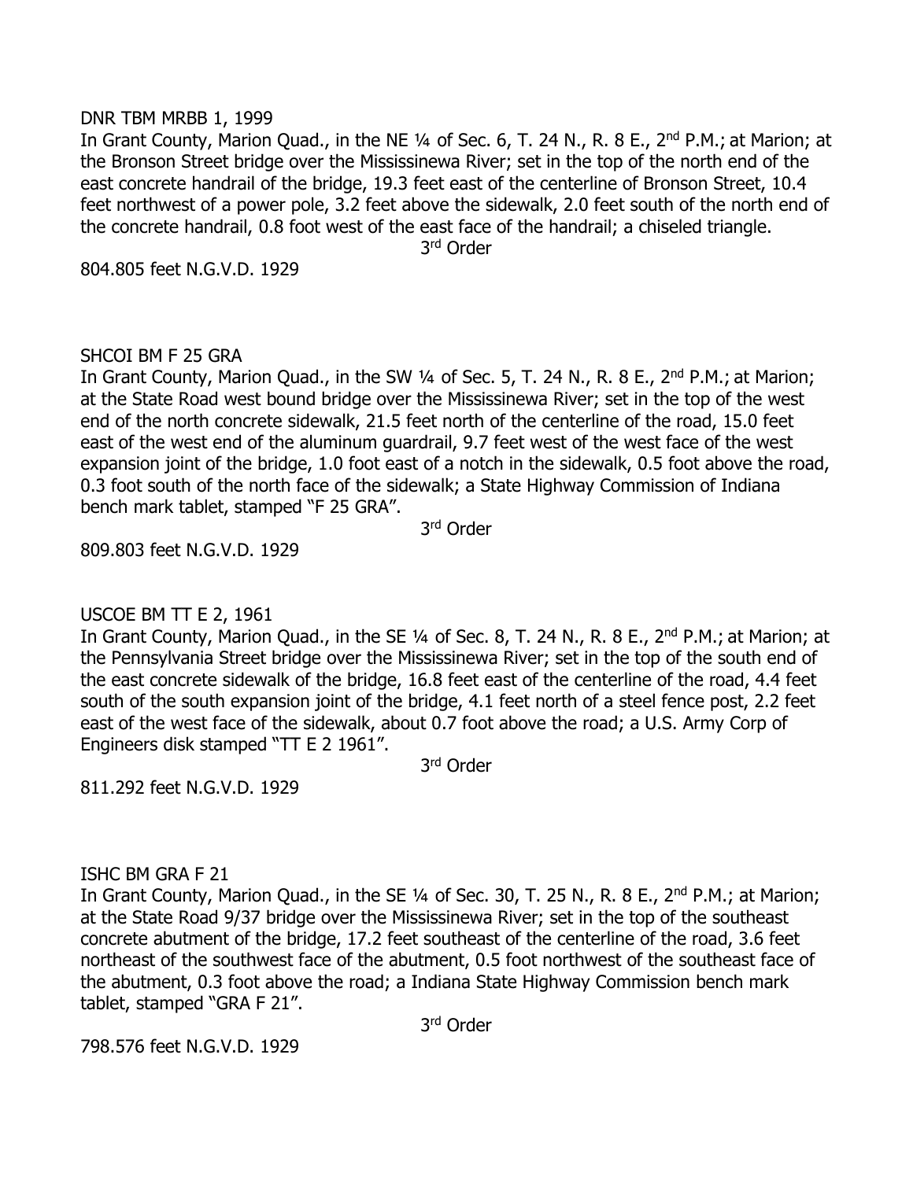DNR TBM MRBB 1, 1999

In Grant County, Marion Quad., in the NE ¼ of Sec. 6, T. 24 N., R. 8 E., 2nd P.M.; at Marion; at the Bronson Street bridge over the Mississinewa River; set in the top of the north end of the east concrete handrail of the bridge, 19.3 feet east of the centerline of Bronson Street, 10.4 feet northwest of a power pole, 3.2 feet above the sidewalk, 2.0 feet south of the north end of the concrete handrail, 0.8 foot west of the east face of the handrail; a chiseled triangle.

3rd Order

804.805 feet N.G.V.D. 1929

SHCOI BM F 25 GRA

In Grant County, Marion Quad., in the SW ¼ of Sec. 5, T. 24 N., R. 8 E., 2nd P.M.; at Marion; at the State Road west bound bridge over the Mississinewa River; set in the top of the west end of the north concrete sidewalk, 21.5 feet north of the centerline of the road, 15.0 feet east of the west end of the aluminum guardrail, 9.7 feet west of the west face of the west expansion joint of the bridge, 1.0 foot east of a notch in the sidewalk, 0.5 foot above the road, 0.3 foot south of the north face of the sidewalk; a State Highway Commission of Indiana bench mark tablet, stamped "F 25 GRA".

3rd Order

809.803 feet N.G.V.D. 1929

USCOE BM TT E 2, 1961

In Grant County, Marion Quad., in the SE ¼ of Sec. 8, T. 24 N., R. 8 E., 2nd P.M.; at Marion; at the Pennsylvania Street bridge over the Mississinewa River; set in the top of the south end of the east concrete sidewalk of the bridge, 16.8 feet east of the centerline of the road, 4.4 feet south of the south expansion joint of the bridge, 4.1 feet north of a steel fence post, 2.2 feet east of the west face of the sidewalk, about 0.7 foot above the road; a U.S. Army Corp of Engineers disk stamped "TT E 2 1961".

3rd Order

811.292 feet N.G.V.D. 1929

ISHC BM GRA F 21

In Grant County, Marion Quad., in the SE ¼ of Sec. 30, T. 25 N., R. 8 E., 2nd P.M.; at Marion; at the State Road 9/37 bridge over the Mississinewa River; set in the top of the southeast concrete abutment of the bridge, 17.2 feet southeast of the centerline of the road, 3.6 feet northeast of the southwest face of the abutment, 0.5 foot northwest of the southeast face of the abutment, 0.3 foot above the road; a Indiana State Highway Commission bench mark tablet, stamped "GRA F 21".

3rd Order

798.576 feet N.G.V.D. 1929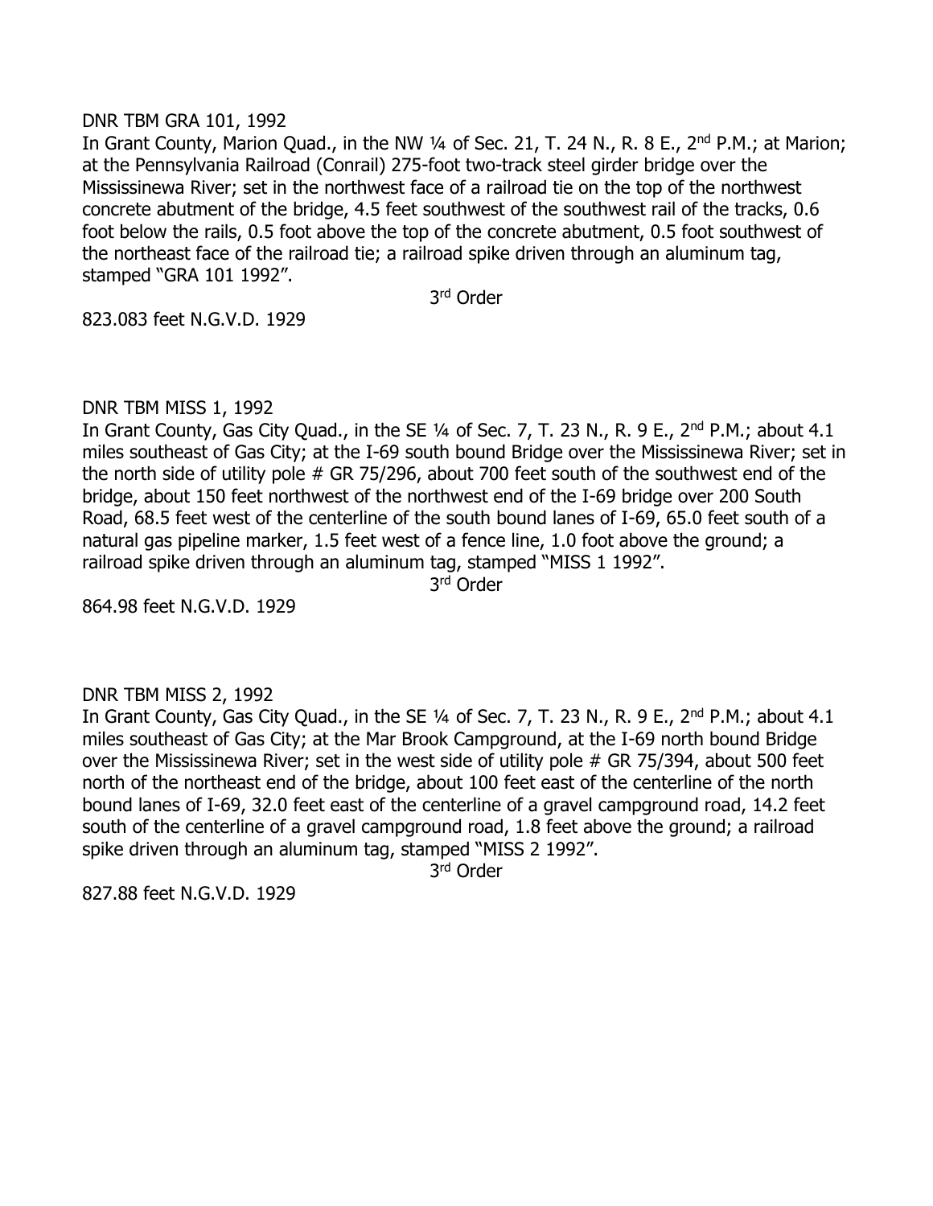DNR TBM GRA 101, 1992

In Grant County, Marion Quad., in the NW ¼ of Sec. 21, T. 24 N., R. 8 E., 2nd P.M.; at Marion; at the Pennsylvania Railroad (Conrail) 275-foot two-track steel girder bridge over the Mississinewa River; set in the northwest face of a railroad tie on the top of the northwest concrete abutment of the bridge, 4.5 feet southwest of the southwest rail of the tracks, 0.6 foot below the rails, 0.5 foot above the top of the concrete abutment, 0.5 foot southwest of the northeast face of the railroad tie; a railroad spike driven through an aluminum tag, stamped "GRA 101 1992".

3rd Order

823.083 feet N.G.V.D. 1929

DNR TBM MISS 1, 1992

In Grant County, Gas City Quad., in the SE ¼ of Sec. 7, T. 23 N., R. 9 E., 2nd P.M.; about 4.1 miles southeast of Gas City; at the I-69 south bound Bridge over the Mississinewa River; set in the north side of utility pole # GR 75/296, about 700 feet south of the southwest end of the bridge, about 150 feet northwest of the northwest end of the I-69 bridge over 200 South Road, 68.5 feet west of the centerline of the south bound lanes of I-69, 65.0 feet south of a natural gas pipeline marker, 1.5 feet west of a fence line, 1.0 foot above the ground; a railroad spike driven through an aluminum tag, stamped "MISS 1 1992".

3rd Order

864.98 feet N.G.V.D. 1929

DNR TBM MISS 2, 1992

In Grant County, Gas City Quad., in the SE ¼ of Sec. 7, T. 23 N., R. 9 E., 2nd P.M.; about 4.1 miles southeast of Gas City; at the Mar Brook Campground, at the I-69 north bound Bridge over the Mississinewa River; set in the west side of utility pole # GR 75/394, about 500 feet north of the northeast end of the bridge, about 100 feet east of the centerline of the north bound lanes of I-69, 32.0 feet east of the centerline of a gravel campground road, 14.2 feet south of the centerline of a gravel campground road, 1.8 feet above the ground; a railroad spike driven through an aluminum tag, stamped "MISS 2 1992".

3rd Order

827.88 feet N.G.V.D. 1929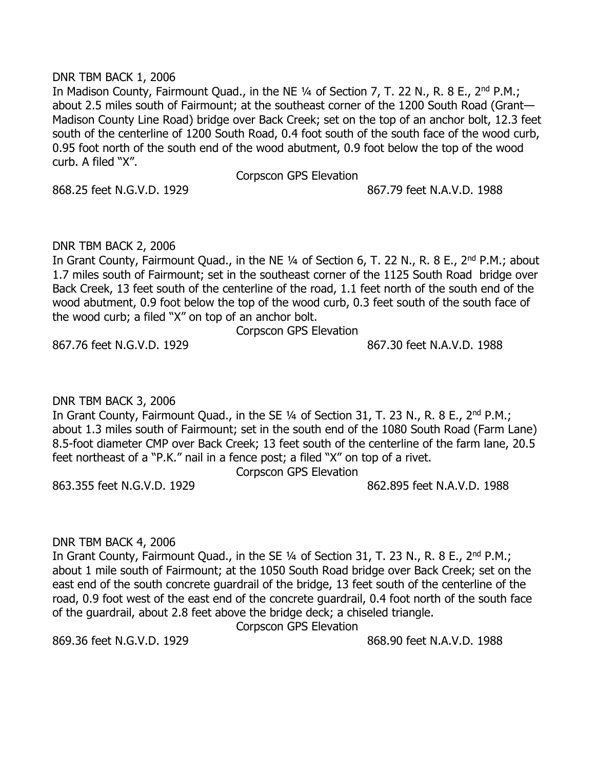DNR TBM BACK 1, 2006

In Madison County, Fairmount Quad., in the NE ¼ of Section 7, T. 22 N., R. 8 E., 2nd P.M.; about 2.5 miles south of Fairmount; at the southeast corner of the 1200 South Road (Grant—Madison County Line Road) bridge over Back Creek; set on the top of an anchor bolt, 12.3 feet south of the centerline of 1200 South Road, 0.4 foot south of the south face of the wood curb, 0.95 foot north of the south end of the wood abutment, 0.9 foot below the top of the wood curb. A filed "X".

Corpscon GPS Elevation

868.25 feet N.G.V.D. 1929 867.79 feet N.A.V.D. 1988

DNR TBM BACK 2, 2006

In Grant County, Fairmount Quad., in the NE ¼ of Section 6, T. 22 N., R. 8 E., 2nd P.M.; about 1.7 miles south of Fairmount; set in the southeast corner of the 1125 South Road bridge over Back Creek, 13 feet south of the centerline of the road, 1.1 feet north of the south end of the wood abutment, 0.9 foot below the top of the wood curb, 0.3 feet south of the south face of the wood curb; a filed "X" on top of an anchor bolt.

Corpscon GPS Elevation

867.76 feet N.G.V.D. 1929 867.30 feet N.A.V.D. 1988

DNR TBM BACK 3, 2006

In Grant County, Fairmount Quad., in the SE ¼ of Section 31, T. 23 N., R. 8 E., 2nd P.M.; about 1.3 miles south of Fairmount; set in the south end of the 1080 South Road (Farm Lane) 8.5-foot diameter CMP over Back Creek; 13 feet south of the centerline of the farm lane, 20.5 feet northeast of a "P.K." nail in a fence post; a filed "X" on top of a rivet.

Corpscon GPS Elevation

863.355 feet N.G.V.D. 1929 862.895 feet N.A.V.D. 1988

DNR TBM BACK 4, 2006

In Grant County, Fairmount Quad., in the SE ¼ of Section 31, T. 23 N., R. 8 E., 2nd P.M.; about 1 mile south of Fairmount; at the 1050 South Road bridge over Back Creek; set on the east end of the south concrete guardrail of the bridge, 13 feet south of the centerline of the road, 0.9 foot west of the east end of the concrete guardrail, 0.4 foot north of the south face of the guardrail, about 2.8 feet above the bridge deck; a chiseled triangle.

Corpscon GPS Elevation

869.36 feet N.G.V.D. 1929 868.90 feet N.A.V.D. 1988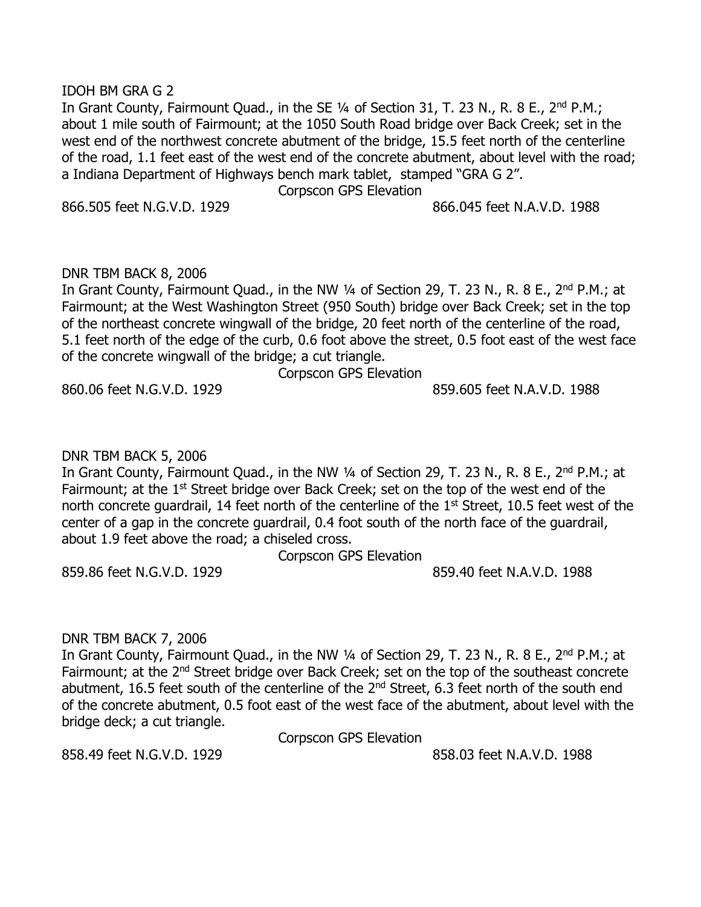IDOH BM GRA G 2

In Grant County, Fairmount Quad., in the SE ¼ of Section 31, T. 23 N., R. 8 E., 2nd P.M.; about 1 mile south of Fairmount; at the 1050 South Road bridge over Back Creek; set in the west end of the northwest concrete abutment of the bridge, 15.5 feet north of the centerline of the road, 1.1 feet east of the west end of the concrete abutment, about level with the road; a Indiana Department of Highways bench mark tablet, stamped "GRA G 2".

Corpscon GPS Elevation

866.505 feet N.G.V.D. 1929 866.045 feet N.A.V.D. 1988

DNR TBM BACK 8, 2006

In Grant County, Fairmount Quad., in the NW ¼ of Section 29, T. 23 N., R. 8 E., 2nd P.M.; at Fairmount; at the West Washington Street (950 South) bridge over Back Creek; set in the top of the northeast concrete wingwall of the bridge, 20 feet north of the centerline of the road, 5.1 feet north of the edge of the curb, 0.6 foot above the street, 0.5 foot east of the west face of the concrete wingwall of the bridge; a cut triangle.

Corpscon GPS Elevation

860.06 feet N.G.V.D. 1929 859.605 feet N.A.V.D. 1988

DNR TBM BACK 5, 2006

In Grant County, Fairmount Quad., in the NW ¼ of Section 29, T. 23 N., R. 8 E., 2nd P.M.; at Fairmount; at the 1st Street bridge over Back Creek; set on the top of the west end of the north concrete guardrail, 14 feet north of the centerline of the 1st Street, 10.5 feet west of the center of a gap in the concrete guardrail, 0.4 foot south of the north face of the guardrail, about 1.9 feet above the road; a chiseled cross.

Corpscon GPS Elevation

859.86 feet N.G.V.D. 1929 859.40 feet N.A.V.D. 1988

DNR TBM BACK 7, 2006

In Grant County, Fairmount Quad., in the NW ¼ of Section 29, T. 23 N., R. 8 E., 2nd P.M.; at Fairmount; at the 2nd Street bridge over Back Creek; set on the top of the southeast concrete abutment, 16.5 feet south of the centerline of the 2nd Street, 6.3 feet north of the south end of the concrete abutment, 0.5 foot east of the west face of the abutment, about level with the bridge deck; a cut triangle.

Corpscon GPS Elevation

858.49 feet N.G.V.D. 1929 858.03 feet N.A.V.D. 1988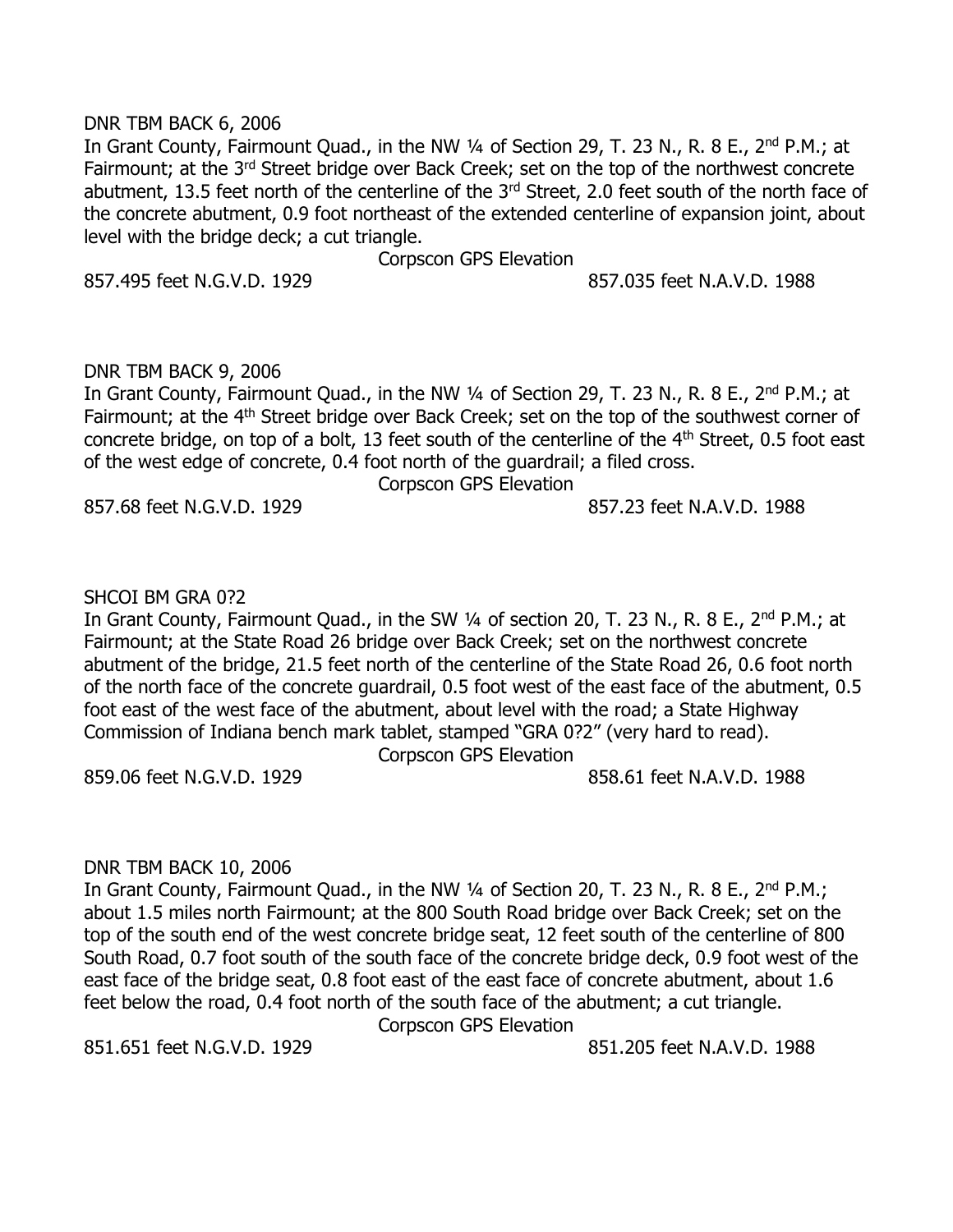DNR TBM BACK 6, 2006

In Grant County, Fairmount Quad., in the NW ¼ of Section 29, T. 23 N., R. 8 E., 2nd P.M.; at Fairmount; at the 3rd Street bridge over Back Creek; set on the top of the northwest concrete abutment, 13.5 feet north of the centerline of the 3rd Street, 2.0 feet south of the north face of the concrete abutment, 0.9 foot northeast of the extended centerline of expansion joint, about level with the bridge deck; a cut triangle.

Corpscon GPS Elevation

857.495 feet N.G.V.D. 1929 857.035 feet N.A.V.D. 1988

DNR TBM BACK 9, 2006

In Grant County, Fairmount Quad., in the NW ¼ of Section 29, T. 23 N., R. 8 E., 2nd P.M.; at Fairmount; at the 4th Street bridge over Back Creek; set on the top of the southwest corner of concrete bridge, on top of a bolt, 13 feet south of the centerline of the 4th Street, 0.5 foot east of the west edge of concrete, 0.4 foot north of the guardrail; a filed cross.

Corpscon GPS Elevation

857.68 feet N.G.V.D. 1929 857.23 feet N.A.V.D. 1988

SHCOI BM GRA 0?2

In Grant County, Fairmount Quad., in the SW ¼ of section 20, T. 23 N., R. 8 E., 2nd P.M.; at Fairmount; at the State Road 26 bridge over Back Creek; set on the northwest concrete abutment of the bridge, 21.5 feet north of the centerline of the State Road 26, 0.6 foot north of the north face of the concrete guardrail, 0.5 foot west of the east face of the abutment, 0.5 foot east of the west face of the abutment, about level with the road; a State Highway Commission of Indiana bench mark tablet, stamped "GRA 0?2" (very hard to read).

Corpscon GPS Elevation

859.06 feet N.G.V.D. 1929 858.61 feet N.A.V.D. 1988

DNR TBM BACK 10, 2006

In Grant County, Fairmount Quad., in the NW ¼ of Section 20, T. 23 N., R. 8 E., 2nd P.M.; about 1.5 miles north Fairmount; at the 800 South Road bridge over Back Creek; set on the top of the south end of the west concrete bridge seat, 12 feet south of the centerline of 800 South Road, 0.7 foot south of the south face of the concrete bridge deck, 0.9 foot west of the east face of the bridge seat, 0.8 foot east of the east face of concrete abutment, about 1.6 feet below the road, 0.4 foot north of the south face of the abutment; a cut triangle.

Corpscon GPS Elevation

851.651 feet N.G.V.D. 1929 851.205 feet N.A.V.D. 1988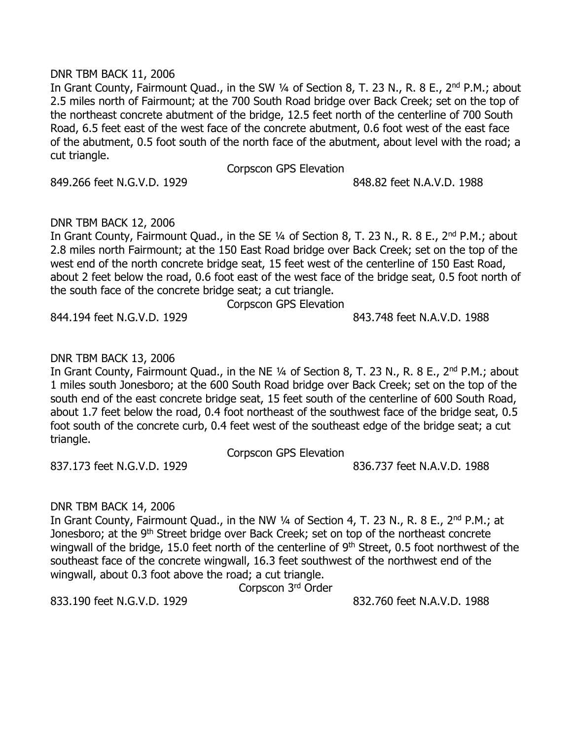DNR TBM BACK 11, 2006

In Grant County, Fairmount Quad., in the SW ¼ of Section 8, T. 23 N., R. 8 E., 2nd P.M.; about 2.5 miles north of Fairmount; at the 700 South Road bridge over Back Creek; set on the top of the northeast concrete abutment of the bridge, 12.5 feet north of the centerline of 700 South Road, 6.5 feet east of the west face of the concrete abutment, 0.6 foot west of the east face of the abutment, 0.5 foot south of the north face of the abutment, about level with the road; a cut triangle.

Corpscon GPS Elevation

849.266 feet N.G.V.D. 1929 848.82 feet N.A.V.D. 1988

DNR TBM BACK 12, 2006

In Grant County, Fairmount Quad., in the SE ¼ of Section 8, T. 23 N., R. 8 E., 2nd P.M.; about 2.8 miles north Fairmount; at the 150 East Road bridge over Back Creek; set on the top of the west end of the north concrete bridge seat, 15 feet west of the centerline of 150 East Road, about 2 feet below the road, 0.6 foot east of the west face of the bridge seat, 0.5 foot north of the south face of the concrete bridge seat; a cut triangle.

Corpscon GPS Elevation

844.194 feet N.G.V.D. 1929 843.748 feet N.A.V.D. 1988

DNR TBM BACK 13, 2006

In Grant County, Fairmount Quad., in the NE ¼ of Section 8, T. 23 N., R. 8 E., 2nd P.M.; about 1 miles south Jonesboro; at the 600 South Road bridge over Back Creek; set on the top of the south end of the east concrete bridge seat, 15 feet south of the centerline of 600 South Road, about 1.7 feet below the road, 0.4 foot northeast of the southwest face of the bridge seat, 0.5 foot south of the concrete curb, 0.4 feet west of the southeast edge of the bridge seat; a cut triangle.

Corpscon GPS Elevation

837.173 feet N.G.V.D. 1929 836.737 feet N.A.V.D. 1988

DNR TBM BACK 14, 2006

In Grant County, Fairmount Quad., in the NW ¼ of Section 4, T. 23 N., R. 8 E., 2nd P.M.; at Jonesboro; at the 9th Street bridge over Back Creek; set on top of the northeast concrete wingwall of the bridge, 15.0 feet north of the centerline of 9th Street, 0.5 foot northwest of the southeast face of the concrete wingwall, 16.3 feet southwest of the northwest end of the wingwall, about 0.3 foot above the road; a cut triangle.

Corpscon 3rd Order

833.190 feet N.G.V.D. 1929 832.760 feet N.A.V.D. 1988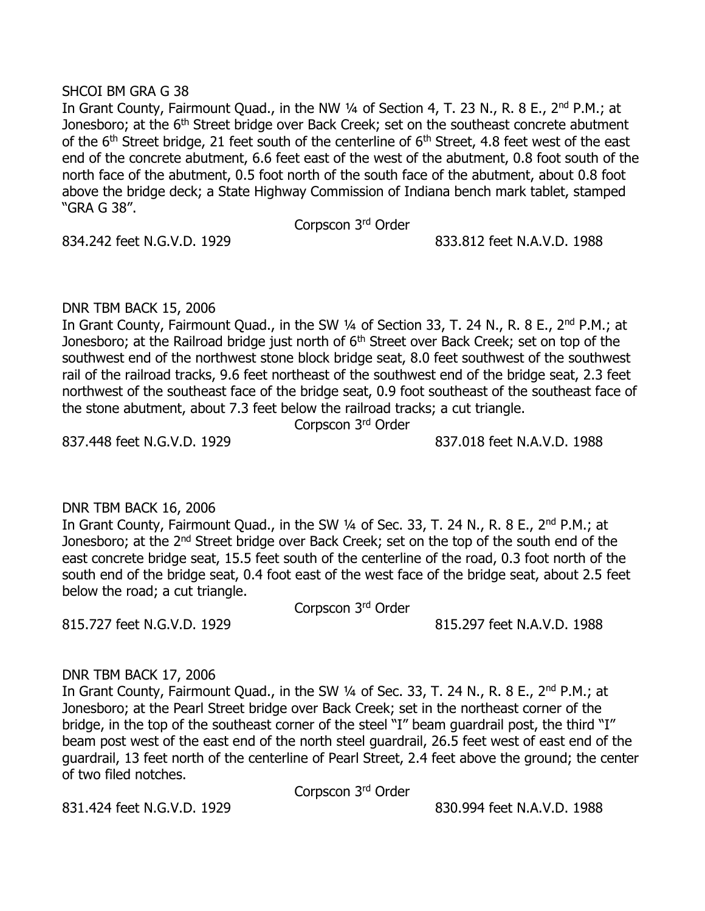SHCOI BM GRA G 38

In Grant County, Fairmount Quad., in the NW ¼ of Section 4, T. 23 N., R. 8 E., 2nd P.M.; at Jonesboro; at the 6th Street bridge over Back Creek; set on the southeast concrete abutment of the 6th Street bridge, 21 feet south of the centerline of 6th Street, 4.8 feet west of the east end of the concrete abutment, 6.6 feet east of the west of the abutment, 0.8 foot south of the north face of the abutment, 0.5 foot north of the south face of the abutment, about 0.8 foot above the bridge deck; a State Highway Commission of Indiana bench mark tablet, stamped "GRA G 38".

Corpscon 3rd Order

834.242 feet N.G.V.D. 1929 833.812 feet N.A.V.D. 1988

DNR TBM BACK 15, 2006

In Grant County, Fairmount Quad., in the SW ¼ of Section 33, T. 24 N., R. 8 E., 2nd P.M.; at Jonesboro; at the Railroad bridge just north of 6th Street over Back Creek; set on top of the southwest end of the northwest stone block bridge seat, 8.0 feet southwest of the southwest rail of the railroad tracks, 9.6 feet northeast of the southwest end of the bridge seat, 2.3 feet northwest of the southeast face of the bridge seat, 0.9 foot southeast of the southeast face of the stone abutment, about 7.3 feet below the railroad tracks; a cut triangle.

Corpscon 3rd Order

837.448 feet N.G.V.D. 1929 837.018 feet N.A.V.D. 1988

DNR TBM BACK 16, 2006

In Grant County, Fairmount Quad., in the SW ¼ of Sec. 33, T. 24 N., R. 8 E., 2nd P.M.; at Jonesboro; at the 2nd Street bridge over Back Creek; set on the top of the south end of the east concrete bridge seat, 15.5 feet south of the centerline of the road, 0.3 foot north of the south end of the bridge seat, 0.4 foot east of the west face of the bridge seat, about 2.5 feet below the road; a cut triangle.

Corpscon 3rd Order

815.727 feet N.G.V.D. 1929 815.297 feet N.A.V.D. 1988

DNR TBM BACK 17, 2006

In Grant County, Fairmount Quad., in the SW ¼ of Sec. 33, T. 24 N., R. 8 E., 2nd P.M.; at Jonesboro; at the Pearl Street bridge over Back Creek; set in the northeast corner of the bridge, in the top of the southeast corner of the steel "I" beam guardrail post, the third "I" beam post west of the east end of the north steel guardrail, 26.5 feet west of east end of the guardrail, 13 feet north of the centerline of Pearl Street, 2.4 feet above the ground; the center of two filed notches.

Corpscon 3rd Order

831.424 feet N.G.V.D. 1929 830.994 feet N.A.V.D. 1988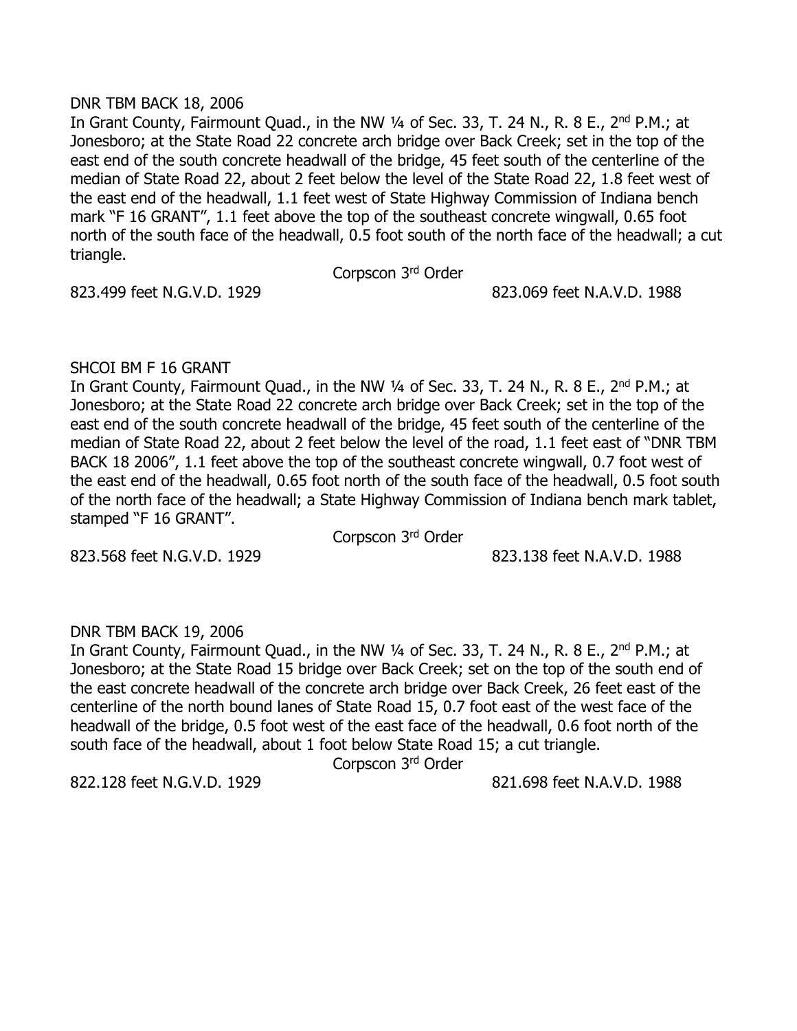DNR TBM BACK 18, 2006

In Grant County, Fairmount Quad., in the NW ¼ of Sec. 33, T. 24 N., R. 8 E., 2nd P.M.; at Jonesboro; at the State Road 22 concrete arch bridge over Back Creek; set in the top of the east end of the south concrete headwall of the bridge, 45 feet south of the centerline of the median of State Road 22, about 2 feet below the level of the State Road 22, 1.8 feet west of the east end of the headwall, 1.1 feet west of State Highway Commission of Indiana bench mark "F 16 GRANT", 1.1 feet above the top of the southeast concrete wingwall, 0.65 foot north of the south face of the headwall, 0.5 foot south of the north face of the headwall; a cut triangle.

Corpscon 3rd Order

823.499 feet N.G.V.D. 1929 823.069 feet N.A.V.D. 1988

SHCOI BM F 16 GRANT

In Grant County, Fairmount Quad., in the NW ¼ of Sec. 33, T. 24 N., R. 8 E., 2nd P.M.; at Jonesboro; at the State Road 22 concrete arch bridge over Back Creek; set in the top of the east end of the south concrete headwall of the bridge, 45 feet south of the centerline of the median of State Road 22, about 2 feet below the level of the road, 1.1 feet east of "DNR TBM BACK 18 2006", 1.1 feet above the top of the southeast concrete wingwall, 0.7 foot west of the east end of the headwall, 0.65 foot north of the south face of the headwall, 0.5 foot south of the north face of the headwall; a State Highway Commission of Indiana bench mark tablet, stamped "F 16 GRANT".

Corpscon 3rd Order

823.568 feet N.G.V.D. 1929 823.138 feet N.A.V.D. 1988

DNR TBM BACK 19, 2006

In Grant County, Fairmount Quad., in the NW ¼ of Sec. 33, T. 24 N., R. 8 E., 2nd P.M.; at Jonesboro; at the State Road 15 bridge over Back Creek; set on the top of the south end of the east concrete headwall of the concrete arch bridge over Back Creek, 26 feet east of the centerline of the north bound lanes of State Road 15, 0.7 foot east of the west face of the headwall of the bridge, 0.5 foot west of the east face of the headwall, 0.6 foot north of the south face of the headwall, about 1 foot below State Road 15; a cut triangle.

Corpscon 3rd Order

822.128 feet N.G.V.D. 1929 821.698 feet N.A.V.D. 1988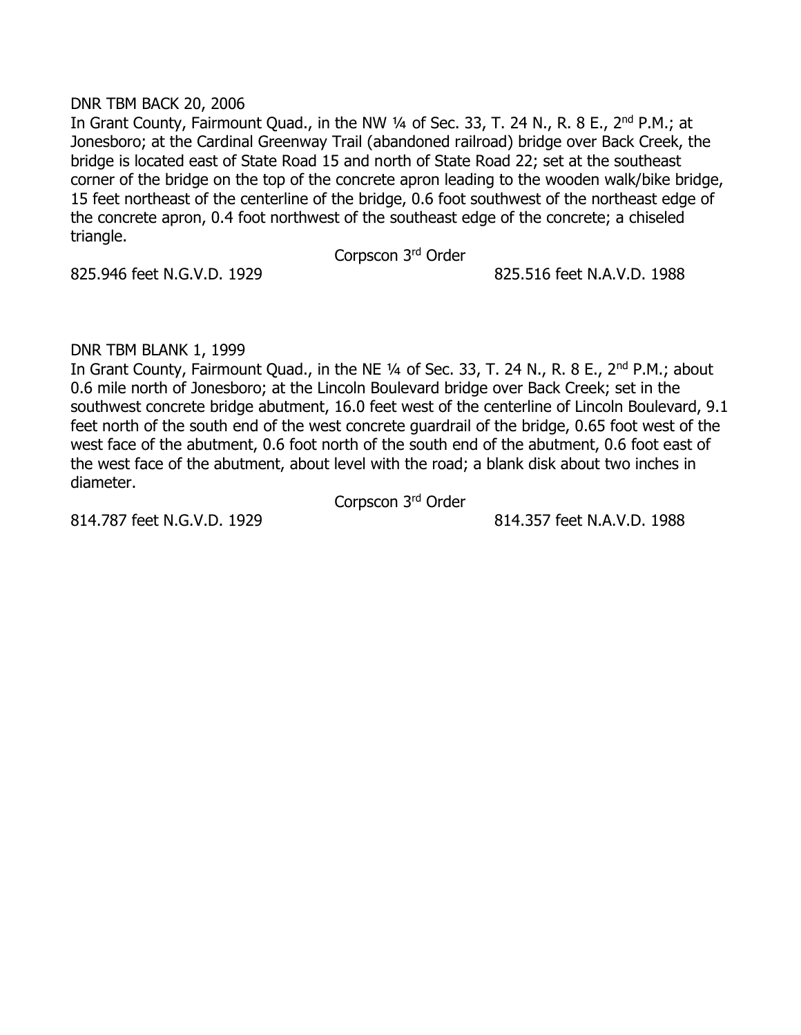DNR TBM BACK 20, 2006

In Grant County, Fairmount Quad., in the NW ¼ of Sec. 33, T. 24 N., R. 8 E., 2nd P.M.; at Jonesboro; at the Cardinal Greenway Trail (abandoned railroad) bridge over Back Creek, the bridge is located east of State Road 15 and north of State Road 22; set at the southeast corner of the bridge on the top of the concrete apron leading to the wooden walk/bike bridge, 15 feet northeast of the centerline of the bridge, 0.6 foot southwest of the northeast edge of the concrete apron, 0.4 foot northwest of the southeast edge of the concrete; a chiseled triangle.

Corpscon 3rd Order

825.946 feet N.G.V.D. 1929 825.516 feet N.A.V.D. 1988

DNR TBM BLANK 1, 1999

In Grant County, Fairmount Quad., in the NE ¼ of Sec. 33, T. 24 N., R. 8 E., 2nd P.M.; about 0.6 mile north of Jonesboro; at the Lincoln Boulevard bridge over Back Creek; set in the southwest concrete bridge abutment, 16.0 feet west of the centerline of Lincoln Boulevard, 9.1 feet north of the south end of the west concrete guardrail of the bridge, 0.65 foot west of the west face of the abutment, 0.6 foot north of the south end of the abutment, 0.6 foot east of the west face of the abutment, about level with the road; a blank disk about two inches in diameter.

Corpscon 3rd Order

814.787 feet N.G.V.D. 1929 814.357 feet N.A.V.D. 1988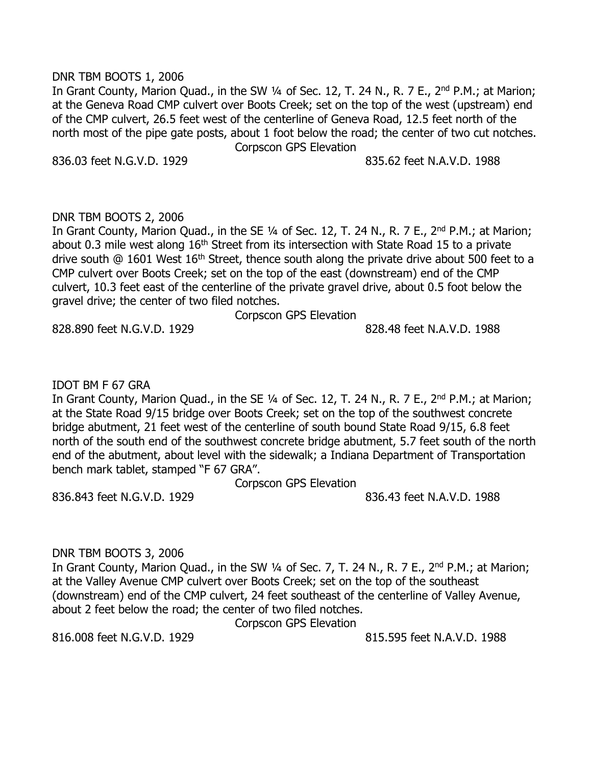DNR TBM BOOTS 1, 2006

In Grant County, Marion Quad., in the SW ¼ of Sec. 12, T. 24 N., R. 7 E., 2nd P.M.; at Marion; at the Geneva Road CMP culvert over Boots Creek; set on the top of the west (upstream) end of the CMP culvert, 26.5 feet west of the centerline of Geneva Road, 12.5 feet north of the north most of the pipe gate posts, about 1 foot below the road; the center of two cut notches.

Corpscon GPS Elevation

836.03 feet N.G.V.D. 1929 835.62 feet N.A.V.D. 1988

DNR TBM BOOTS 2, 2006

In Grant County, Marion Quad., in the SE ¼ of Sec. 12, T. 24 N., R. 7 E., 2nd P.M.; at Marion; about 0.3 mile west along 16th Street from its intersection with State Road 15 to a private drive south @ 1601 West 16th Street, thence south along the private drive about 500 feet to a CMP culvert over Boots Creek; set on the top of the east (downstream) end of the CMP culvert, 10.3 feet east of the centerline of the private gravel drive, about 0.5 foot below the gravel drive; the center of two filed notches.

Corpscon GPS Elevation

828.890 feet N.G.V.D. 1929 828.48 feet N.A.V.D. 1988

IDOT BM F 67 GRA

In Grant County, Marion Quad., in the SE ¼ of Sec. 12, T. 24 N., R. 7 E., 2nd P.M.; at Marion; at the State Road 9/15 bridge over Boots Creek; set on the top of the southwest concrete bridge abutment, 21 feet west of the centerline of south bound State Road 9/15, 6.8 feet north of the south end of the southwest concrete bridge abutment, 5.7 feet south of the north end of the abutment, about level with the sidewalk; a Indiana Department of Transportation bench mark tablet, stamped "F 67 GRA".

Corpscon GPS Elevation

836.843 feet N.G.V.D. 1929 836.43 feet N.A.V.D. 1988

DNR TBM BOOTS 3, 2006

In Grant County, Marion Quad., in the SW ¼ of Sec. 7, T. 24 N., R. 7 E., 2nd P.M.; at Marion; at the Valley Avenue CMP culvert over Boots Creek; set on the top of the southeast (downstream) end of the CMP culvert, 24 feet southeast of the centerline of Valley Avenue, about 2 feet below the road; the center of two filed notches.

Corpscon GPS Elevation

816.008 feet N.G.V.D. 1929 815.595 feet N.A.V.D. 1988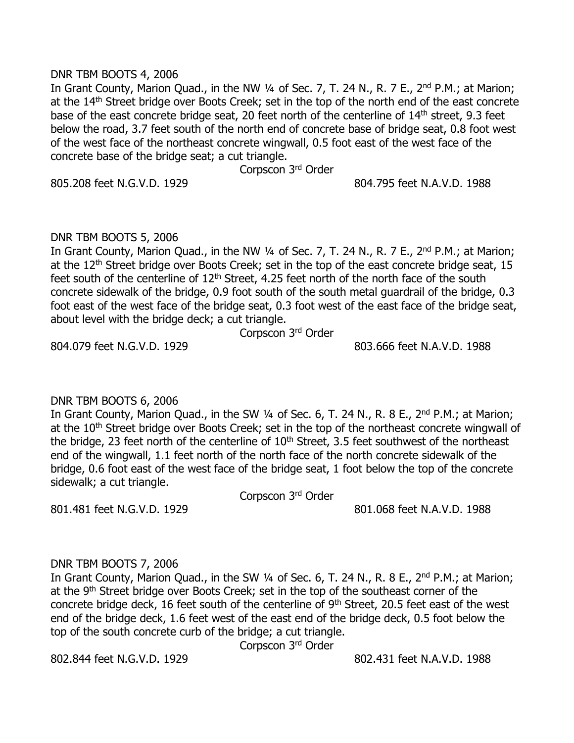DNR TBM BOOTS 4, 2006

In Grant County, Marion Quad., in the NW ¼ of Sec. 7, T. 24 N., R. 7 E., 2nd P.M.; at Marion; at the 14th Street bridge over Boots Creek; set in the top of the north end of the east concrete base of the east concrete bridge seat, 20 feet north of the centerline of 14th street, 9.3 feet below the road, 3.7 feet south of the north end of concrete base of bridge seat, 0.8 foot west of the west face of the northeast concrete wingwall, 0.5 foot east of the west face of the concrete base of the bridge seat; a cut triangle.

Corpscon 3rd Order

805.208 feet N.G.V.D. 1929 804.795 feet N.A.V.D. 1988

DNR TBM BOOTS 5, 2006

In Grant County, Marion Quad., in the NW ¼ of Sec. 7, T. 24 N., R. 7 E., 2nd P.M.; at Marion; at the 12th Street bridge over Boots Creek; set in the top of the east concrete bridge seat, 15 feet south of the centerline of 12th Street, 4.25 feet north of the north face of the south concrete sidewalk of the bridge, 0.9 foot south of the south metal guardrail of the bridge, 0.3 foot east of the west face of the bridge seat, 0.3 foot west of the east face of the bridge seat, about level with the bridge deck; a cut triangle.

Corpscon 3rd Order

804.079 feet N.G.V.D. 1929 803.666 feet N.A.V.D. 1988

DNR TBM BOOTS 6, 2006

In Grant County, Marion Quad., in the SW ¼ of Sec. 6, T. 24 N., R. 8 E., 2nd P.M.; at Marion; at the 10th Street bridge over Boots Creek; set in the top of the northeast concrete wingwall of the bridge, 23 feet north of the centerline of 10th Street, 3.5 feet southwest of the northeast end of the wingwall, 1.1 feet north of the north face of the north concrete sidewalk of the bridge, 0.6 foot east of the west face of the bridge seat, 1 foot below the top of the concrete sidewalk; a cut triangle.

Corpscon 3rd Order

801.481 feet N.G.V.D. 1929 801.068 feet N.A.V.D. 1988

DNR TBM BOOTS 7, 2006

In Grant County, Marion Quad., in the SW ¼ of Sec. 6, T. 24 N., R. 8 E., 2nd P.M.; at Marion; at the 9th Street bridge over Boots Creek; set in the top of the southeast corner of the concrete bridge deck, 16 feet south of the centerline of 9th Street, 20.5 feet east of the west end of the bridge deck, 1.6 feet west of the east end of the bridge deck, 0.5 foot below the top of the south concrete curb of the bridge; a cut triangle.

Corpscon 3rd Order

802.844 feet N.G.V.D. 1929 802.431 feet N.A.V.D. 1988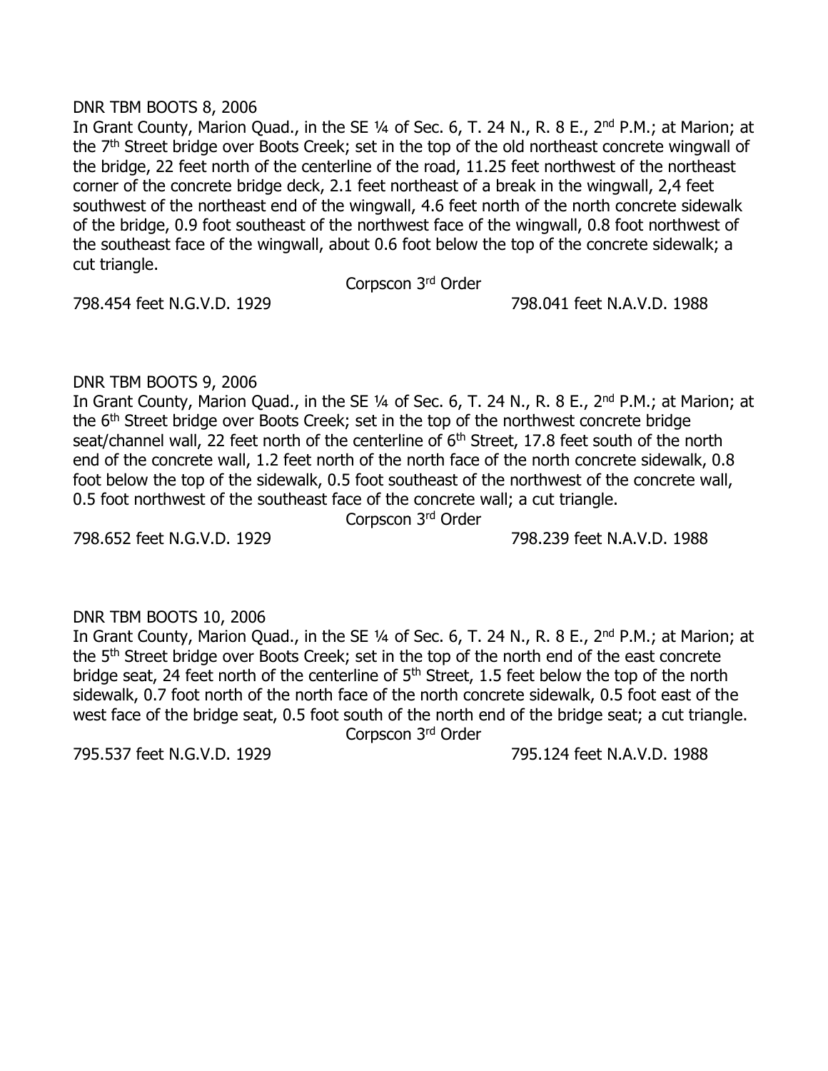DNR TBM BOOTS 8, 2006

In Grant County, Marion Quad., in the SE ¼ of Sec. 6, T. 24 N., R. 8 E., 2nd P.M.; at Marion; at the 7th Street bridge over Boots Creek; set in the top of the old northeast concrete wingwall of the bridge, 22 feet north of the centerline of the road, 11.25 feet northwest of the northeast corner of the concrete bridge deck, 2.1 feet northeast of a break in the wingwall, 2,4 feet southwest of the northeast end of the wingwall, 4.6 feet north of the north concrete sidewalk of the bridge, 0.9 foot southeast of the northwest face of the wingwall, 0.8 foot northwest of the southeast face of the wingwall, about 0.6 foot below the top of the concrete sidewalk; a cut triangle.

Corpscon 3rd Order

798.454 feet N.G.V.D. 1929 798.041 feet N.A.V.D. 1988

DNR TBM BOOTS 9, 2006

In Grant County, Marion Quad., in the SE ¼ of Sec. 6, T. 24 N., R. 8 E., 2nd P.M.; at Marion; at the 6th Street bridge over Boots Creek; set in the top of the northwest concrete bridge seat/channel wall, 22 feet north of the centerline of 6th Street, 17.8 feet south of the north end of the concrete wall, 1.2 feet north of the north face of the north concrete sidewalk, 0.8 foot below the top of the sidewalk, 0.5 foot southeast of the northwest of the concrete wall, 0.5 foot northwest of the southeast face of the concrete wall; a cut triangle.

Corpscon 3rd Order

798.652 feet N.G.V.D. 1929 798.239 feet N.A.V.D. 1988

DNR TBM BOOTS 10, 2006

In Grant County, Marion Quad., in the SE ¼ of Sec. 6, T. 24 N., R. 8 E., 2nd P.M.; at Marion; at the 5th Street bridge over Boots Creek; set in the top of the north end of the east concrete bridge seat, 24 feet north of the centerline of 5th Street, 1.5 feet below the top of the north sidewalk, 0.7 foot north of the north face of the north concrete sidewalk, 0.5 foot east of the west face of the bridge seat, 0.5 foot south of the north end of the bridge seat; a cut triangle.

Corpscon 3rd Order

795.537 feet N.G.V.D. 1929 795.124 feet N.A.V.D. 1988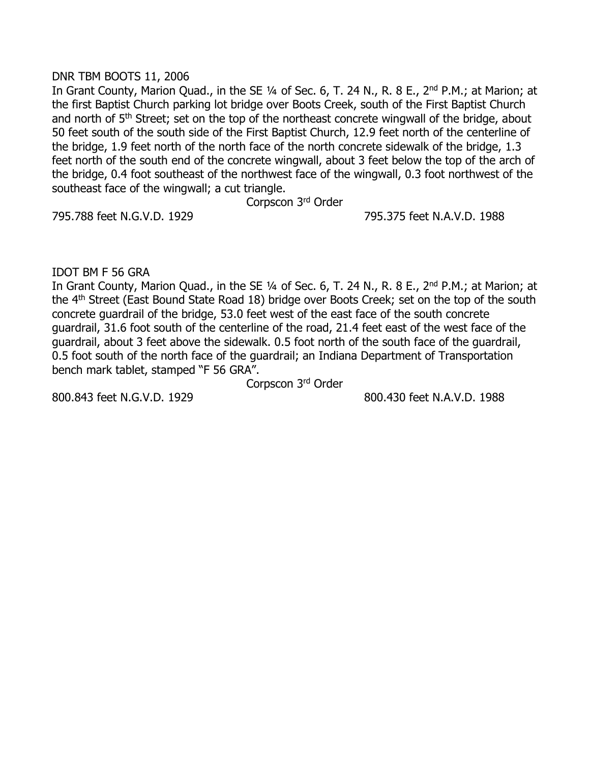DNR TBM BOOTS 11, 2006

In Grant County, Marion Quad., in the SE ¼ of Sec. 6, T. 24 N., R. 8 E., 2nd P.M.; at Marion; at the first Baptist Church parking lot bridge over Boots Creek, south of the First Baptist Church and north of 5th Street; set on the top of the northeast concrete wingwall of the bridge, about 50 feet south of the south side of the First Baptist Church, 12.9 feet north of the centerline of the bridge, 1.9 feet north of the north face of the north concrete sidewalk of the bridge, 1.3 feet north of the south end of the concrete wingwall, about 3 feet below the top of the arch of the bridge, 0.4 foot southeast of the northwest face of the wingwall, 0.3 foot northwest of the southeast face of the wingwall; a cut triangle.

Corpscon 3rd Order

795.788 feet N.G.V.D. 1929 795.375 feet N.A.V.D. 1988

IDOT BM F 56 GRA

In Grant County, Marion Quad., in the SE ¼ of Sec. 6, T. 24 N., R. 8 E., 2nd P.M.; at Marion; at the 4th Street (East Bound State Road 18) bridge over Boots Creek; set on the top of the south concrete guardrail of the bridge, 53.0 feet west of the east face of the south concrete guardrail, 31.6 foot south of the centerline of the road, 21.4 feet east of the west face of the guardrail, about 3 feet above the sidewalk. 0.5 foot north of the south face of the guardrail, 0.5 foot south of the north face of the guardrail; an Indiana Department of Transportation bench mark tablet, stamped "F 56 GRA".

Corpscon 3rd Order

800.843 feet N.G.V.D. 1929 800.430 feet N.A.V.D. 1988